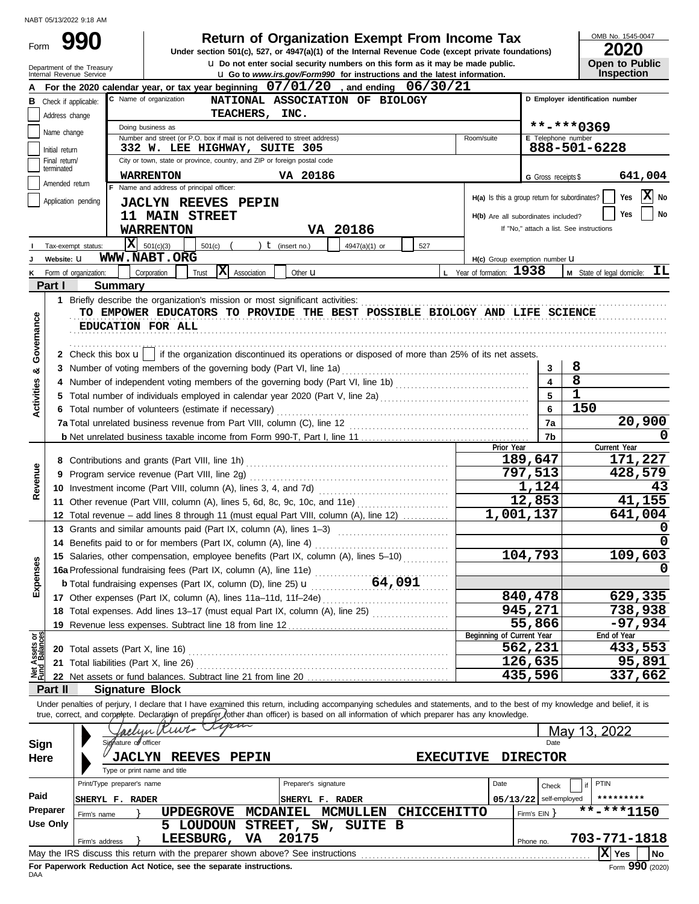NABT 05/13/2022 9:18 AM

# Form 990 — Return of Organization Exempt From Income Tax

**Under section 501(c), 527, or 4947(a)(1) of the Internal Revenue Code (except private foundations)**

u Do not enter social security numbers on this form as it may be made public.

u Go to *www.irs.gov/Form990* for instructions and the latest information.

Department of the Treasury
Internal Revenue Service

OMB No. 1545-0047

**2020**

**Open to Public Inspection**

**A** For the 2020 calendar year, or tax year beginning 07/01/20, and ending 06/30/21

**B** Check if applicable:
- Address change
- Name change
- Initial return
- Final return/terminated
- Amended return
- Application pending

**C** Name of organization: NATIONAL ASSOCIATION OF BIOLOGY TEACHERS, INC.

Doing business as

Number and street (or P.O. box if mail is not delivered to street address): 332 W. LEE HIGHWAY, SUITE 305 — Room/suite

City or town, state or province, country, and ZIP or foreign postal code: WARRENTON VA 20186

**D** Employer identification number: **-***0369

**E** Telephone number: 888-501-6228

**G** Gross receipts $ 641,004

**F** Name and address of principal officer:
JACLYN REEVES PEPIN
11 MAIN STREET
WARRENTON VA 20186

**H(a)** Is this a group return for subordinates? Yes [ ] No [X]

**H(b)** Are all subordinates included? Yes [ ] No [ ]
If "No," attach a list. See instructions

**I** Tax-exempt status: [X] 501(c)(3) [ ] 501(c) ( ) t (insert no.) [ ] 4947(a)(1) or [ ] 527

**J** Website: u WWW.NABT.ORG

**H(c)** Group exemption number u

**K** Form of organization: [ ] Corporation [ ] Trust [X] Association [ ] Other u

**L** Year of formation: 1938

**M** State of legal domicile: IL

## Part I — Summary

**Activities & Governance**

1 Briefly describe the organization's mission or most significant activities:
TO EMPOWER EDUCATORS TO PROVIDE THE BEST POSSIBLE BIOLOGY AND LIFE SCIENCE EDUCATION FOR ALL

2 Check this box u [ ] if the organization discontinued its operations or disposed of more than 25% of its net assets.

| | | Line | Value |
|---|---|---|---|
| 3 | Number of voting members of the governing body (Part VI, line 1a) | 3 | 8 |
| 4 | Number of independent voting members of the governing body (Part VI, line 1b) | 4 | 8 |
| 5 | Total number of individuals employed in calendar year 2020 (Part V, line 2a) | 5 | 1 |
| 6 | Total number of volunteers (estimate if necessary) | 6 | 150 |
| 7a | Total unrelated business revenue from Part VIII, column (C), line 12 | 7a | 20,900 |
| b | Net unrelated business taxable income from Form 990-T, Part I, line 11 | 7b | 0 |

| | | Prior Year | Current Year |
|---|---|---|---|
| **Revenue** | | | |
| 8 | Contributions and grants (Part VIII, line 1h) | 189,647 | 171,227 |
| 9 | Program service revenue (Part VIII, line 2g) | 797,513 | 428,579 |
| 10 | Investment income (Part VIII, column (A), lines 3, 4, and 7d) | 1,124 | 43 |
| 11 | Other revenue (Part VIII, column (A), lines 5, 6d, 8c, 9c, 10c, and 11e) | 12,853 | 41,155 |
| 12 | Total revenue – add lines 8 through 11 (must equal Part VIII, column (A), line 12) | 1,001,137 | 641,004 |
| **Expenses** | | | |
| 13 | Grants and similar amounts paid (Part IX, column (A), lines 1–3) | | 0 |
| 14 | Benefits paid to or for members (Part IX, column (A), line 4) | | 0 |
| 15 | Salaries, other compensation, employee benefits (Part IX, column (A), lines 5–10) | 104,793 | 109,603 |
| 16a | Professional fundraising fees (Part IX, column (A), line 11e) | | 0 |
| b | Total fundraising expenses (Part IX, column (D), line 25) u 64,091 | | |
| 17 | Other expenses (Part IX, column (A), lines 11a–11d, 11f–24e) | 840,478 | 629,335 |
| 18 | Total expenses. Add lines 13–17 (must equal Part IX, column (A), line 25) | 945,271 | 738,938 |
| 19 | Revenue less expenses. Subtract line 18 from line 12 | 55,866 | -97,934 |
| **Net Assets or Fund Balances** | | **Beginning of Current Year** | **End of Year** |
| 20 | Total assets (Part X, line 16) | 562,231 | 433,553 |
| 21 | Total liabilities (Part X, line 26) | 126,635 | 95,891 |
| 22 | Net assets or fund balances. Subtract line 21 from line 20 | 435,596 | 337,662 |

## Part II — Signature Block

Under penalties of perjury, I declare that I have examined this return, including accompanying schedules and statements, and to the best of my knowledge and belief, it is true, correct, and complete. Declaration of preparer (other than officer) is based on all information of which preparer has any knowledge.

**Sign Here**

Signature of officer: Jaclyn Reeves Pepin — Date: May 13, 2022

JACLYN REEVES PEPIN — EXECUTIVE DIRECTOR
Type or print name and title

**Paid Preparer Use Only**

| Print/Type preparer's name | Preparer's signature | Date | Check [ ] if self-employed | PTIN |
|---|---|---|---|---|
| SHERYL F. RADER | SHERYL F. RADER | 05/13/22 | | ********* |

Firm's name } UPDEGROVE MCDANIEL MCMULLEN CHICCEHITTO — Firm's EIN } **-***1150

Firm's address } 5 LOUDOUN STREET, SW, SUITE B LEESBURG, VA 20175 — Phone no. 703-771-1818

May the IRS discuss this return with the preparer shown above? See instructions [X] Yes [ ] No

**For Paperwork Reduction Act Notice, see the separate instructions.**

DAA — Form **990** (2020)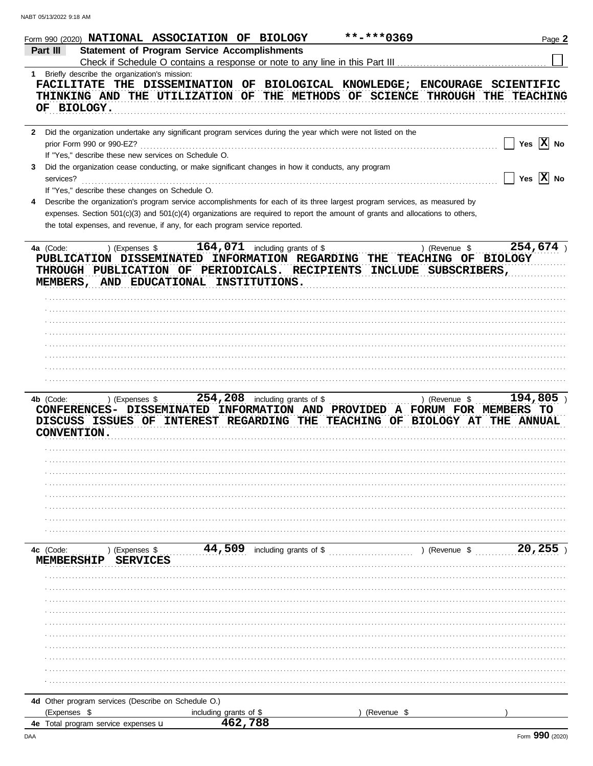NABT 05/13/2022 9:18 AM

Form 990 (2020) **NATIONAL ASSOCIATION OF BIOLOGY** **-***0369

## Part III Statement of Program Service Accomplishments

Check if Schedule O contains a response or note to any line in this Part III ☐

**1** Briefly describe the organization's mission:

FACILITATE THE DISSEMINATION OF BIOLOGICAL KNOWLEDGE; ENCOURAGE SCIENTIFIC THINKING AND THE UTILIZATION OF THE METHODS OF SCIENCE THROUGH THE TEACHING OF BIOLOGY.

**2** Did the organization undertake any significant program services during the year which were not listed on the prior Form 990 or 990-EZ? ☐ Yes ☒ No

If "Yes," describe these new services on Schedule O.

**3** Did the organization cease conducting, or make significant changes in how it conducts, any program services? ☐ Yes ☒ No

If "Yes," describe these changes on Schedule O.

**4** Describe the organization's program service accomplishments for each of its three largest program services, as measured by expenses. Section 501(c)(3) and 501(c)(4) organizations are required to report the amount of grants and allocations to others, the total expenses, and revenue, if any, for each program service reported.

**4a** (Code: ) (Expenses $ 164,071 including grants of $ ) (Revenue $ 254,674 )

PUBLICATION DISSEMINATED INFORMATION REGARDING THE TEACHING OF BIOLOGY THROUGH PUBLICATION OF PERIODICALS. RECIPIENTS INCLUDE SUBSCRIBERS, MEMBERS, AND EDUCATIONAL INSTITUTIONS.

**4b** (Code: ) (Expenses $ 254,208 including grants of $ ) (Revenue $ 194,805 )

CONFERENCES- DISSEMINATED INFORMATION AND PROVIDED A FORUM FOR MEMBERS TO DISCUSS ISSUES OF INTEREST REGARDING THE TEACHING OF BIOLOGY AT THE ANNUAL CONVENTION.

**4c** (Code: ) (Expenses $ 44,509 including grants of $ ) (Revenue $ 20,255 )

MEMBERSHIP SERVICES

**4d** Other program services (Describe on Schedule O.)

(Expenses $ including grants of $ ) (Revenue $ )

**4e** Total program service expenses ▶ 462,788

DAA Form **990** (2020)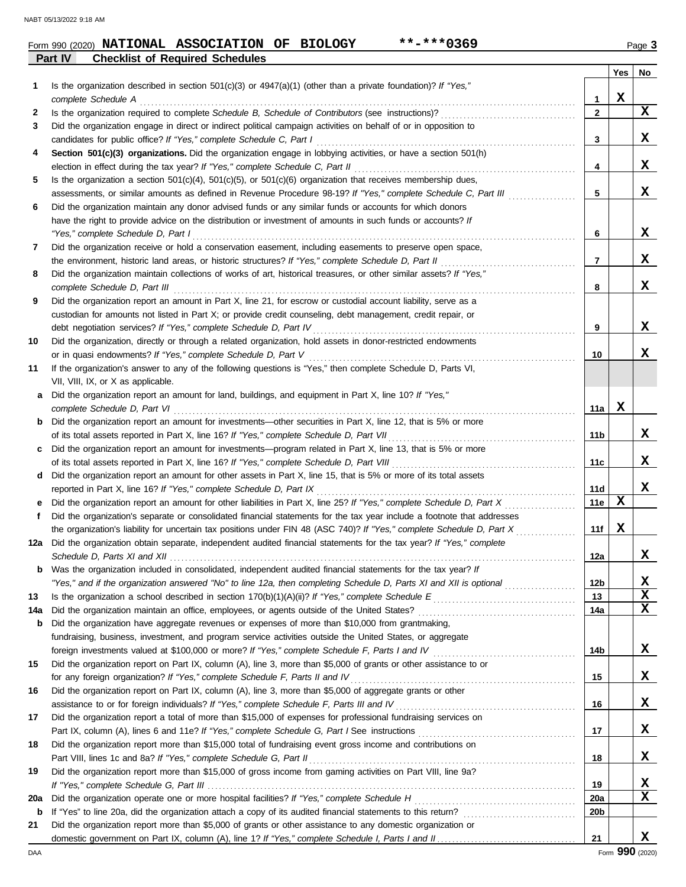Form 990 (2020) **NATIONAL ASSOCIATION OF BIOLOGY** **-***0369

## Part IV Checklist of Required Schedules

| | | | Yes | No |
|---|---|---|---|---|
| 1 | Is the organization described in section 501(c)(3) or 4947(a)(1) (other than a private foundation)? *If "Yes," complete Schedule A* | 1 | X | |
| 2 | Is the organization required to complete *Schedule B, Schedule of Contributors* (see instructions)? | 2 | | X |
| 3 | Did the organization engage in direct or indirect political campaign activities on behalf of or in opposition to candidates for public office? *If "Yes," complete Schedule C, Part I* | 3 | | X |
| 4 | **Section 501(c)(3) organizations.** Did the organization engage in lobbying activities, or have a section 501(h) election in effect during the tax year? *If "Yes," complete Schedule C, Part II* | 4 | | X |
| 5 | Is the organization a section 501(c)(4), 501(c)(5), or 501(c)(6) organization that receives membership dues, assessments, or similar amounts as defined in Revenue Procedure 98-19? *If "Yes," complete Schedule C, Part III* | 5 | | X |
| 6 | Did the organization maintain any donor advised funds or any similar funds or accounts for which donors have the right to provide advice on the distribution or investment of amounts in such funds or accounts? *If "Yes," complete Schedule D, Part I* | 6 | | X |
| 7 | Did the organization receive or hold a conservation easement, including easements to preserve open space, the environment, historic land areas, or historic structures? *If "Yes," complete Schedule D, Part II* | 7 | | X |
| 8 | Did the organization maintain collections of works of art, historical treasures, or other similar assets? *If "Yes," complete Schedule D, Part III* | 8 | | X |
| 9 | Did the organization report an amount in Part X, line 21, for escrow or custodial account liability, serve as a custodian for amounts not listed in Part X; or provide credit counseling, debt management, credit repair, or debt negotiation services? *If "Yes," complete Schedule D, Part IV* | 9 | | X |
| 10 | Did the organization, directly or through a related organization, hold assets in donor-restricted endowments or in quasi endowments? *If "Yes," complete Schedule D, Part V* | 10 | | X |
| 11 | If the organization's answer to any of the following questions is "Yes," then complete Schedule D, Parts VI, VII, VIII, IX, or X as applicable. | | | |
| a | Did the organization report an amount for land, buildings, and equipment in Part X, line 10? *If "Yes," complete Schedule D, Part VI* | 11a | X | |
| b | Did the organization report an amount for investments—other securities in Part X, line 12, that is 5% or more of its total assets reported in Part X, line 16? *If "Yes," complete Schedule D, Part VII* | 11b | | X |
| c | Did the organization report an amount for investments—program related in Part X, line 13, that is 5% or more of its total assets reported in Part X, line 16? *If "Yes," complete Schedule D, Part VIII* | 11c | | X |
| d | Did the organization report an amount for other assets in Part X, line 15, that is 5% or more of its total assets reported in Part X, line 16? *If "Yes," complete Schedule D, Part IX* | 11d | | X |
| e | Did the organization report an amount for other liabilities in Part X, line 25? *If "Yes," complete Schedule D, Part X* | 11e | X | |
| f | Did the organization's separate or consolidated financial statements for the tax year include a footnote that addresses the organization's liability for uncertain tax positions under FIN 48 (ASC 740)? *If "Yes," complete Schedule D, Part X* | 11f | X | |
| 12a | Did the organization obtain separate, independent audited financial statements for the tax year? *If "Yes," complete Schedule D, Parts XI and XII* | 12a | | X |
| b | Was the organization included in consolidated, independent audited financial statements for the tax year? *If "Yes," and if the organization answered "No" to line 12a, then completing Schedule D, Parts XI and XII is optional* | 12b | | X |
| 13 | Is the organization a school described in section 170(b)(1)(A)(ii)? *If "Yes," complete Schedule E* | 13 | | X |
| 14a | Did the organization maintain an office, employees, or agents outside of the United States? | 14a | | X |
| b | Did the organization have aggregate revenues or expenses of more than $10,000 from grantmaking, fundraising, business, investment, and program service activities outside the United States, or aggregate foreign investments valued at $100,000 or more? *If "Yes," complete Schedule F, Parts I and IV* | 14b | | X |
| 15 | Did the organization report on Part IX, column (A), line 3, more than $5,000 of grants or other assistance to or for any foreign organization? *If "Yes," complete Schedule F, Parts II and IV* | 15 | | X |
| 16 | Did the organization report on Part IX, column (A), line 3, more than $5,000 of aggregate grants or other assistance to or for foreign individuals? *If "Yes," complete Schedule F, Parts III and IV* | 16 | | X |
| 17 | Did the organization report a total of more than $15,000 of expenses for professional fundraising services on Part IX, column (A), lines 6 and 11e? *If "Yes," complete Schedule G, Part I* See instructions | 17 | | X |
| 18 | Did the organization report more than $15,000 total of fundraising event gross income and contributions on Part VIII, lines 1c and 8a? *If "Yes," complete Schedule G, Part II* | 18 | | X |
| 19 | Did the organization report more than $15,000 of gross income from gaming activities on Part VIII, line 9a? *If "Yes," complete Schedule G, Part III* | 19 | | X |
| 20a | Did the organization operate one or more hospital facilities? *If "Yes," complete Schedule H* | 20a | | X |
| b | If "Yes" to line 20a, did the organization attach a copy of its audited financial statements to this return? | 20b | | |
| 21 | Did the organization report more than $5,000 of grants or other assistance to any domestic organization or domestic government on Part IX, column (A), line 1? *If "Yes," complete Schedule I, Parts I and II* | 21 | | X |

Form **990** (2020)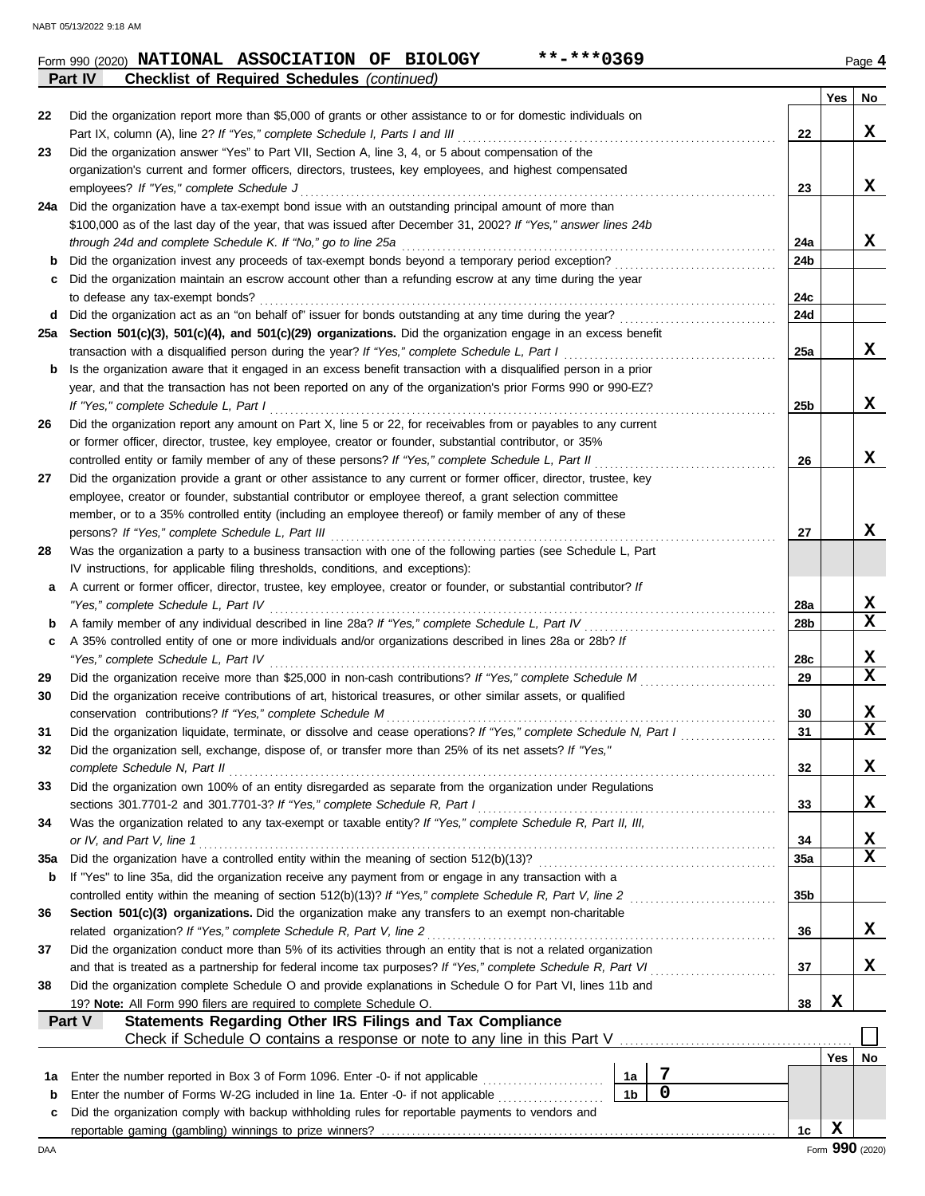Form 990 (2020) **NATIONAL ASSOCIATION OF BIOLOGY** **-***0369 Page 4

**Part IV — Checklist of Required Schedules** *(continued)*

| | | | Yes | No |
|---|---|---|---|---|
| 22 | Did the organization report more than $5,000 of grants or other assistance to or for domestic individuals on Part IX, column (A), line 2? *If "Yes," complete Schedule I, Parts I and III* | 22 | | X |
| 23 | Did the organization answer "Yes" to Part VII, Section A, line 3, 4, or 5 about compensation of the organization's current and former officers, directors, trustees, key employees, and highest compensated employees? *If "Yes," complete Schedule J* | 23 | | X |
| 24a | Did the organization have a tax-exempt bond issue with an outstanding principal amount of more than $100,000 as of the last day of the year, that was issued after December 31, 2002? *If "Yes," answer lines 24b through 24d and complete Schedule K. If "No," go to line 25a* | 24a | | X |
| b | Did the organization invest any proceeds of tax-exempt bonds beyond a temporary period exception? | 24b | | |
| c | Did the organization maintain an escrow account other than a refunding escrow at any time during the year to defease any tax-exempt bonds? | 24c | | |
| d | Did the organization act as an "on behalf of" issuer for bonds outstanding at any time during the year? | 24d | | |
| 25a | **Section 501(c)(3), 501(c)(4), and 501(c)(29) organizations.** Did the organization engage in an excess benefit transaction with a disqualified person during the year? *If "Yes," complete Schedule L, Part I* | 25a | | X |
| b | Is the organization aware that it engaged in an excess benefit transaction with a disqualified person in a prior year, and that the transaction has not been reported on any of the organization's prior Forms 990 or 990-EZ? *If "Yes," complete Schedule L, Part I* | 25b | | X |
| 26 | Did the organization report any amount on Part X, line 5 or 22, for receivables from or payables to any current or former officer, director, trustee, key employee, creator or founder, substantial contributor, or 35% controlled entity or family member of any of these persons? *If "Yes," complete Schedule L, Part II* | 26 | | X |
| 27 | Did the organization provide a grant or other assistance to any current or former officer, director, trustee, key employee, creator or founder, substantial contributor or employee thereof, a grant selection committee member, or to a 35% controlled entity (including an employee thereof) or family member of any of these persons? *If "Yes," complete Schedule L, Part III* | 27 | | X |
| 28 | Was the organization a party to a business transaction with one of the following parties (see Schedule L, Part IV instructions, for applicable filing thresholds, conditions, and exceptions): | | | |
| a | A current or former officer, director, trustee, key employee, creator or founder, or substantial contributor? *If "Yes," complete Schedule L, Part IV* | 28a | | X |
| b | A family member of any individual described in line 28a? *If "Yes," complete Schedule L, Part IV* | 28b | | X |
| c | A 35% controlled entity of one or more individuals and/or organizations described in lines 28a or 28b? *If "Yes," complete Schedule L, Part IV* | 28c | | X |
| 29 | Did the organization receive more than $25,000 in non-cash contributions? *If "Yes," complete Schedule M* | 29 | | X |
| 30 | Did the organization receive contributions of art, historical treasures, or other similar assets, or qualified conservation contributions? *If "Yes," complete Schedule M* | 30 | | X |
| 31 | Did the organization liquidate, terminate, or dissolve and cease operations? *If "Yes," complete Schedule N, Part I* | 31 | | X |
| 32 | Did the organization sell, exchange, dispose of, or transfer more than 25% of its net assets? *If "Yes," complete Schedule N, Part II* | 32 | | X |
| 33 | Did the organization own 100% of an entity disregarded as separate from the organization under Regulations sections 301.7701-2 and 301.7701-3? *If "Yes," complete Schedule R, Part I* | 33 | | X |
| 34 | Was the organization related to any tax-exempt or taxable entity? *If "Yes," complete Schedule R, Part II, III, or IV, and Part V, line 1* | 34 | | X |
| 35a | Did the organization have a controlled entity within the meaning of section 512(b)(13)? | 35a | | X |
| b | If "Yes" to line 35a, did the organization receive any payment from or engage in any transaction with a controlled entity within the meaning of section 512(b)(13)? *If "Yes," complete Schedule R, Part V, line 2* | 35b | | |
| 36 | **Section 501(c)(3) organizations.** Did the organization make any transfers to an exempt non-charitable related organization? *If "Yes," complete Schedule R, Part V, line 2* | 36 | | X |
| 37 | Did the organization conduct more than 5% of its activities through an entity that is not a related organization and that is treated as a partnership for federal income tax purposes? *If "Yes," complete Schedule R, Part VI* | 37 | | X |
| 38 | Did the organization complete Schedule O and provide explanations in Schedule O for Part VI, lines 11b and 19? **Note:** All Form 990 filers are required to complete Schedule O. | 38 | X | |

**Part V — Statements Regarding Other IRS Filings and Tax Compliance**

Check if Schedule O contains a response or note to any line in this Part V ☐

| | | | | | Yes | No |
|---|---|---|---|---|---|---|
| 1a | Enter the number reported in Box 3 of Form 1096. Enter -0- if not applicable | 1a | 7 | | | |
| b | Enter the number of Forms W-2G included in line 1a. Enter -0- if not applicable | 1b | 0 | | | |
| c | Did the organization comply with backup withholding rules for reportable payments to vendors and reportable gaming (gambling) winnings to prize winners? | | | 1c | X | |

Form **990** (2020)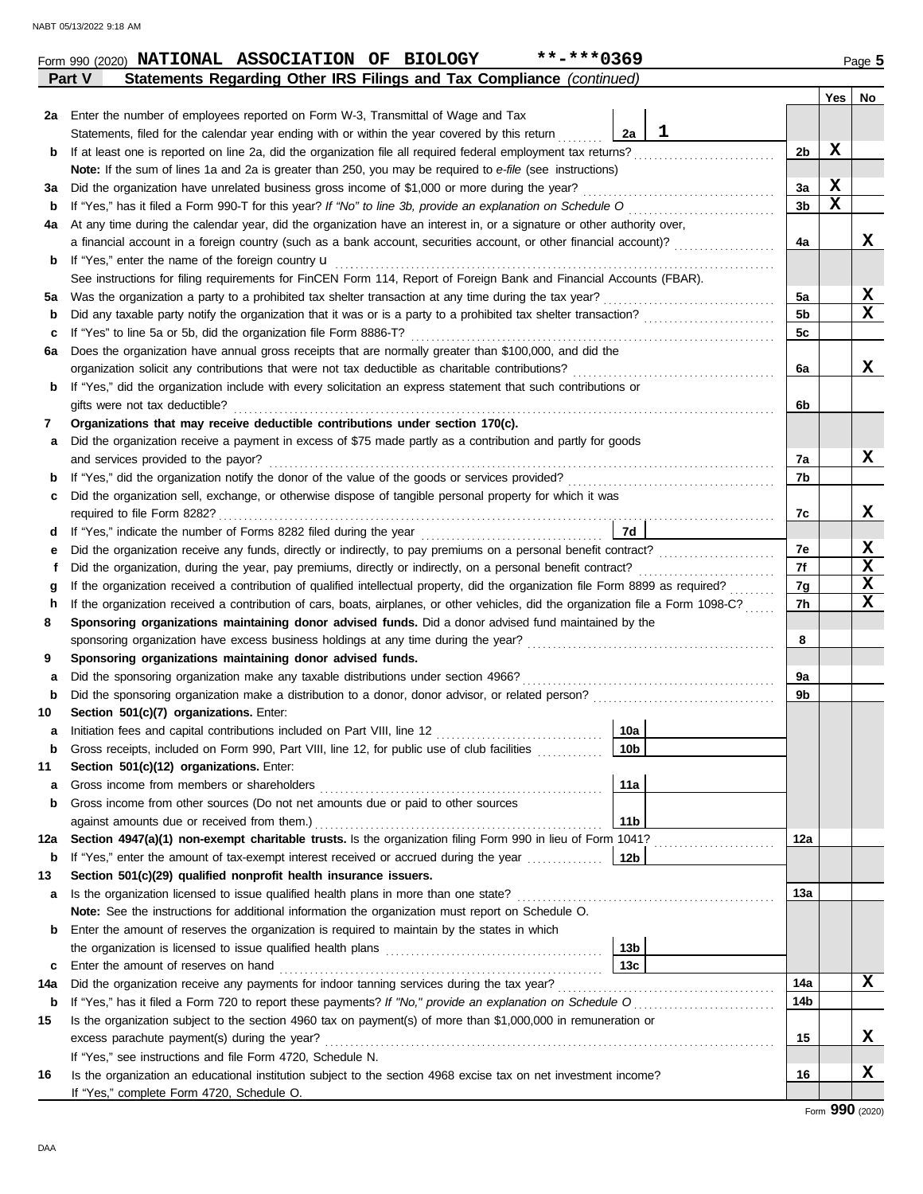Form 990 (2020) **NATIONAL ASSOCIATION OF BIOLOGY** **-***0369 Page **5**

**Part V — Statements Regarding Other IRS Filings and Tax Compliance** *(continued)*

| | | | | Yes | No |
|---|---|---|---|---|---|
| **2a** | Enter the number of employees reported on Form W-3, Transmittal of Wage and Tax Statements, filed for the calendar year ending with or within the year covered by this return | 2a: 1 | | | |
| **b** | If at least one is reported on line 2a, did the organization file all required federal employment tax returns? | | 2b | X | |
| | **Note:** If the sum of lines 1a and 2a is greater than 250, you may be required to *e-file* (see instructions) | | | | |
| **3a** | Did the organization have unrelated business gross income of $1,000 or more during the year? | | 3a | X | |
| **b** | If "Yes," has it filed a Form 990-T for this year? *If "No" to line 3b, provide an explanation on Schedule O* | | 3b | X | |
| **4a** | At any time during the calendar year, did the organization have an interest in, or a signature or other authority over, a financial account in a foreign country (such as a bank account, securities account, or other financial account)? | | 4a | | X |
| **b** | If "Yes," enter the name of the foreign country u | | | | |
| | See instructions for filing requirements for FinCEN Form 114, Report of Foreign Bank and Financial Accounts (FBAR). | | | | |
| **5a** | Was the organization a party to a prohibited tax shelter transaction at any time during the tax year? | | 5a | | X |
| **b** | Did any taxable party notify the organization that it was or is a party to a prohibited tax shelter transaction? | | 5b | | X |
| **c** | If "Yes" to line 5a or 5b, did the organization file Form 8886-T? | | 5c | | |
| **6a** | Does the organization have annual gross receipts that are normally greater than $100,000, and did the organization solicit any contributions that were not tax deductible as charitable contributions? | | 6a | | X |
| **b** | If "Yes," did the organization include with every solicitation an express statement that such contributions or gifts were not tax deductible? | | 6b | | |
| **7** | **Organizations that may receive deductible contributions under section 170(c).** | | | | |
| **a** | Did the organization receive a payment in excess of $75 made partly as a contribution and partly for goods and services provided to the payor? | | 7a | | X |
| **b** | If "Yes," did the organization notify the donor of the value of the goods or services provided? | | 7b | | |
| **c** | Did the organization sell, exchange, or otherwise dispose of tangible personal property for which it was required to file Form 8282? | | 7c | | X |
| **d** | If "Yes," indicate the number of Forms 8282 filed during the year | 7d | | | |
| **e** | Did the organization receive any funds, directly or indirectly, to pay premiums on a personal benefit contract? | | 7e | | X |
| **f** | Did the organization, during the year, pay premiums, directly or indirectly, on a personal benefit contract? | | 7f | | X |
| **g** | If the organization received a contribution of qualified intellectual property, did the organization file Form 8899 as required? | | 7g | | X |
| **h** | If the organization received a contribution of cars, boats, airplanes, or other vehicles, did the organization file a Form 1098-C? | | 7h | | X |
| **8** | **Sponsoring organizations maintaining donor advised funds.** Did a donor advised fund maintained by the sponsoring organization have excess business holdings at any time during the year? | | 8 | | |
| **9** | **Sponsoring organizations maintaining donor advised funds.** | | | | |
| **a** | Did the sponsoring organization make any taxable distributions under section 4966? | | 9a | | |
| **b** | Did the sponsoring organization make a distribution to a donor, donor advisor, or related person? | | 9b | | |
| **10** | **Section 501(c)(7) organizations.** Enter: | | | | |
| **a** | Initiation fees and capital contributions included on Part VIII, line 12 | 10a | | | |
| **b** | Gross receipts, included on Form 990, Part VIII, line 12, for public use of club facilities | 10b | | | |
| **11** | **Section 501(c)(12) organizations.** Enter: | | | | |
| **a** | Gross income from members or shareholders | 11a | | | |
| **b** | Gross income from other sources (Do not net amounts due or paid to other sources against amounts due or received from them.) | 11b | | | |
| **12a** | **Section 4947(a)(1) non-exempt charitable trusts.** Is the organization filing Form 990 in lieu of Form 1041? | | 12a | | |
| **b** | If "Yes," enter the amount of tax-exempt interest received or accrued during the year | 12b | | | |
| **13** | **Section 501(c)(29) qualified nonprofit health insurance issuers.** | | | | |
| **a** | Is the organization licensed to issue qualified health plans in more than one state? | | 13a | | |
| | **Note:** See the instructions for additional information the organization must report on Schedule O. | | | | |
| **b** | Enter the amount of reserves the organization is required to maintain by the states in which the organization is licensed to issue qualified health plans | 13b | | | |
| **c** | Enter the amount of reserves on hand | 13c | | | |
| **14a** | Did the organization receive any payments for indoor tanning services during the tax year? | | 14a | | X |
| **b** | If "Yes," has it filed a Form 720 to report these payments? *If "No," provide an explanation on Schedule O* | | 14b | | |
| **15** | Is the organization subject to the section 4960 tax on payment(s) of more than $1,000,000 in remuneration or excess parachute payment(s) during the year? | | 15 | | X |
| | If "Yes," see instructions and file Form 4720, Schedule N. | | | | |
| **16** | Is the organization an educational institution subject to the section 4968 excise tax on net investment income? | | 16 | | X |
| | If "Yes," complete Form 4720, Schedule O. | | | | |

Form **990** (2020)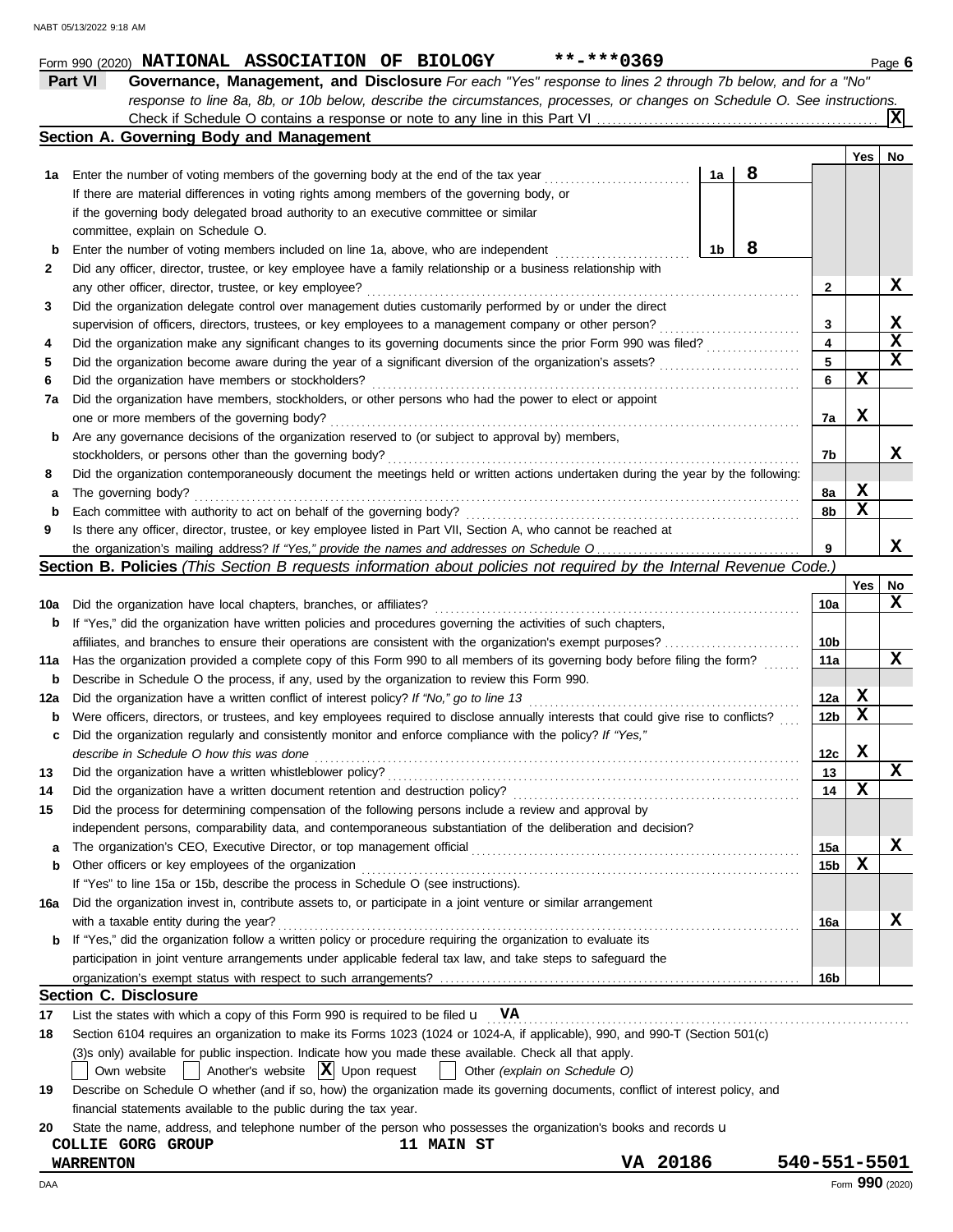Form 990 (2020) **NATIONAL ASSOCIATION OF BIOLOGY** **-***0369 Page **6**

## Part VI Governance, Management, and Disclosure

*For each "Yes" response to lines 2 through 7b below, and for a "No" response to line 8a, 8b, or 10b below, describe the circumstances, processes, or changes on Schedule O. See instructions.*

Check if Schedule O contains a response or note to any line in this Part VI . . . . . [X]

### Section A. Governing Body and Management

| | | | | Yes | No |
|---|---|---|---|---|---|
| 1a | Enter the number of voting members of the governing body at the end of the tax year | 1a | 8 | | |
| | If there are material differences in voting rights among members of the governing body, or if the governing body delegated broad authority to an executive committee or similar committee, explain on Schedule O. | | | | |
| b | Enter the number of voting members included on line 1a, above, who are independent | 1b | 8 | | |
| 2 | Did any officer, director, trustee, or key employee have a family relationship or a business relationship with any other officer, director, trustee, or key employee? | 2 | | | X |
| 3 | Did the organization delegate control over management duties customarily performed by or under the direct supervision of officers, directors, trustees, or key employees to a management company or other person? | 3 | | | X |
| 4 | Did the organization make any significant changes to its governing documents since the prior Form 990 was filed? | 4 | | | X |
| 5 | Did the organization become aware during the year of a significant diversion of the organization's assets? | 5 | | | X |
| 6 | Did the organization have members or stockholders? | 6 | | X | |
| 7a | Did the organization have members, stockholders, or other persons who had the power to elect or appoint one or more members of the governing body? | 7a | | X | |
| b | Are any governance decisions of the organization reserved to (or subject to approval by) members, stockholders, or persons other than the governing body? | 7b | | | X |
| 8 | Did the organization contemporaneously document the meetings held or written actions undertaken during the year by the following: | | | | |
| a | The governing body? | 8a | | X | |
| b | Each committee with authority to act on behalf of the governing body? | 8b | | X | |
| 9 | Is there any officer, director, trustee, or key employee listed in Part VII, Section A, who cannot be reached at the organization's mailing address? *If "Yes," provide the names and addresses on Schedule O* | 9 | | | X |

### Section B. Policies *(This Section B requests information about policies not required by the Internal Revenue Code.)*

| | | | Yes | No |
|---|---|---|---|---|
| 10a | Did the organization have local chapters, branches, or affiliates? | 10a | | X |
| b | If "Yes," did the organization have written policies and procedures governing the activities of such chapters, affiliates, and branches to ensure their operations are consistent with the organization's exempt purposes? | 10b | | |
| 11a | Has the organization provided a complete copy of this Form 990 to all members of its governing body before filing the form? | 11a | | X |
| b | Describe in Schedule O the process, if any, used by the organization to review this Form 990. | | | |
| 12a | Did the organization have a written conflict of interest policy? *If "No," go to line 13* | 12a | X | |
| b | Were officers, directors, or trustees, and key employees required to disclose annually interests that could give rise to conflicts? | 12b | X | |
| c | Did the organization regularly and consistently monitor and enforce compliance with the policy? *If "Yes," describe in Schedule O how this was done* | 12c | X | |
| 13 | Did the organization have a written whistleblower policy? | 13 | | X |
| 14 | Did the organization have a written document retention and destruction policy? | 14 | X | |
| 15 | Did the process for determining compensation of the following persons include a review and approval by independent persons, comparability data, and contemporaneous substantiation of the deliberation and decision? | | | |
| a | The organization's CEO, Executive Director, or top management official | 15a | | X |
| b | Other officers or key employees of the organization | 15b | X | |
| | If "Yes" to line 15a or 15b, describe the process in Schedule O (see instructions). | | | |
| 16a | Did the organization invest in, contribute assets to, or participate in a joint venture or similar arrangement with a taxable entity during the year? | 16a | | X |
| b | If "Yes," did the organization follow a written policy or procedure requiring the organization to evaluate its participation in joint venture arrangements under applicable federal tax law, and take steps to safeguard the organization's exempt status with respect to such arrangements? | 16b | | |

### Section C. Disclosure

17 List the states with which a copy of this Form 990 is required to be filed u **VA**

18 Section 6104 requires an organization to make its Forms 1023 (1024 or 1024-A, if applicable), 990, and 990-T (Section 501(c)(3)s only) available for public inspection. Indicate how you made these available. Check all that apply.

[ ] Own website [ ] Another's website [X] Upon request [ ] Other *(explain on Schedule O)*

19 Describe on Schedule O whether (and if so, how) the organization made its governing documents, conflict of interest policy, and financial statements available to the public during the tax year.

20 State the name, address, and telephone number of the person who possesses the organization's books and records u

**COLLIE GORG GROUP** **11 MAIN ST**
**WARRENTON** **VA 20186** **540-551-5501**

Form **990** (2020)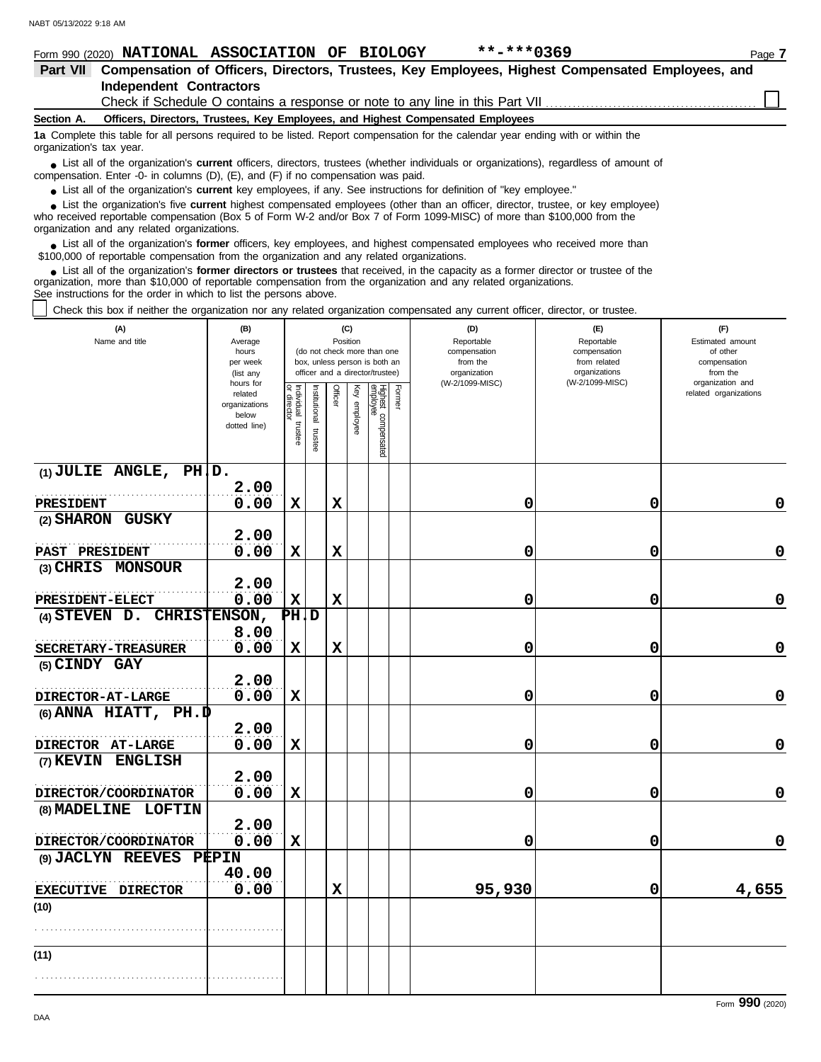Form 990 (2020) **NATIONAL ASSOCIATION OF BIOLOGY** **-***0369

## Part VII Compensation of Officers, Directors, Trustees, Key Employees, Highest Compensated Employees, and Independent Contractors

Check if Schedule O contains a response or note to any line in this Part VII ☐

**Section A. Officers, Directors, Trustees, Key Employees, and Highest Compensated Employees**

**1a** Complete this table for all persons required to be listed. Report compensation for the calendar year ending with or within the organization's tax year.

- List all of the organization's **current** officers, directors, trustees (whether individuals or organizations), regardless of amount of compensation. Enter -0- in columns (D), (E), and (F) if no compensation was paid.
- List all of the organization's **current** key employees, if any. See instructions for definition of "key employee."
- List the organization's five **current** highest compensated employees (other than an officer, director, trustee, or key employee) who received reportable compensation (Box 5 of Form W-2 and/or Box 7 of Form 1099-MISC) of more than $100,000 from the organization and any related organizations.
- List all of the organization's **former** officers, key employees, and highest compensated employees who received more than $100,000 of reportable compensation from the organization and any related organizations.
- List all of the organization's **former directors or trustees** that received, in the capacity as a former director or trustee of the organization, more than $10,000 of reportable compensation from the organization and any related organizations.

See instructions for the order in which to list the persons above.

☐ Check this box if neither the organization nor any related organization compensated any current officer, director, or trustee.

| (A) Name and title | (B) Average hours per week (list any hours for related organizations below dotted line) | (C) Position: Individual trustee or director | Institutional trustee | Officer | Key employee | Highest compensated employee | Former | (D) Reportable compensation from the organization (W-2/1099-MISC) | (E) Reportable compensation from related organizations (W-2/1099-MISC) | (F) Estimated amount of other compensation from the organization and related organizations |
|---|---|---|---|---|---|---|---|---|---|---|
| (1) JULIE ANGLE, PH.D. <br> PRESIDENT | 2.00 <br> 0.00 | X | | X | | | | 0 | 0 | 0 |
| (2) SHARON GUSKY <br> PAST PRESIDENT | 2.00 <br> 0.00 | X | | X | | | | 0 | 0 | 0 |
| (3) CHRIS MONSOUR <br> PRESIDENT-ELECT | 2.00 <br> 0.00 | X | | X | | | | 0 | 0 | 0 |
| (4) STEVEN D. CHRISTENSON, PH.D <br> SECRETARY-TREASURER | 8.00 <br> 0.00 | X | | X | | | | 0 | 0 | 0 |
| (5) CINDY GAY <br> DIRECTOR-AT-LARGE | 2.00 <br> 0.00 | X | | | | | | 0 | 0 | 0 |
| (6) ANNA HIATT, PH.D <br> DIRECTOR AT-LARGE | 2.00 <br> 0.00 | X | | | | | | 0 | 0 | 0 |
| (7) KEVIN ENGLISH <br> DIRECTOR/COORDINATOR | 2.00 <br> 0.00 | X | | | | | | 0 | 0 | 0 |
| (8) MADELINE LOFTIN <br> DIRECTOR/COORDINATOR | 2.00 <br> 0.00 | X | | | | | | 0 | 0 | 0 |
| (9) JACLYN REEVES PEPIN <br> EXECUTIVE DIRECTOR | 40.00 <br> 0.00 | | | X | | | | 95,930 | 0 | 4,655 |
| (10) | | | | | | | | | | |
| (11) | | | | | | | | | | |

Form **990** (2020)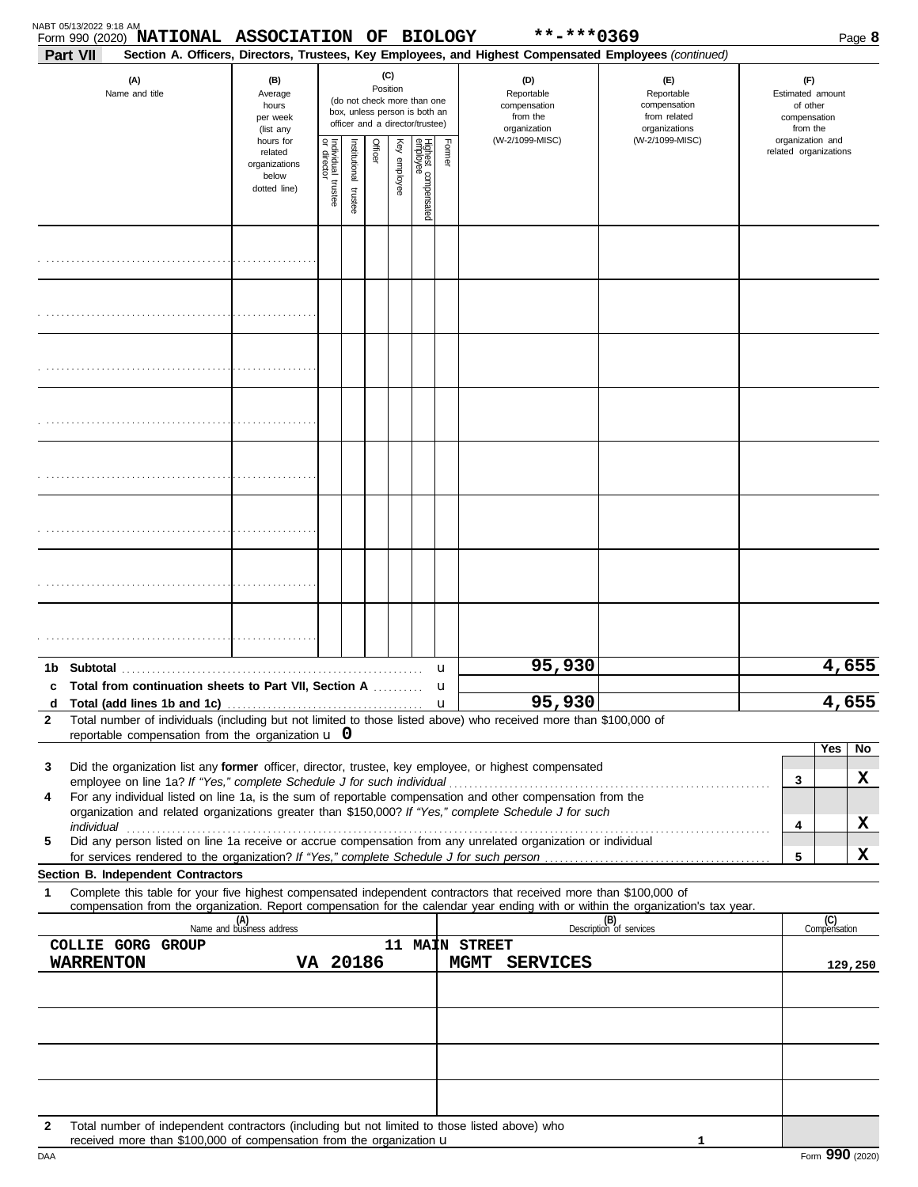Form 990 (2020) **NATIONAL ASSOCIATION OF BIOLOGY** **-***0369

## Part VII Section A. Officers, Directors, Trustees, Key Employees, and Highest Compensated Employees *(continued)*

| (A) Name and title | (B) Average hours per week (list any hours for related organizations below dotted line) | (C) Position: Individual trustee or director | Institutional trustee | Officer | Key employee | Highest compensated employee | Former | (D) Reportable compensation from the organization (W-2/1099-MISC) | (E) Reportable compensation from related organizations (W-2/1099-MISC) | (F) Estimated amount of other compensation from the organization and related organizations |
|---|---|---|---|---|---|---|---|---|---|---|
| | | | | | | | | | | |
| | | | | | | | | | | |
| | | | | | | | | | | |
| | | | | | | | | | | |
| | | | | | | | | | | |
| | | | | | | | | | | |
| | | | | | | | | | | |
| | | | | | | | | | | |

| | | (D) | (E) | (F) |
|---|---|---|---|---|
| 1b | Subtotal | 95,930 | | 4,655 |
| c | Total from continuation sheets to Part VII, Section A | | | |
| d | Total (add lines 1b and 1c) | 95,930 | | 4,655 |

**2** Total number of individuals (including but not limited to those listed above) who received more than $100,000 of reportable compensation from the organization u **0**

| | | | Yes | No |
|---|---|---|---|---|
| 3 | Did the organization list any **former** officer, director, trustee, key employee, or highest compensated employee on line 1a? *If "Yes," complete Schedule J for such individual* | 3 | | X |
| 4 | For any individual listed on line 1a, is the sum of reportable compensation and other compensation from the organization and related organizations greater than $150,000? *If "Yes," complete Schedule J for such individual* | 4 | | X |
| 5 | Did any person listed on line 1a receive or accrue compensation from any unrelated organization or individual for services rendered to the organization? *If "Yes," complete Schedule J for such person* | 5 | | X |

### Section B. Independent Contractors

**1** Complete this table for your five highest compensated independent contractors that received more than $100,000 of compensation from the organization. Report compensation for the calendar year ending with or within the organization's tax year.

| (A) Name and business address | (B) Description of services | (C) Compensation |
|---|---|---|
| COLLIE GORG GROUP 11 MAIN STREET WARRENTON VA 20186 | MGMT SERVICES | 129,250 |
| | | |
| | | |
| | | |
| | | |

**2** Total number of independent contractors (including but not limited to those listed above) who received more than $100,000 of compensation from the organization u **1**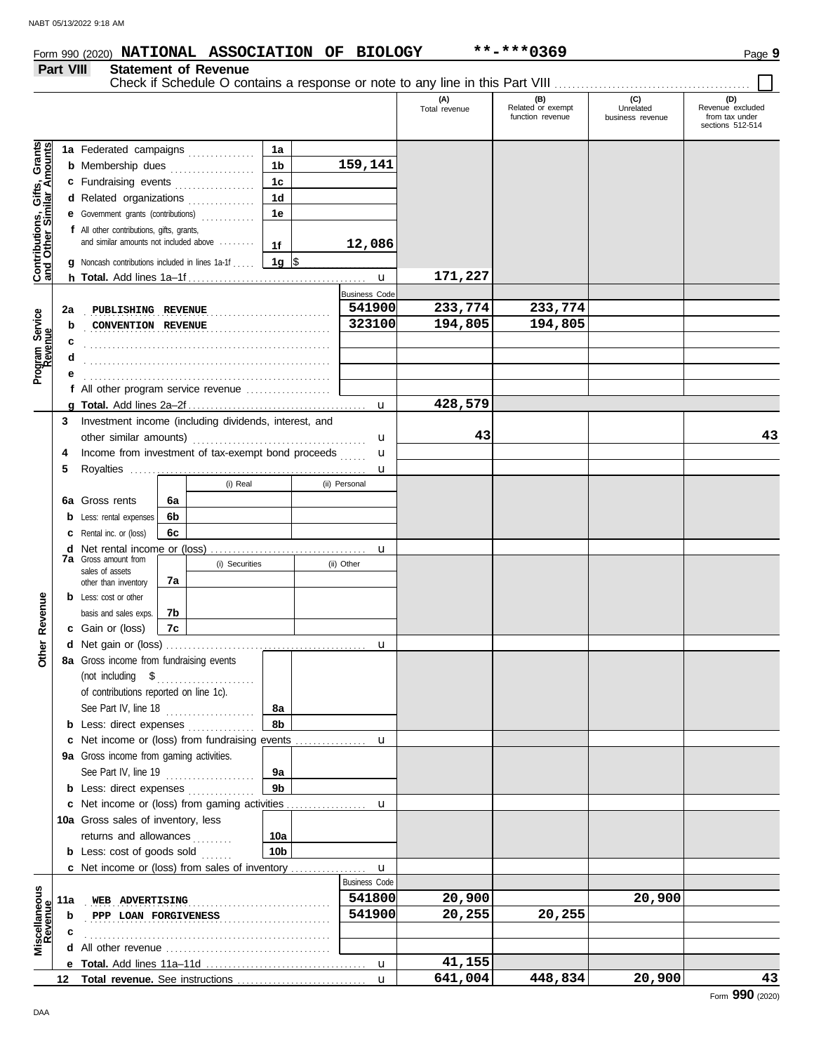Form 990 (2020) **NATIONAL ASSOCIATION OF BIOLOGY** **-***0369

## Part VIII Statement of Revenue

Check if Schedule O contains a response or note to any line in this Part VIII ☐

| | | | (A) Total revenue | (B) Related or exempt function revenue | (C) Unrelated business revenue | (D) Revenue excluded from tax under sections 512-514 |
|---|---|---|---|---|---|---|
| **Contributions, Gifts, Grants and Other Similar Amounts** | 1a Federated campaigns | 1a | | | | |
| | b Membership dues | 1b 159,141 | | | | |
| | c Fundraising events | 1c | | | | |
| | d Related organizations | 1d | | | | |
| | e Government grants (contributions) | 1e | | | | |
| | f All other contributions, gifts, grants, and similar amounts not included above | 1f 12,086 | | | | |
| | g Noncash contributions included in lines 1a-1f | 1g $ | | | | |
| | h **Total.** Add lines 1a–1f | | 171,227 | | | |
| **Program Service Revenue** | | Business Code | | | | |
| | 2a PUBLISHING REVENUE | 541900 | 233,774 | 233,774 | | |
| | b CONVENTION REVENUE | 323100 | 194,805 | 194,805 | | |
| | c | | | | | |
| | d | | | | | |
| | e | | | | | |
| | f All other program service revenue | | | | | |
| | g **Total.** Add lines 2a–2f | | 428,579 | | | |
| **Other Revenue** | 3 Investment income (including dividends, interest, and other similar amounts) | | 43 | | | 43 |
| | 4 Income from investment of tax-exempt bond proceeds | | | | | |
| | 5 Royalties | | | | | |
| | 6a Gross rents — (i) Real / (ii) Personal | 6a | | | | |
| | b Less: rental expenses | 6b | | | | |
| | c Rental inc. or (loss) | 6c | | | | |
| | d Net rental income or (loss) | | | | | |
| | 7a Gross amount from sales of assets other than inventory — (i) Securities / (ii) Other | 7a | | | | |
| | b Less: cost or other basis and sales exps. | 7b | | | | |
| | c Gain or (loss) | 7c | | | | |
| | d Net gain or (loss) | | | | | |
| | 8a Gross income from fundraising events (not including $ of contributions reported on line 1c). See Part IV, line 18 | 8a | | | | |
| | b Less: direct expenses | 8b | | | | |
| | c Net income or (loss) from fundraising events | | | | | |
| | 9a Gross income from gaming activities. See Part IV, line 19 | 9a | | | | |
| | b Less: direct expenses | 9b | | | | |
| | c Net income or (loss) from gaming activities | | | | | |
| | 10a Gross sales of inventory, less returns and allowances | 10a | | | | |
| | b Less: cost of goods sold | 10b | | | | |
| | c Net income or (loss) from sales of inventory | | | | | |
| **Miscellaneous Revenue** | | Business Code | | | | |
| | 11a WEB ADVERTISING | 541800 | 20,900 | | 20,900 | |
| | b PPP LOAN FORGIVENESS | 541900 | 20,255 | 20,255 | | |
| | c | | | | | |
| | d All other revenue | | | | | |
| | e **Total.** Add lines 11a–11d | | 41,155 | | | |
| | 12 **Total revenue.** See instructions | | 641,004 | 448,834 | 20,900 | 43 |

Form **990** (2020)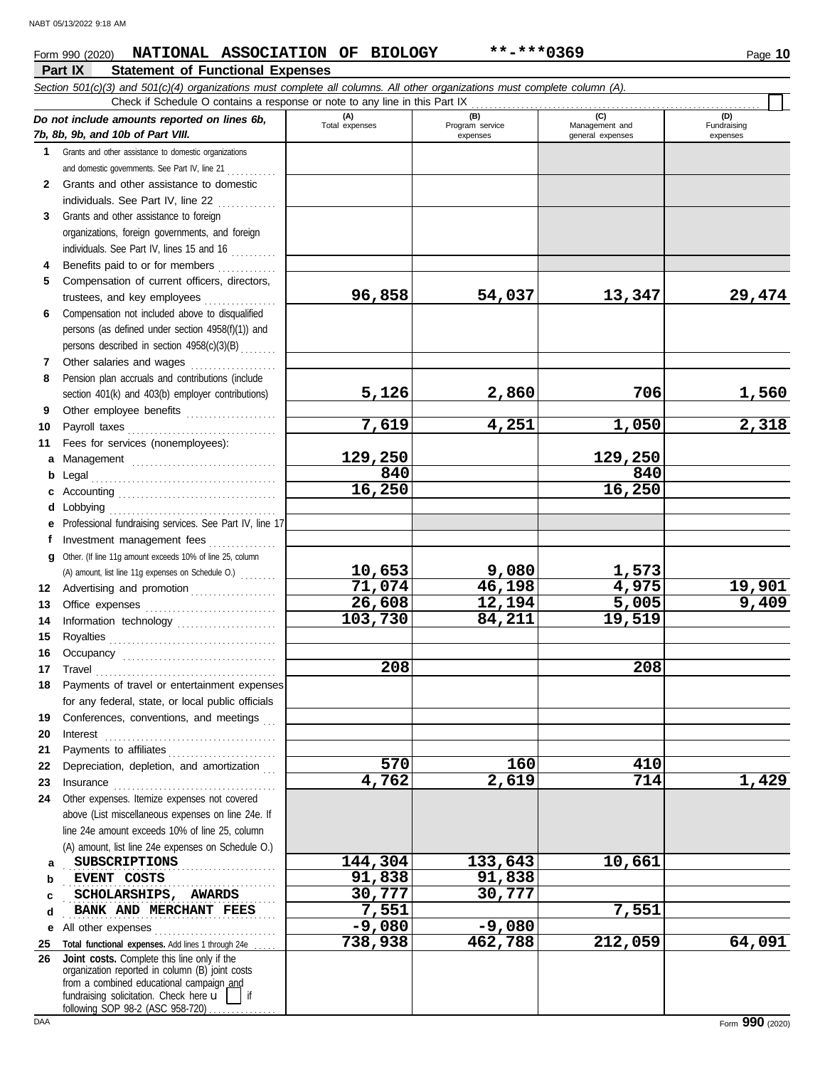NABT 05/13/2022 9:18 AM

Form 990 (2020) **NATIONAL ASSOCIATION OF BIOLOGY** **-***0369

## Part IX Statement of Functional Expenses

*Section 501(c)(3) and 501(c)(4) organizations must complete all columns. All other organizations must complete column (A).*

Check if Schedule O contains a response or note to any line in this Part IX ☐

| *Do not include amounts reported on lines 6b, 7b, 8b, 9b, and 10b of Part VIII.* | (A) Total expenses | (B) Program service expenses | (C) Management and general expenses | (D) Fundraising expenses |
|---|---|---|---|---|
| **1** Grants and other assistance to domestic organizations and domestic governments. See Part IV, line 21 | | | | |
| **2** Grants and other assistance to domestic individuals. See Part IV, line 22 | | | | |
| **3** Grants and other assistance to foreign organizations, foreign governments, and foreign individuals. See Part IV, lines 15 and 16 | | | | |
| **4** Benefits paid to or for members | | | | |
| **5** Compensation of current officers, directors, trustees, and key employees | 96,858 | 54,037 | 13,347 | 29,474 |
| **6** Compensation not included above to disqualified persons (as defined under section 4958(f)(1)) and persons described in section 4958(c)(3)(B) | | | | |
| **7** Other salaries and wages | | | | |
| **8** Pension plan accruals and contributions (include section 401(k) and 403(b) employer contributions) | 5,126 | 2,860 | 706 | 1,560 |
| **9** Other employee benefits | | | | |
| **10** Payroll taxes | 7,619 | 4,251 | 1,050 | 2,318 |
| **11** Fees for services (nonemployees): | | | | |
| **a** Management | 129,250 | | 129,250 | |
| **b** Legal | 840 | | 840 | |
| **c** Accounting | 16,250 | | 16,250 | |
| **d** Lobbying | | | | |
| **e** Professional fundraising services. See Part IV, line 17 | | | | |
| **f** Investment management fees | | | | |
| **g** Other. (If line 11g amount exceeds 10% of line 25, column (A) amount, list line 11g expenses on Schedule O.) | 10,653 | 9,080 | 1,573 | |
| **12** Advertising and promotion | 71,074 | 46,198 | 4,975 | 19,901 |
| **13** Office expenses | 26,608 | 12,194 | 5,005 | 9,409 |
| **14** Information technology | 103,730 | 84,211 | 19,519 | |
| **15** Royalties | | | | |
| **16** Occupancy | | | | |
| **17** Travel | 208 | | 208 | |
| **18** Payments of travel or entertainment expenses for any federal, state, or local public officials | | | | |
| **19** Conferences, conventions, and meetings | | | | |
| **20** Interest | | | | |
| **21** Payments to affiliates | | | | |
| **22** Depreciation, depletion, and amortization | 570 | 160 | 410 | |
| **23** Insurance | 4,762 | 2,619 | 714 | 1,429 |
| **24** Other expenses. Itemize expenses not covered above (List miscellaneous expenses on line 24e. If line 24e amount exceeds 10% of line 25, column (A) amount, list line 24e expenses on Schedule O.) | | | | |
| **a** SUBSCRIPTIONS | 144,304 | 133,643 | 10,661 | |
| **b** EVENT COSTS | 91,838 | 91,838 | | |
| **c** SCHOLARSHIPS, AWARDS | 30,777 | 30,777 | | |
| **d** BANK AND MERCHANT FEES | 7,551 | | 7,551 | |
| **e** All other expenses | -9,080 | -9,080 | | |
| **25** **Total functional expenses.** Add lines 1 through 24e | 738,938 | 462,788 | 212,059 | 64,091 |
| **26** **Joint costs.** Complete this line only if the organization reported in column (B) joint costs from a combined educational campaign and fundraising solicitation. Check here ☐ if following SOP 98-2 (ASC 958-720) | | | | |

DAA Form **990** (2020)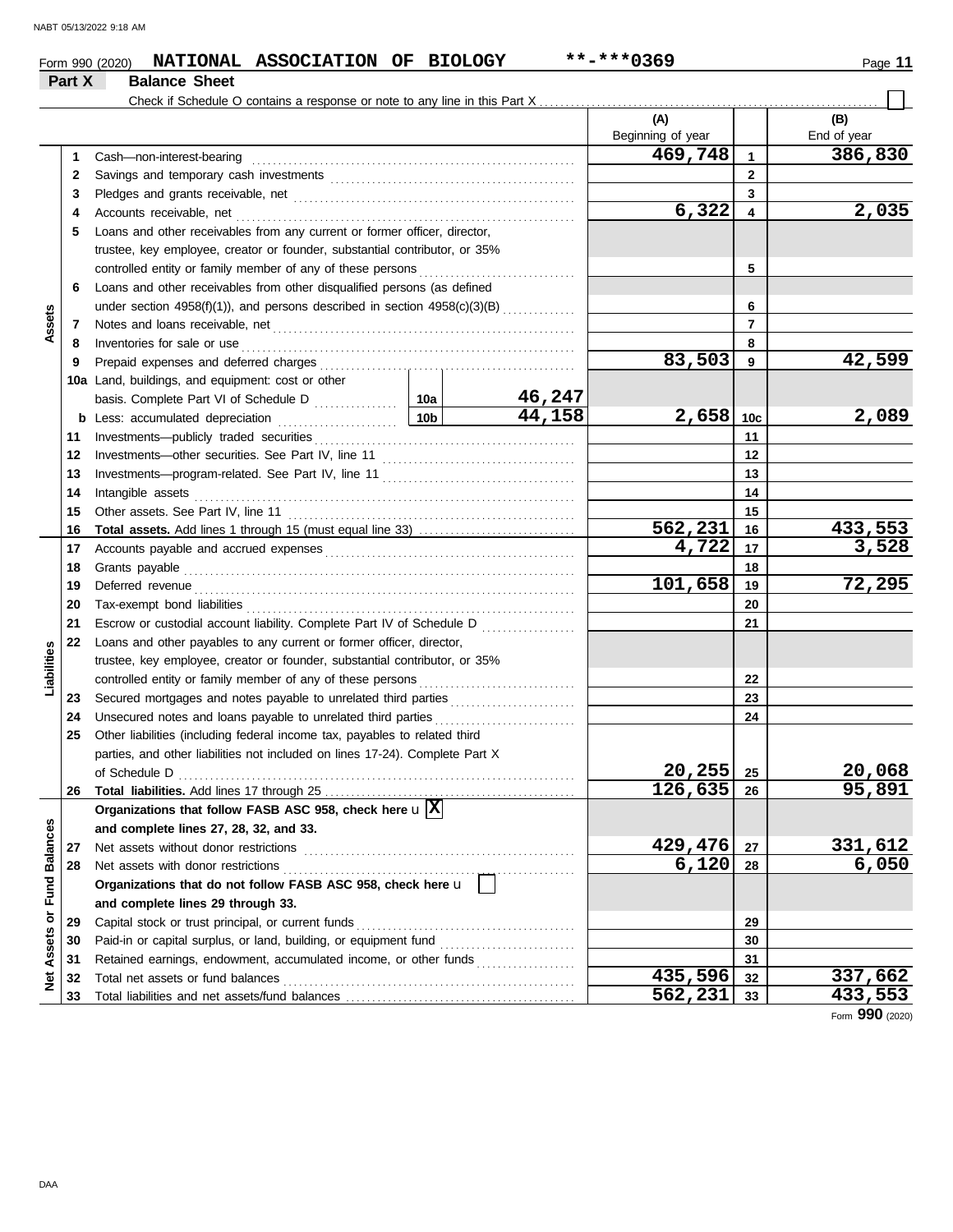Form 990 (2020) **NATIONAL ASSOCIATION OF BIOLOGY** **-***0369

## Part X Balance Sheet

Check if Schedule O contains a response or note to any line in this Part X ☐

| Section | Line | Description | | | (A) Beginning of year | | (B) End of year |
|---|---|---|---|---|---|---|---|
| Assets | 1 | Cash—non-interest-bearing | | | 469,748 | 1 | 386,830 |
| | 2 | Savings and temporary cash investments | | | | 2 | |
| | 3 | Pledges and grants receivable, net | | | | 3 | |
| | 4 | Accounts receivable, net | | | 6,322 | 4 | 2,035 |
| | 5 | Loans and other receivables from any current or former officer, director, trustee, key employee, creator or founder, substantial contributor, or 35% controlled entity or family member of any of these persons | | | | 5 | |
| | 6 | Loans and other receivables from other disqualified persons (as defined under section 4958(f)(1)), and persons described in section 4958(c)(3)(B) | | | | 6 | |
| | 7 | Notes and loans receivable, net | | | | 7 | |
| | 8 | Inventories for sale or use | | | | 8 | |
| | 9 | Prepaid expenses and deferred charges | | | 83,503 | 9 | 42,599 |
| | 10a | Land, buildings, and equipment: cost or other basis. Complete Part VI of Schedule D | 10a | 46,247 | | | |
| | b | Less: accumulated depreciation | 10b | 44,158 | 2,658 | 10c | 2,089 |
| | 11 | Investments—publicly traded securities | | | | 11 | |
| | 12 | Investments—other securities. See Part IV, line 11 | | | | 12 | |
| | 13 | Investments—program-related. See Part IV, line 11 | | | | 13 | |
| | 14 | Intangible assets | | | | 14 | |
| | 15 | Other assets. See Part IV, line 11 | | | | 15 | |
| | 16 | **Total assets.** Add lines 1 through 15 (must equal line 33) | | | 562,231 | 16 | 433,553 |
| Liabilities | 17 | Accounts payable and accrued expenses | | | 4,722 | 17 | 3,528 |
| | 18 | Grants payable | | | | 18 | |
| | 19 | Deferred revenue | | | 101,658 | 19 | 72,295 |
| | 20 | Tax-exempt bond liabilities | | | | 20 | |
| | 21 | Escrow or custodial account liability. Complete Part IV of Schedule D | | | | 21 | |
| | 22 | Loans and other payables to any current or former officer, director, trustee, key employee, creator or founder, substantial contributor, or 35% controlled entity or family member of any of these persons | | | | 22 | |
| | 23 | Secured mortgages and notes payable to unrelated third parties | | | | 23 | |
| | 24 | Unsecured notes and loans payable to unrelated third parties | | | | 24 | |
| | 25 | Other liabilities (including federal income tax, payables to related third parties, and other liabilities not included on lines 17-24). Complete Part X of Schedule D | | | 20,255 | 25 | 20,068 |
| | 26 | **Total liabilities.** Add lines 17 through 25 | | | 126,635 | 26 | 95,891 |
| Net Assets or Fund Balances | | **Organizations that follow FASB ASC 958, check here** u ☒ **and complete lines 27, 28, 32, and 33.** | | | | | |
| | 27 | Net assets without donor restrictions | | | 429,476 | 27 | 331,612 |
| | 28 | Net assets with donor restrictions | | | 6,120 | 28 | 6,050 |
| | | **Organizations that do not follow FASB ASC 958, check here** u ☐ **and complete lines 29 through 33.** | | | | | |
| | 29 | Capital stock or trust principal, or current funds | | | | 29 | |
| | 30 | Paid-in or capital surplus, or land, building, or equipment fund | | | | 30 | |
| | 31 | Retained earnings, endowment, accumulated income, or other funds | | | | 31 | |
| | 32 | Total net assets or fund balances | | | 435,596 | 32 | 337,662 |
| | 33 | Total liabilities and net assets/fund balances | | | 562,231 | 33 | 433,553 |

Form **990** (2020)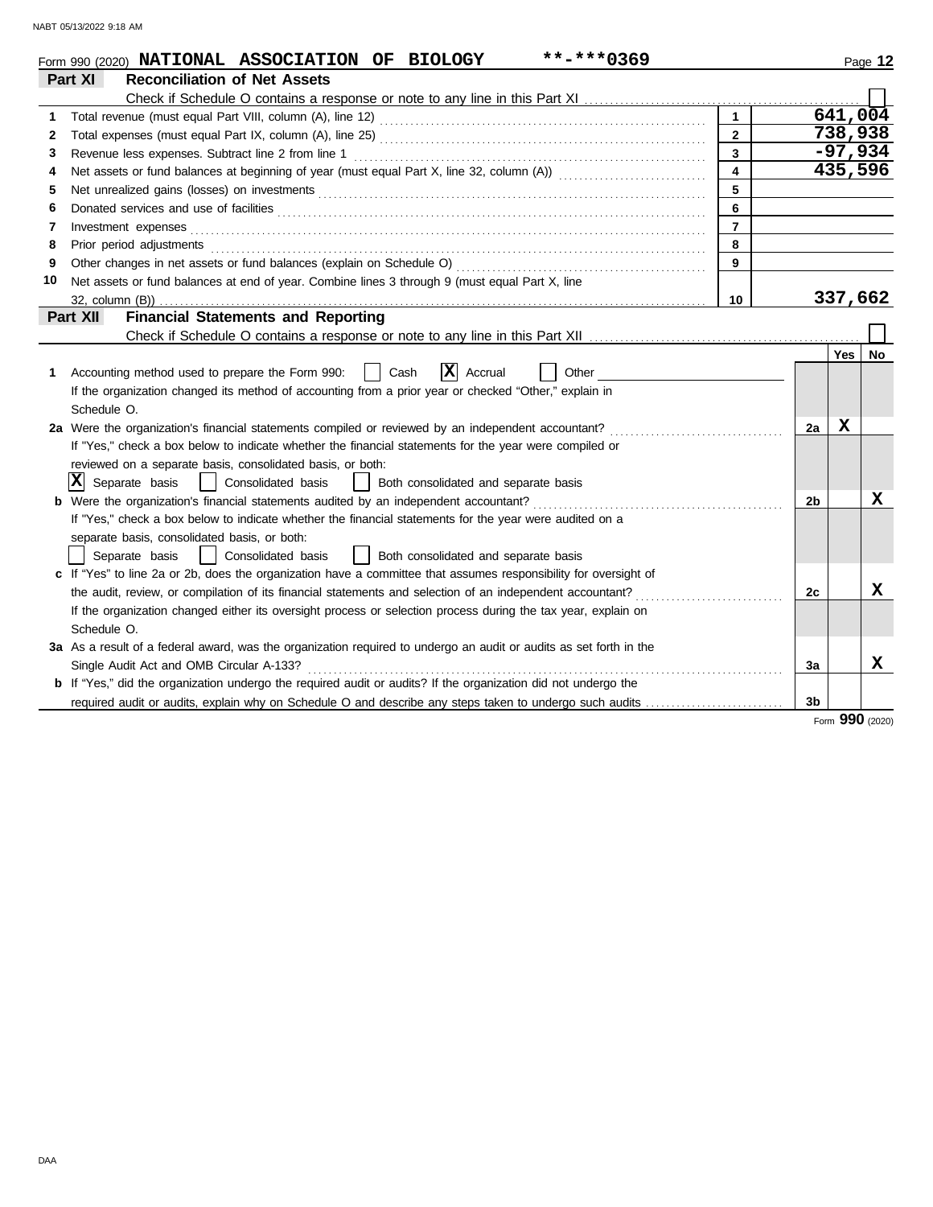Form 990 (2020) **NATIONAL ASSOCIATION OF BIOLOGY** **-***0369

## Part XI — Reconciliation of Net Assets

Check if Schedule O contains a response or note to any line in this Part XI ☐

| | | Line | Amount |
|---|---|---|---|
| 1 | Total revenue (must equal Part VIII, column (A), line 12) | 1 | 641,004 |
| 2 | Total expenses (must equal Part IX, column (A), line 25) | 2 | 738,938 |
| 3 | Revenue less expenses. Subtract line 2 from line 1 | 3 | -97,934 |
| 4 | Net assets or fund balances at beginning of year (must equal Part X, line 32, column (A)) | 4 | 435,596 |
| 5 | Net unrealized gains (losses) on investments | 5 | |
| 6 | Donated services and use of facilities | 6 | |
| 7 | Investment expenses | 7 | |
| 8 | Prior period adjustments | 8 | |
| 9 | Other changes in net assets or fund balances (explain on Schedule O) | 9 | |
| 10 | Net assets or fund balances at end of year. Combine lines 3 through 9 (must equal Part X, line 32, column (B)) | 10 | 337,662 |

## Part XII — Financial Statements and Reporting

Check if Schedule O contains a response or note to any line in this Part XII ☐

| | | Line | Yes | No |
|---|---|---|---|---|
| 1 | Accounting method used to prepare the Form 990: ☐ Cash ☒ Accrual ☐ Other<br>If the organization changed its method of accounting from a prior year or checked "Other," explain in Schedule O. | | | |
| 2a | Were the organization's financial statements compiled or reviewed by an independent accountant?<br>If "Yes," check a box below to indicate whether the financial statements for the year were compiled or reviewed on a separate basis, consolidated basis, or both:<br>☒ Separate basis ☐ Consolidated basis ☐ Both consolidated and separate basis | 2a | X | |
| b | Were the organization's financial statements audited by an independent accountant?<br>If "Yes," check a box below to indicate whether the financial statements for the year were audited on a separate basis, consolidated basis, or both:<br>☐ Separate basis ☐ Consolidated basis ☐ Both consolidated and separate basis | 2b | | X |
| c | If "Yes" to line 2a or 2b, does the organization have a committee that assumes responsibility for oversight of the audit, review, or compilation of its financial statements and selection of an independent accountant?<br>If the organization changed either its oversight process or selection process during the tax year, explain on Schedule O. | 2c | | X |
| 3a | As a result of a federal award, was the organization required to undergo an audit or audits as set forth in the Single Audit Act and OMB Circular A-133? | 3a | | X |
| b | If "Yes," did the organization undergo the required audit or audits? If the organization did not undergo the required audit or audits, explain why on Schedule O and describe any steps taken to undergo such audits | 3b | | |

Form **990** (2020)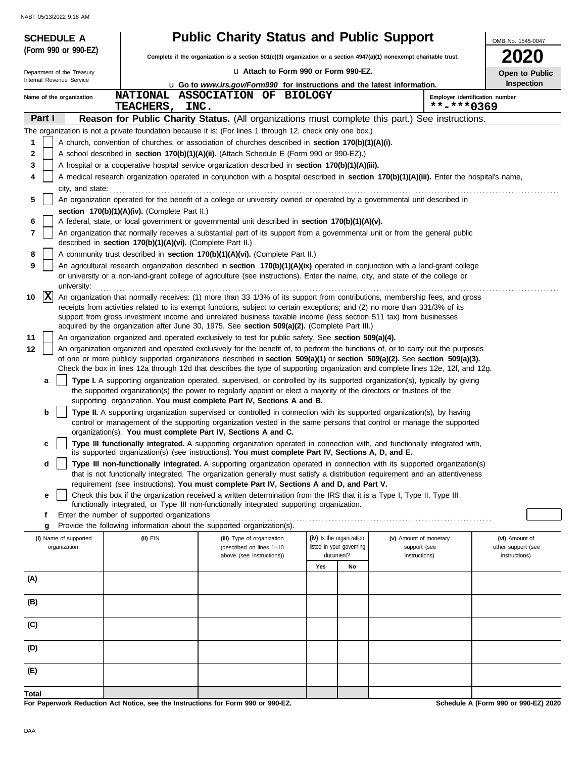**SCHEDULE A**
**(Form 990 or 990-EZ)**

Department of the Treasury
Internal Revenue Service

# Public Charity Status and Public Support

**Complete if the organization is a section 501(c)(3) organization or a section 4947(a)(1) nonexempt charitable trust.**

u Attach to Form 990 or Form 990-EZ.

u Go to *www.irs.gov/Form990* for instructions and the latest information.

OMB No. 1545-0047

**2020**

**Open to Public Inspection**

Name of the organization: NATIONAL ASSOCIATION OF BIOLOGY TEACHERS, INC.

Employer identification number: **-***0369

**Part I** **Reason for Public Charity Status.** (All organizations must complete this part.) See instructions.

The organization is not a private foundation because it is: (For lines 1 through 12, check only one box.)

1 [ ] A church, convention of churches, or association of churches described in **section 170(b)(1)(A)(i).**

2 [ ] A school described in **section 170(b)(1)(A)(ii).** (Attach Schedule E (Form 990 or 990-EZ).)

3 [ ] A hospital or a cooperative hospital service organization described in **section 170(b)(1)(A)(iii).**

4 [ ] A medical research organization operated in conjunction with a hospital described in **section 170(b)(1)(A)(iii).** Enter the hospital's name, city, and state:

5 [ ] An organization operated for the benefit of a college or university owned or operated by a governmental unit described in **section 170(b)(1)(A)(iv).** (Complete Part II.)

6 [ ] A federal, state, or local government or governmental unit described in **section 170(b)(1)(A)(v).**

7 [ ] An organization that normally receives a substantial part of its support from a governmental unit or from the general public described in **section 170(b)(1)(A)(vi).** (Complete Part II.)

8 [ ] A community trust described in **section 170(b)(1)(A)(vi).** (Complete Part II.)

9 [ ] An agricultural research organization described in **section 170(b)(1)(A)(ix)** operated in conjunction with a land-grant college or university or a non-land-grant college of agriculture (see instructions). Enter the name, city, and state of the college or university:

10 [X] An organization that normally receives: (1) more than 33 1/3% of its support from contributions, membership fees, and gross receipts from activities related to its exempt functions, subject to certain exceptions; and (2) no more than 331/3% of its support from gross investment income and unrelated business taxable income (less section 511 tax) from businesses acquired by the organization after June 30, 1975. See **section 509(a)(2).** (Complete Part III.)

11 [ ] An organization organized and operated exclusively to test for public safety. See **section 509(a)(4).**

12 [ ] An organization organized and operated exclusively for the benefit of, to perform the functions of, or to carry out the purposes of one or more publicly supported organizations described in **section 509(a)(1)** or **section 509(a)(2).** See **section 509(a)(3).** Check the box in lines 12a through 12d that describes the type of supporting organization and complete lines 12e, 12f, and 12g.

a [ ] **Type I.** A supporting organization operated, supervised, or controlled by its supported organization(s), typically by giving the supported organization(s) the power to regularly appoint or elect a majority of the directors or trustees of the supporting organization. **You must complete Part IV, Sections A and B.**

b [ ] **Type II.** A supporting organization supervised or controlled in connection with its supported organization(s), by having control or management of the supporting organization vested in the same persons that control or manage the supported organization(s). **You must complete Part IV, Sections A and C.**

c [ ] **Type III functionally integrated.** A supporting organization operated in connection with, and functionally integrated with, its supported organization(s) (see instructions). **You must complete Part IV, Sections A, D, and E.**

d [ ] **Type III non-functionally integrated.** A supporting organization operated in connection with its supported organization(s) that is not functionally integrated. The organization generally must satisfy a distribution requirement and an attentiveness requirement (see instructions). **You must complete Part IV, Sections A and D, and Part V.**

e [ ] Check this box if the organization received a written determination from the IRS that it is a Type I, Type II, Type III functionally integrated, or Type III non-functionally integrated supporting organization.

f Enter the number of supported organizations

g Provide the following information about the supported organization(s).

| (i) Name of supported organization | (ii) EIN | (iii) Type of organization (described on lines 1–10 above (see instructions)) | (iv) Is the organization listed in your governing document? | | (v) Amount of monetary support (see instructions) | (vi) Amount of other support (see instructions) |
|---|---|---|---|---|---|---|
| | | | Yes | No | | |
| (A) | | | | | | |
| (B) | | | | | | |
| (C) | | | | | | |
| (D) | | | | | | |
| (E) | | | | | | |
| Total | | | | | | |

**For Paperwork Reduction Act Notice, see the Instructions for Form 990 or 990-EZ.**

**Schedule A (Form 990 or 990-EZ) 2020**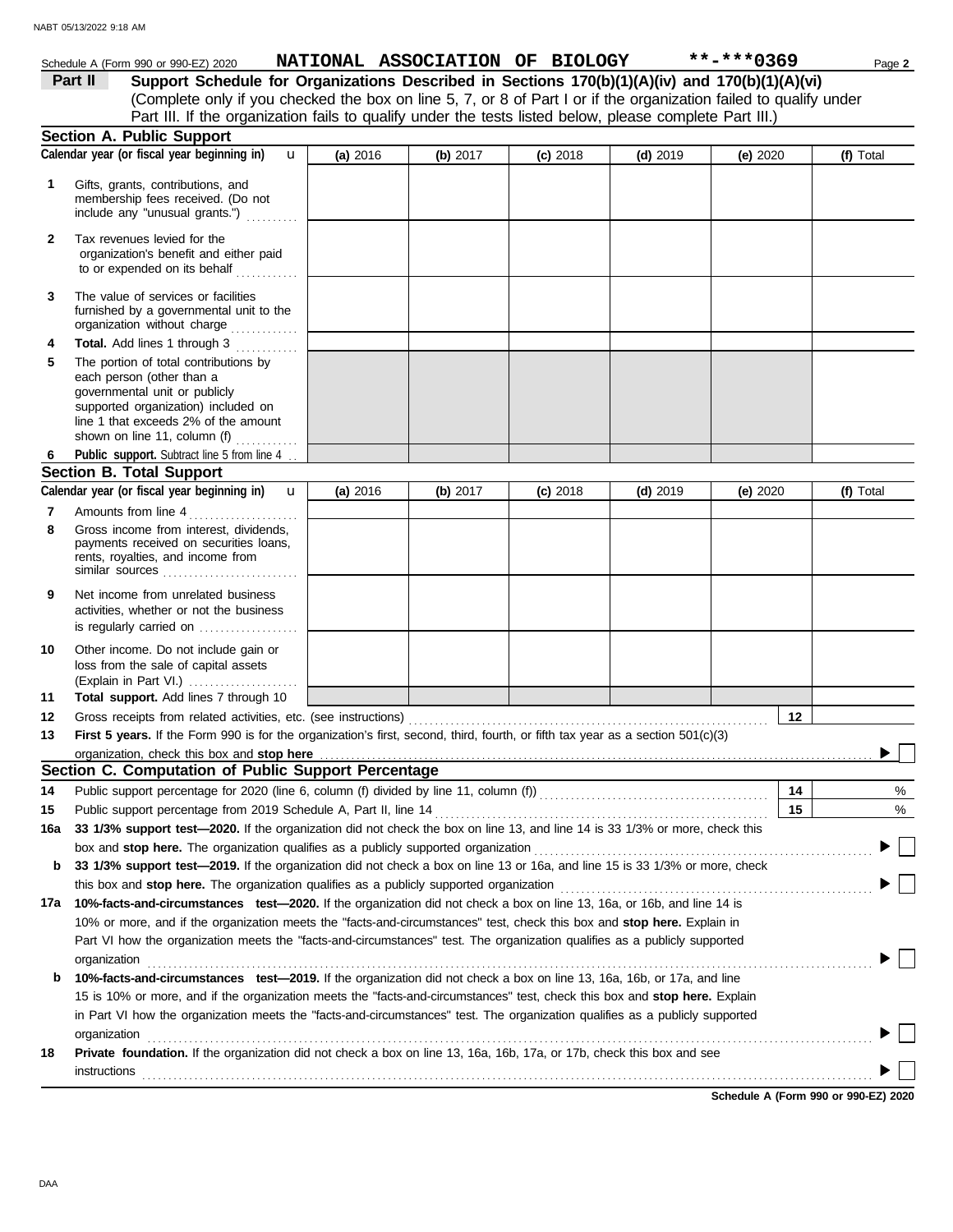Schedule A (Form 990 or 990-EZ) 2020 NATIONAL ASSOCIATION OF BIOLOGY **-***0369

## Part II Support Schedule for Organizations Described in Sections 170(b)(1)(A)(iv) and 170(b)(1)(A)(vi)

(Complete only if you checked the box on line 5, 7, or 8 of Part I or if the organization failed to qualify under Part III. If the organization fails to qualify under the tests listed below, please complete Part III.)

### Section A. Public Support

| Calendar year (or fiscal year beginning in) | (a) 2016 | (b) 2017 | (c) 2018 | (d) 2019 | (e) 2020 | (f) Total |
|---|---|---|---|---|---|---|
| 1 Gifts, grants, contributions, and membership fees received. (Do not include any "unusual grants.") | | | | | | |
| 2 Tax revenues levied for the organization's benefit and either paid to or expended on its behalf | | | | | | |
| 3 The value of services or facilities furnished by a governmental unit to the organization without charge | | | | | | |
| 4 **Total.** Add lines 1 through 3 | | | | | | |
| 5 The portion of total contributions by each person (other than a governmental unit or publicly supported organization) included on line 1 that exceeds 2% of the amount shown on line 11, column (f) | | | | | | |
| 6 **Public support.** Subtract line 5 from line 4 | | | | | | |

### Section B. Total Support

| Calendar year (or fiscal year beginning in) | (a) 2016 | (b) 2017 | (c) 2018 | (d) 2019 | (e) 2020 | (f) Total |
|---|---|---|---|---|---|---|
| 7 Amounts from line 4 | | | | | | |
| 8 Gross income from interest, dividends, payments received on securities loans, rents, royalties, and income from similar sources | | | | | | |
| 9 Net income from unrelated business activities, whether or not the business is regularly carried on | | | | | | |
| 10 Other income. Do not include gain or loss from the sale of capital assets (Explain in Part VI.) | | | | | | |
| 11 **Total support.** Add lines 7 through 10 | | | | | | |

12 Gross receipts from related activities, etc. (see instructions) — 12

13 **First 5 years.** If the Form 990 is for the organization's first, second, third, fourth, or fifth tax year as a section 501(c)(3) organization, check this box and **stop here** ☐

### Section C. Computation of Public Support Percentage

14 Public support percentage for 2020 (line 6, column (f) divided by line 11, column (f)) — 14 %

15 Public support percentage from 2019 Schedule A, Part II, line 14 — 15 %

16a **33 1/3% support test—2020.** If the organization did not check the box on line 13, and line 14 is 33 1/3% or more, check this box and **stop here.** The organization qualifies as a publicly supported organization ☐

b **33 1/3% support test—2019.** If the organization did not check a box on line 13 or 16a, and line 15 is 33 1/3% or more, check this box and **stop here.** The organization qualifies as a publicly supported organization ☐

17a **10%-facts-and-circumstances test—2020.** If the organization did not check a box on line 13, 16a, or 16b, and line 14 is 10% or more, and if the organization meets the "facts-and-circumstances" test, check this box and **stop here.** Explain in Part VI how the organization meets the "facts-and-circumstances" test. The organization qualifies as a publicly supported organization ☐

b **10%-facts-and-circumstances test—2019.** If the organization did not check a box on line 13, 16a, 16b, or 17a, and line 15 is 10% or more, and if the organization meets the "facts-and-circumstances" test, check this box and **stop here.** Explain in Part VI how the organization meets the "facts-and-circumstances" test. The organization qualifies as a publicly supported organization ☐

18 **Private foundation.** If the organization did not check a box on line 13, 16a, 16b, 17a, or 17b, check this box and see instructions ☐

**Schedule A (Form 990 or 990-EZ) 2020**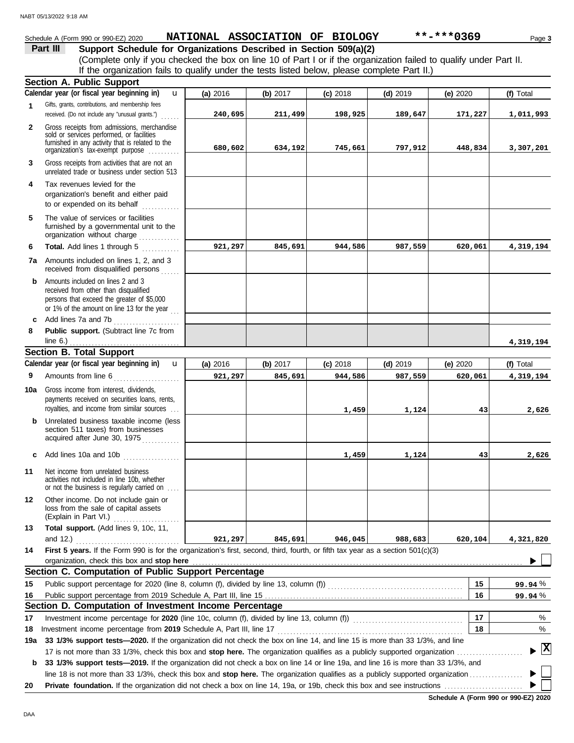Schedule A (Form 990 or 990-EZ) 2020 **NATIONAL ASSOCIATION OF BIOLOGY** **-***0369

## Part III Support Schedule for Organizations Described in Section 509(a)(2)

(Complete only if you checked the box on line 10 of Part I or if the organization failed to qualify under Part II. If the organization fails to qualify under the tests listed below, please complete Part II.)

### Section A. Public Support

| Calendar year (or fiscal year beginning in) | (a) 2016 | (b) 2017 | (c) 2018 | (d) 2019 | (e) 2020 | (f) Total |
|---|---|---|---|---|---|---|
| **1** Gifts, grants, contributions, and membership fees received. (Do not include any "unusual grants.") | **240,695** | **211,499** | **198,925** | **189,647** | **171,227** | **1,011,993** |
| **2** Gross receipts from admissions, merchandise sold or services performed, or facilities furnished in any activity that is related to the organization's tax-exempt purpose | **680,602** | **634,192** | **745,661** | **797,912** | **448,834** | **3,307,201** |
| **3** Gross receipts from activities that are not an unrelated trade or business under section 513 | | | | | | |
| **4** Tax revenues levied for the organization's benefit and either paid to or expended on its behalf | | | | | | |
| **5** The value of services or facilities furnished by a governmental unit to the organization without charge | | | | | | |
| **6** **Total.** Add lines 1 through 5 | **921,297** | **845,691** | **944,586** | **987,559** | **620,061** | **4,319,194** |
| **7a** Amounts included on lines 1, 2, and 3 received from disqualified persons | | | | | | |
| **b** Amounts included on lines 2 and 3 received from other than disqualified persons that exceed the greater of $5,000 or 1% of the amount on line 13 for the year | | | | | | |
| **c** Add lines 7a and 7b | | | | | | |
| **8** **Public support.** (Subtract line 7c from line 6.) | | | | | | **4,319,194** |

### Section B. Total Support

| Calendar year (or fiscal year beginning in) | (a) 2016 | (b) 2017 | (c) 2018 | (d) 2019 | (e) 2020 | (f) Total |
|---|---|---|---|---|---|---|
| **9** Amounts from line 6 | **921,297** | **845,691** | **944,586** | **987,559** | **620,061** | **4,319,194** |
| **10a** Gross income from interest, dividends, payments received on securities loans, rents, royalties, and income from similar sources | | | **1,459** | **1,124** | **43** | **2,626** |
| **b** Unrelated business taxable income (less section 511 taxes) from businesses acquired after June 30, 1975 | | | | | | |
| **c** Add lines 10a and 10b | | | **1,459** | **1,124** | **43** | **2,626** |
| **11** Net income from unrelated business activities not included in line 10b, whether or not the business is regularly carried on | | | | | | |
| **12** Other income. Do not include gain or loss from the sale of capital assets (Explain in Part VI.) | | | | | | |
| **13** **Total support.** (Add lines 9, 10c, 11, and 12.) | **921,297** | **845,691** | **946,045** | **988,683** | **620,104** | **4,321,820** |

**14** **First 5 years.** If the Form 990 is for the organization's first, second, third, fourth, or fifth tax year as a section 501(c)(3) organization, check this box and **stop here** ☐

### Section C. Computation of Public Support Percentage

| | | | |
|---|---|---|---|
| **15** | Public support percentage for 2020 (line 8, column (f), divided by line 13, column (f)) | 15 | **99.94** % |
| **16** | Public support percentage from 2019 Schedule A, Part III, line 15 | 16 | **99.94** % |

### Section D. Computation of Investment Income Percentage

| | | | |
|---|---|---|---|
| **17** | Investment income percentage for **2020** (line 10c, column (f), divided by line 13, column (f)) | 17 | % |
| **18** | Investment income percentage from **2019** Schedule A, Part III, line 17 | 18 | % |

**19a** **33 1/3% support tests—2020.** If the organization did not check the box on line 14, and line 15 is more than 33 1/3%, and line 17 is not more than 33 1/3%, check this box and **stop here.** The organization qualifies as a publicly supported organization ☒

**b** **33 1/3% support tests—2019.** If the organization did not check a box on line 14 or line 19a, and line 16 is more than 33 1/3%, and line 18 is not more than 33 1/3%, check this box and **stop here.** The organization qualifies as a publicly supported organization ☐

**20** **Private foundation.** If the organization did not check a box on line 14, 19a, or 19b, check this box and see instructions ☐

**Schedule A (Form 990 or 990-EZ) 2020**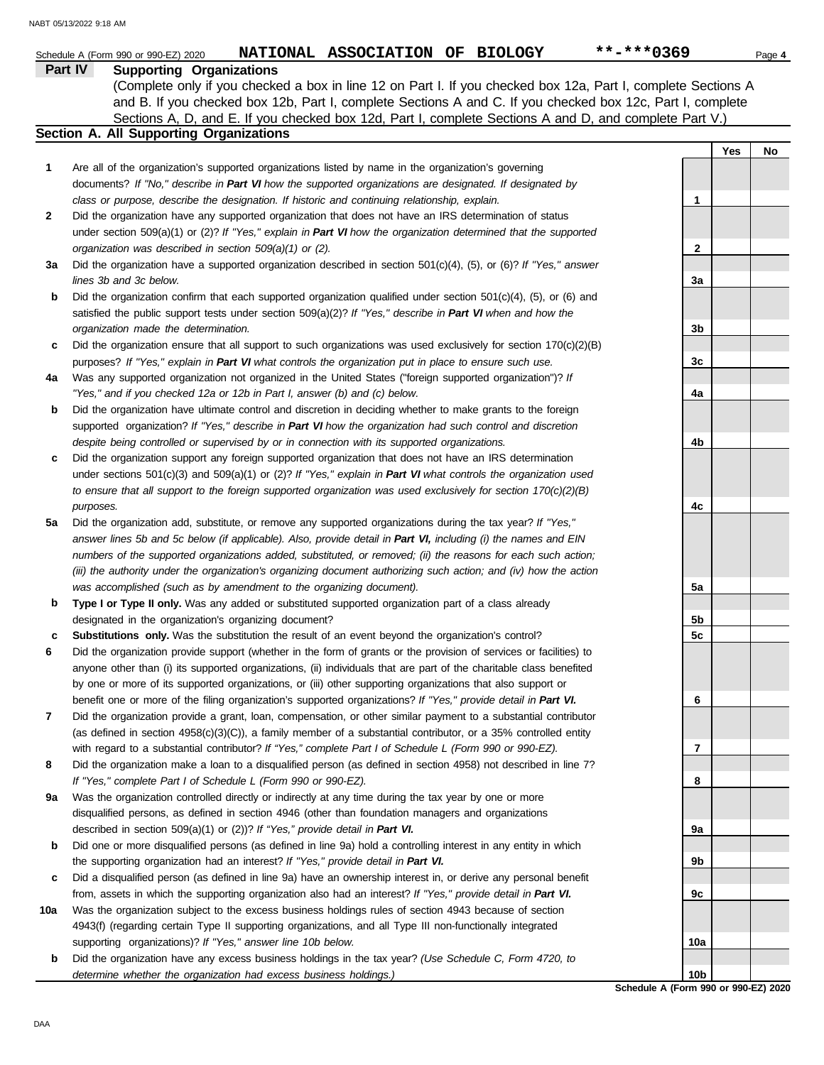Schedule A (Form 990 or 990-EZ) 2020 **NATIONAL ASSOCIATION OF BIOLOGY** **-***0369

**Part IV** **Supporting Organizations**

(Complete only if you checked a box in line 12 on Part I. If you checked box 12a, Part I, complete Sections A and B. If you checked box 12b, Part I, complete Sections A and C. If you checked box 12c, Part I, complete Sections A, D, and E. If you checked box 12d, Part I, complete Sections A and D, and complete Part V.)

## Section A. All Supporting Organizations

| | | | Yes | No |
|---|---|---|---|---|
| **1** | Are all of the organization's supported organizations listed by name in the organization's governing documents? *If "No," describe in **Part VI** how the supported organizations are designated. If designated by class or purpose, describe the designation. If historic and continuing relationship, explain.* | 1 | | |
| **2** | Did the organization have any supported organization that does not have an IRS determination of status under section 509(a)(1) or (2)? *If "Yes," explain in **Part VI** how the organization determined that the supported organization was described in section 509(a)(1) or (2).* | 2 | | |
| **3a** | Did the organization have a supported organization described in section 501(c)(4), (5), or (6)? *If "Yes," answer lines 3b and 3c below.* | 3a | | |
| **b** | Did the organization confirm that each supported organization qualified under section 501(c)(4), (5), or (6) and satisfied the public support tests under section 509(a)(2)? *If "Yes," describe in **Part VI** when and how the organization made the determination.* | 3b | | |
| **c** | Did the organization ensure that all support to such organizations was used exclusively for section 170(c)(2)(B) purposes? *If "Yes," explain in **Part VI** what controls the organization put in place to ensure such use.* | 3c | | |
| **4a** | Was any supported organization not organized in the United States ("foreign supported organization")? *If "Yes," and if you checked 12a or 12b in Part I, answer (b) and (c) below.* | 4a | | |
| **b** | Did the organization have ultimate control and discretion in deciding whether to make grants to the foreign supported organization? *If "Yes," describe in **Part VI** how the organization had such control and discretion despite being controlled or supervised by or in connection with its supported organizations.* | 4b | | |
| **c** | Did the organization support any foreign supported organization that does not have an IRS determination under sections 501(c)(3) and 509(a)(1) or (2)? *If "Yes," explain in **Part VI** what controls the organization used to ensure that all support to the foreign supported organization was used exclusively for section 170(c)(2)(B) purposes.* | 4c | | |
| **5a** | Did the organization add, substitute, or remove any supported organizations during the tax year? *If "Yes," answer lines 5b and 5c below (if applicable). Also, provide detail in **Part VI,** including (i) the names and EIN numbers of the supported organizations added, substituted, or removed; (ii) the reasons for each such action; (iii) the authority under the organization's organizing document authorizing such action; and (iv) how the action was accomplished (such as by amendment to the organizing document).* | 5a | | |
| **b** | **Type I or Type II only.** Was any added or substituted supported organization part of a class already designated in the organization's organizing document? | 5b | | |
| **c** | **Substitutions only.** Was the substitution the result of an event beyond the organization's control? | 5c | | |
| **6** | Did the organization provide support (whether in the form of grants or the provision of services or facilities) to anyone other than (i) its supported organizations, (ii) individuals that are part of the charitable class benefited by one or more of its supported organizations, or (iii) other supporting organizations that also support or benefit one or more of the filing organization's supported organizations? *If "Yes," provide detail in **Part VI.*** | 6 | | |
| **7** | Did the organization provide a grant, loan, compensation, or other similar payment to a substantial contributor (as defined in section 4958(c)(3)(C)), a family member of a substantial contributor, or a 35% controlled entity with regard to a substantial contributor? *If "Yes," complete Part I of Schedule L (Form 990 or 990-EZ).* | 7 | | |
| **8** | Did the organization make a loan to a disqualified person (as defined in section 4958) not described in line 7? *If "Yes," complete Part I of Schedule L (Form 990 or 990-EZ).* | 8 | | |
| **9a** | Was the organization controlled directly or indirectly at any time during the tax year by one or more disqualified persons, as defined in section 4946 (other than foundation managers and organizations described in section 509(a)(1) or (2))? *If "Yes," provide detail in **Part VI.*** | 9a | | |
| **b** | Did one or more disqualified persons (as defined in line 9a) hold a controlling interest in any entity in which the supporting organization had an interest? *If "Yes," provide detail in **Part VI.*** | 9b | | |
| **c** | Did a disqualified person (as defined in line 9a) have an ownership interest in, or derive any personal benefit from, assets in which the supporting organization also had an interest? *If "Yes," provide detail in **Part VI.*** | 9c | | |
| **10a** | Was the organization subject to the excess business holdings rules of section 4943 because of section 4943(f) (regarding certain Type II supporting organizations, and all Type III non-functionally integrated supporting organizations)? *If "Yes," answer line 10b below.* | 10a | | |
| **b** | Did the organization have any excess business holdings in the tax year? *(Use Schedule C, Form 4720, to determine whether the organization had excess business holdings.)* | 10b | | |

**Schedule A (Form 990 or 990-EZ) 2020**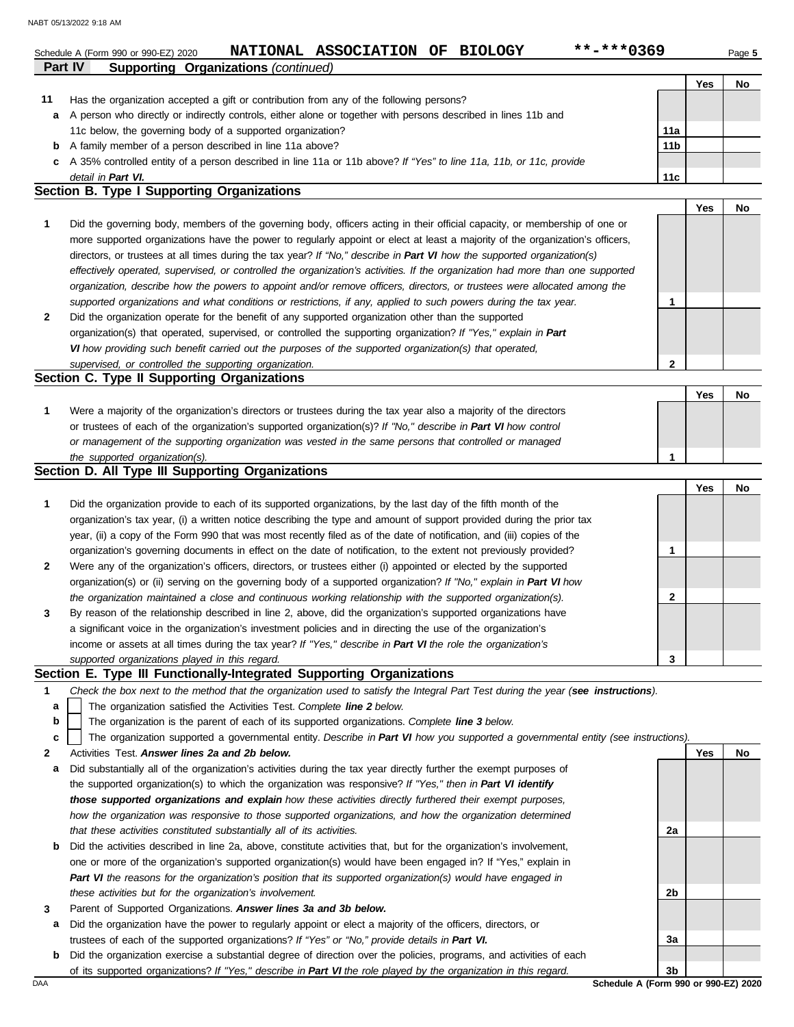Schedule A (Form 990 or 990-EZ) 2020 **NATIONAL ASSOCIATION OF BIOLOGY** **-***0369 Page **5**

**Part IV Supporting Organizations** *(continued)*

| | | | Yes | No |
|---|---|---|---|---|
| **11** | Has the organization accepted a gift or contribution from any of the following persons? | | | |
| **a** | A person who directly or indirectly controls, either alone or together with persons described in lines 11b and 11c below, the governing body of a supported organization? | **11a** | | |
| **b** | A family member of a person described in line 11a above? | **11b** | | |
| **c** | A 35% controlled entity of a person described in line 11a or 11b above? *If "Yes" to line 11a, 11b, or 11c, provide detail in* ***Part VI.*** | **11c** | | |

## Section B. Type I Supporting Organizations

| | | | Yes | No |
|---|---|---|---|---|
| **1** | Did the governing body, members of the governing body, officers acting in their official capacity, or membership of one or more supported organizations have the power to regularly appoint or elect at least a majority of the organization's officers, directors, or trustees at all times during the tax year? *If "No," describe in* ***Part VI*** *how the supported organization(s) effectively operated, supervised, or controlled the organization's activities. If the organization had more than one supported organization, describe how the powers to appoint and/or remove officers, directors, or trustees were allocated among the supported organizations and what conditions or restrictions, if any, applied to such powers during the tax year.* | **1** | | |
| **2** | Did the organization operate for the benefit of any supported organization other than the supported organization(s) that operated, supervised, or controlled the supporting organization? *If "Yes," explain in* ***Part VI*** *how providing such benefit carried out the purposes of the supported organization(s) that operated, supervised, or controlled the supporting organization.* | **2** | | |

## Section C. Type II Supporting Organizations

| | | | Yes | No |
|---|---|---|---|---|
| **1** | Were a majority of the organization's directors or trustees during the tax year also a majority of the directors or trustees of each of the organization's supported organization(s)? *If "No," describe in* ***Part VI*** *how control or management of the supporting organization was vested in the same persons that controlled or managed the supported organization(s).* | **1** | | |

## Section D. All Type III Supporting Organizations

| | | | Yes | No |
|---|---|---|---|---|
| **1** | Did the organization provide to each of its supported organizations, by the last day of the fifth month of the organization's tax year, (i) a written notice describing the type and amount of support provided during the prior tax year, (ii) a copy of the Form 990 that was most recently filed as of the date of notification, and (iii) copies of the organization's governing documents in effect on the date of notification, to the extent not previously provided? | **1** | | |
| **2** | Were any of the organization's officers, directors, or trustees either (i) appointed or elected by the supported organization(s) or (ii) serving on the governing body of a supported organization? *If "No," explain in* ***Part VI*** *how the organization maintained a close and continuous working relationship with the supported organization(s).* | **2** | | |
| **3** | By reason of the relationship described in line 2, above, did the organization's supported organizations have a significant voice in the organization's investment policies and in directing the use of the organization's income or assets at all times during the tax year? *If "Yes," describe in* ***Part VI*** *the role the organization's supported organizations played in this regard.* | **3** | | |

## Section E. Type III Functionally-Integrated Supporting Organizations

**1** *Check the box next to the method that the organization used to satisfy the Integral Part Test during the year (****see instructions****).*

- **a** ☐ The organization satisfied the Activities Test. *Complete* ***line 2*** *below.*
- **b** ☐ The organization is the parent of each of its supported organizations. *Complete* ***line 3*** *below.*
- **c** ☐ The organization supported a governmental entity. *Describe in* ***Part VI*** *how you supported a governmental entity (see instructions).*

| | | | Yes | No |
|---|---|---|---|---|
| **2** | Activities Test. ***Answer lines 2a and 2b below.*** | | | |
| **a** | Did substantially all of the organization's activities during the tax year directly further the exempt purposes of the supported organization(s) to which the organization was responsive? *If "Yes," then in* ***Part VI identify those supported organizations and explain*** *how these activities directly furthered their exempt purposes, how the organization was responsive to those supported organizations, and how the organization determined that these activities constituted substantially all of its activities.* | **2a** | | |
| **b** | Did the activities described in line 2a, above, constitute activities that, but for the organization's involvement, one or more of the organization's supported organization(s) would have been engaged in? If "Yes," explain in ***Part VI*** *the reasons for the organization's position that its supported organization(s) would have engaged in these activities but for the organization's involvement.* | **2b** | | |
| **3** | Parent of Supported Organizations. ***Answer lines 3a and 3b below.*** | | | |
| **a** | Did the organization have the power to regularly appoint or elect a majority of the officers, directors, or trustees of each of the supported organizations? *If "Yes" or "No," provide details in* ***Part VI.*** | **3a** | | |
| **b** | Did the organization exercise a substantial degree of direction over the policies, programs, and activities of each of its supported organizations? *If "Yes," describe in* ***Part VI*** *the role played by the organization in this regard.* | **3b** | | |

**Schedule A (Form 990 or 990-EZ) 2020**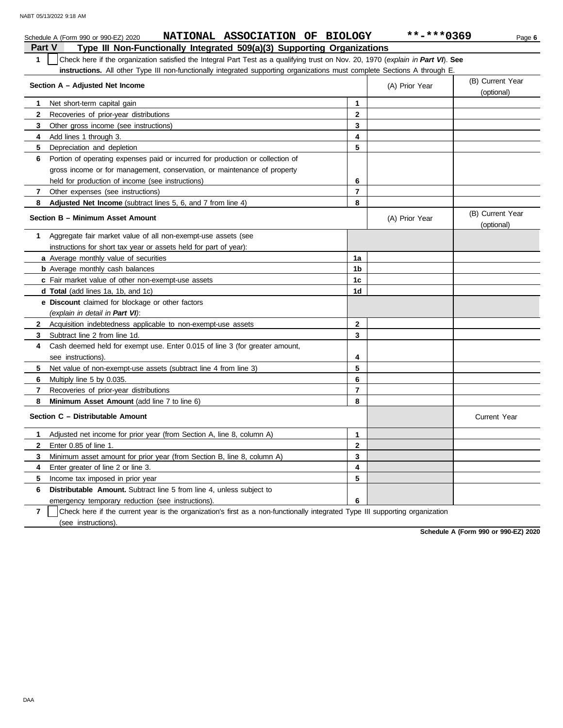Schedule A (Form 990 or 990-EZ) 2020 **NATIONAL ASSOCIATION OF BIOLOGY** **-***0369 Page **6**

## Part V Type III Non-Functionally Integrated 509(a)(3) Supporting Organizations

**1** ☐ Check here if the organization satisfied the Integral Part Test as a qualifying trust on Nov. 20, 1970 (*explain in **Part VI***). **See instructions.** All other Type III non-functionally integrated supporting organizations must complete Sections A through E.

| **Section A – Adjusted Net Income** | | (A) Prior Year | (B) Current Year (optional) |
|---|---|---|---|
| **1** Net short-term capital gain | **1** | | |
| **2** Recoveries of prior-year distributions | **2** | | |
| **3** Other gross income (see instructions) | **3** | | |
| **4** Add lines 1 through 3. | **4** | | |
| **5** Depreciation and depletion | **5** | | |
| **6** Portion of operating expenses paid or incurred for production or collection of gross income or for management, conservation, or maintenance of property held for production of income (see instructions) | **6** | | |
| **7** Other expenses (see instructions) | **7** | | |
| **8** **Adjusted Net Income** (subtract lines 5, 6, and 7 from line 4) | **8** | | |

| **Section B – Minimum Asset Amount** | | (A) Prior Year | (B) Current Year (optional) |
|---|---|---|---|
| **1** Aggregate fair market value of all non-exempt-use assets (see instructions for short tax year or assets held for part of year): | | | |
| **a** Average monthly value of securities | **1a** | | |
| **b** Average monthly cash balances | **1b** | | |
| **c** Fair market value of other non-exempt-use assets | **1c** | | |
| **d Total** (add lines 1a, 1b, and 1c) | **1d** | | |
| **e Discount** claimed for blockage or other factors (*explain in detail in **Part VI***): | | | |
| **2** Acquisition indebtedness applicable to non-exempt-use assets | **2** | | |
| **3** Subtract line 2 from line 1d. | **3** | | |
| **4** Cash deemed held for exempt use. Enter 0.015 of line 3 (for greater amount, see instructions). | **4** | | |
| **5** Net value of non-exempt-use assets (subtract line 4 from line 3) | **5** | | |
| **6** Multiply line 5 by 0.035. | **6** | | |
| **7** Recoveries of prior-year distributions | **7** | | |
| **8** **Minimum Asset Amount** (add line 7 to line 6) | **8** | | |

| **Section C – Distributable Amount** | | | Current Year |
|---|---|---|---|
| **1** Adjusted net income for prior year (from Section A, line 8, column A) | **1** | | |
| **2** Enter 0.85 of line 1. | **2** | | |
| **3** Minimum asset amount for prior year (from Section B, line 8, column A) | **3** | | |
| **4** Enter greater of line 2 or line 3. | **4** | | |
| **5** Income tax imposed in prior year | **5** | | |
| **6** **Distributable Amount.** Subtract line 5 from line 4, unless subject to emergency temporary reduction (see instructions). | **6** | | |

**7** ☐ Check here if the current year is the organization's first as a non-functionally integrated Type III supporting organization (see instructions).

**Schedule A (Form 990 or 990-EZ) 2020**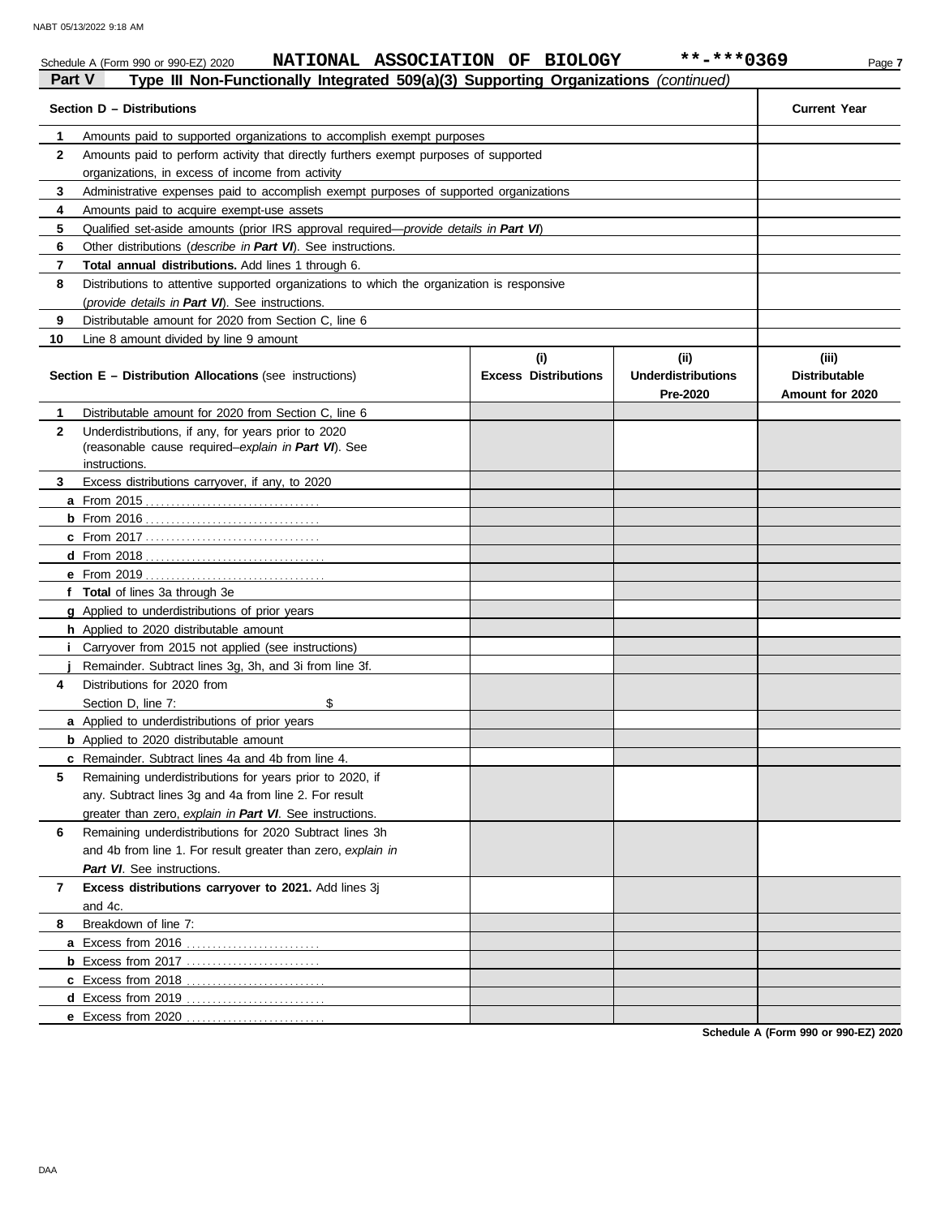Schedule A (Form 990 or 990-EZ) 2020 **NATIONAL ASSOCIATION OF BIOLOGY** **-***0369

## Part V Type III Non-Functionally Integrated 509(a)(3) Supporting Organizations *(continued)*

| Section D – Distributions | | Current Year |
|---|---|---|
| 1 | Amounts paid to supported organizations to accomplish exempt purposes | |
| 2 | Amounts paid to perform activity that directly furthers exempt purposes of supported organizations, in excess of income from activity | |
| 3 | Administrative expenses paid to accomplish exempt purposes of supported organizations | |
| 4 | Amounts paid to acquire exempt-use assets | |
| 5 | Qualified set-aside amounts (prior IRS approval required—*provide details in **Part VI***) | |
| 6 | Other distributions (*describe in **Part VI***). See instructions. | |
| 7 | **Total annual distributions.** Add lines 1 through 6. | |
| 8 | Distributions to attentive supported organizations to which the organization is responsive (*provide details in **Part VI***). See instructions. | |
| 9 | Distributable amount for 2020 from Section C, line 6 | |
| 10 | Line 8 amount divided by line 9 amount | |

| | Section E – Distribution Allocations (see instructions) | (i) Excess Distributions | (ii) Underdistributions Pre-2020 | (iii) Distributable Amount for 2020 |
|---|---|---|---|---|
| 1 | Distributable amount for 2020 from Section C, line 6 | | | |
| 2 | Underdistributions, if any, for years prior to 2020 (reasonable cause required–*explain in **Part VI***). See instructions. | | | |
| 3 | Excess distributions carryover, if any, to 2020 | | | |
| a | From 2015 | | | |
| b | From 2016 | | | |
| c | From 2017 | | | |
| d | From 2018 | | | |
| e | From 2019 | | | |
| f | **Total** of lines 3a through 3e | | | |
| g | Applied to underdistributions of prior years | | | |
| h | Applied to 2020 distributable amount | | | |
| i | Carryover from 2015 not applied (see instructions) | | | |
| j | Remainder. Subtract lines 3g, 3h, and 3i from line 3f. | | | |
| 4 | Distributions for 2020 from Section D, line 7: $ | | | |
| a | Applied to underdistributions of prior years | | | |
| b | Applied to 2020 distributable amount | | | |
| c | Remainder. Subtract lines 4a and 4b from line 4. | | | |
| 5 | Remaining underdistributions for years prior to 2020, if any. Subtract lines 3g and 4a from line 2. For result greater than zero, *explain in **Part VI***. See instructions. | | | |
| 6 | Remaining underdistributions for 2020 Subtract lines 3h and 4b from line 1. For result greater than zero, *explain in **Part VI***. See instructions. | | | |
| 7 | **Excess distributions carryover to 2021.** Add lines 3j and 4c. | | | |
| 8 | Breakdown of line 7: | | | |
| a | Excess from 2016 | | | |
| b | Excess from 2017 | | | |
| c | Excess from 2018 | | | |
| d | Excess from 2019 | | | |
| e | Excess from 2020 | | | |

**Schedule A (Form 990 or 990-EZ) 2020**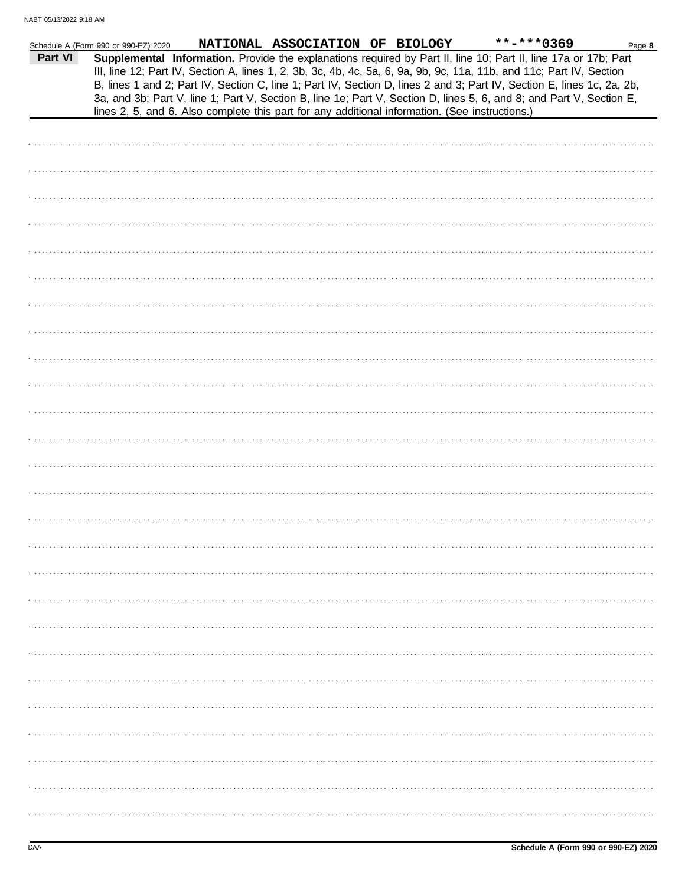Schedule A (Form 990 or 990-EZ) 2020 **NATIONAL ASSOCIATION OF BIOLOGY** **-***0369 Page **8**

**Part VI** **Supplemental Information.** Provide the explanations required by Part II, line 10; Part II, line 17a or 17b; Part III, line 12; Part IV, Section A, lines 1, 2, 3b, 3c, 4b, 4c, 5a, 6, 9a, 9b, 9c, 11a, 11b, and 11c; Part IV, Section B, lines 1 and 2; Part IV, Section C, line 1; Part IV, Section D, lines 2 and 3; Part IV, Section E, lines 1c, 2a, 2b, 3a, and 3b; Part V, line 1; Part V, Section B, line 1e; Part V, Section D, lines 5, 6, and 8; and Part V, Section E, lines 2, 5, and 6. Also complete this part for any additional information. (See instructions.)

**Schedule A (Form 990 or 990-EZ) 2020**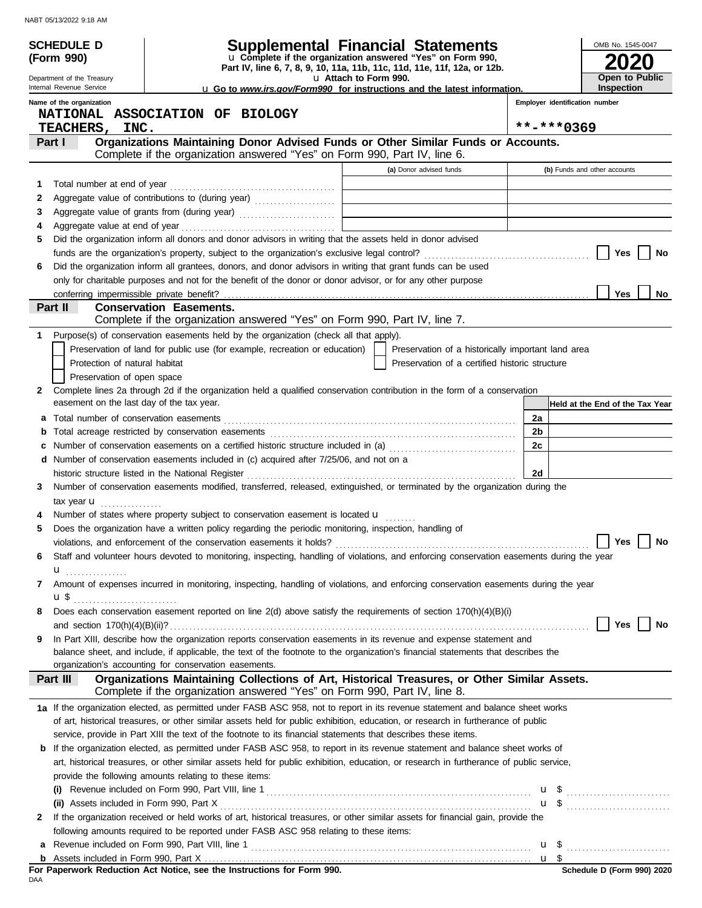**SCHEDULE D (Form 990)**

Department of the Treasury
Internal Revenue Service

# Supplemental Financial Statements

u Complete if the organization answered "Yes" on Form 990, Part IV, line 6, 7, 8, 9, 10, 11a, 11b, 11c, 11d, 11e, 11f, 12a, or 12b.

u Attach to Form 990.

u Go to *www.irs.gov/Form990* for instructions and the latest information.

OMB No. 1545-0047

**2020**

**Open to Public Inspection**

Name of the organization: NATIONAL ASSOCIATION OF BIOLOGY TEACHERS, INC.

Employer identification number: **-***0369

## Part I — Organizations Maintaining Donor Advised Funds or Other Similar Funds or Accounts.

Complete if the organization answered "Yes" on Form 990, Part IV, line 6.

| | | (a) Donor advised funds | (b) Funds and other accounts |
|---|---|---|---|
| 1 | Total number at end of year | | |
| 2 | Aggregate value of contributions to (during year) | | |
| 3 | Aggregate value of grants from (during year) | | |
| 4 | Aggregate value at end of year | | |

5 Did the organization inform all donors and donor advisors in writing that the assets held in donor advised funds are the organization's property, subject to the organization's exclusive legal control? Yes No

6 Did the organization inform all grantees, donors, and donor advisors in writing that grant funds can be used only for charitable purposes and not for the benefit of the donor or donor advisor, or for any other purpose conferring impermissible private benefit? Yes No

## Part II — Conservation Easements.

Complete if the organization answered "Yes" on Form 990, Part IV, line 7.

1 Purpose(s) of conservation easements held by the organization (check all that apply).

- Preservation of land for public use (for example, recreation or education)
- Protection of natural habitat
- Preservation of open space
- Preservation of a historically important land area
- Preservation of a certified historic structure

2 Complete lines 2a through 2d if the organization held a qualified conservation contribution in the form of a conservation easement on the last day of the tax year.

| | | | Held at the End of the Tax Year |
|---|---|---|---|
| a | Total number of conservation easements | 2a | |
| b | Total acreage restricted by conservation easements | 2b | |
| c | Number of conservation easements on a certified historic structure included in (a) | 2c | |
| d | Number of conservation easements included in (c) acquired after 7/25/06, and not on a historic structure listed in the National Register | 2d | |

3 Number of conservation easements modified, transferred, released, extinguished, or terminated by the organization during the tax year u

4 Number of states where property subject to conservation easement is located u

5 Does the organization have a written policy regarding the periodic monitoring, inspection, handling of violations, and enforcement of the conservation easements it holds? Yes No

6 Staff and volunteer hours devoted to monitoring, inspecting, handling of violations, and enforcing conservation easements during the year u

7 Amount of expenses incurred in monitoring, inspecting, handling of violations, and enforcing conservation easements during the year u $

8 Does each conservation easement reported on line 2(d) above satisfy the requirements of section 170(h)(4)(B)(i) and section 170(h)(4)(B)(ii)? Yes No

9 In Part XIII, describe how the organization reports conservation easements in its revenue and expense statement and balance sheet, and include, if applicable, the text of the footnote to the organization's financial statements that describes the organization's accounting for conservation easements.

## Part III — Organizations Maintaining Collections of Art, Historical Treasures, or Other Similar Assets.

Complete if the organization answered "Yes" on Form 990, Part IV, line 8.

1a If the organization elected, as permitted under FASB ASC 958, not to report in its revenue statement and balance sheet works of art, historical treasures, or other similar assets held for public exhibition, education, or research in furtherance of public service, provide in Part XIII the text of the footnote to its financial statements that describes these items.

b If the organization elected, as permitted under FASB ASC 958, to report in its revenue statement and balance sheet works of art, historical treasures, or other similar assets held for public exhibition, education, or research in furtherance of public service, provide the following amounts relating to these items:

(i) Revenue included on Form 990, Part VIII, line 1 u $

(ii) Assets included in Form 990, Part X u $

2 If the organization received or held works of art, historical treasures, or other similar assets for financial gain, provide the following amounts required to be reported under FASB ASC 958 relating to these items:

a Revenue included on Form 990, Part VIII, line 1 u $

b Assets included in Form 990, Part X u $

**For Paperwork Reduction Act Notice, see the Instructions for Form 990.**

DAA

**Schedule D (Form 990) 2020**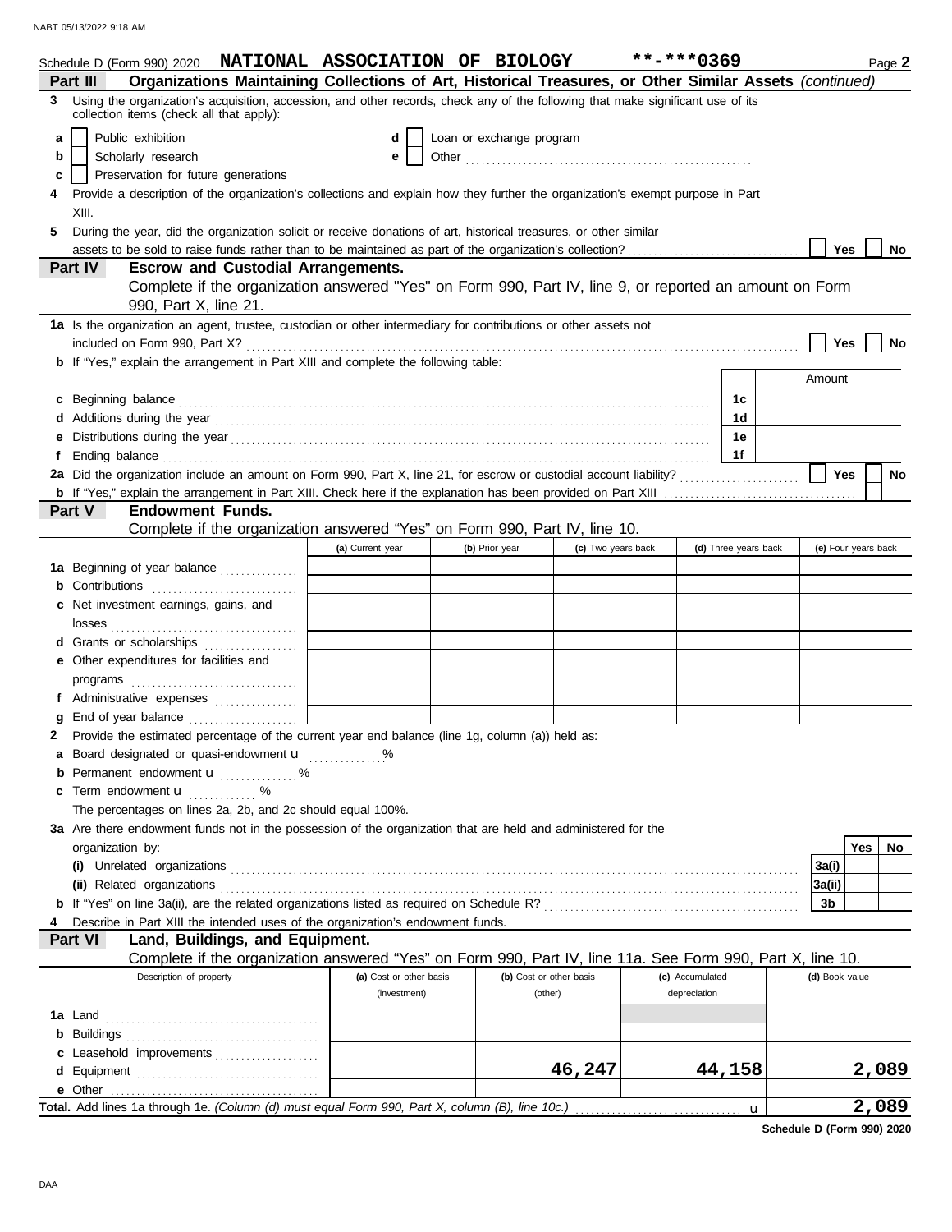Schedule D (Form 990) 2020 **NATIONAL ASSOCIATION OF BIOLOGY** **\*\*-\*\*\*0369** Page **2**

## Part III Organizations Maintaining Collections of Art, Historical Treasures, or Other Similar Assets *(continued)*

**3** Using the organization's acquisition, accession, and other records, check any of the following that make significant use of its collection items (check all that apply):

- **a** ☐ Public exhibition
- **b** ☐ Scholarly research
- **c** ☐ Preservation for future generations
- **d** ☐ Loan or exchange program
- **e** ☐ Other

**4** Provide a description of the organization's collections and explain how they further the organization's exempt purpose in Part XIII.

**5** During the year, did the organization solicit or receive donations of art, historical treasures, or other similar assets to be sold to raise funds rather than to be maintained as part of the organization's collection? ☐ Yes ☐ No

## Part IV Escrow and Custodial Arrangements.

Complete if the organization answered "Yes" on Form 990, Part IV, line 9, or reported an amount on Form 990, Part X, line 21.

**1a** Is the organization an agent, trustee, custodian or other intermediary for contributions or other assets not included on Form 990, Part X? ☐ Yes ☐ No

**b** If "Yes," explain the arrangement in Part XIII and complete the following table:

| | | Amount |
|---|---|---|
| **c** Beginning balance | 1c | |
| **d** Additions during the year | 1d | |
| **e** Distributions during the year | 1e | |
| **f** Ending balance | 1f | |

**2a** Did the organization include an amount on Form 990, Part X, line 21, for escrow or custodial account liability? ☐ Yes ☐ No

**b** If "Yes," explain the arrangement in Part XIII. Check here if the explanation has been provided on Part XIII ☐

## Part V Endowment Funds.

Complete if the organization answered "Yes" on Form 990, Part IV, line 10.

| | (a) Current year | (b) Prior year | (c) Two years back | (d) Three years back | (e) Four years back |
|---|---|---|---|---|---|
| **1a** Beginning of year balance | | | | | |
| **b** Contributions | | | | | |
| **c** Net investment earnings, gains, and losses | | | | | |
| **d** Grants or scholarships | | | | | |
| **e** Other expenditures for facilities and programs | | | | | |
| **f** Administrative expenses | | | | | |
| **g** End of year balance | | | | | |

**2** Provide the estimated percentage of the current year end balance (line 1g, column (a)) held as:

- **a** Board designated or quasi-endowment ______ %
- **b** Permanent endowment ______ %
- **c** Term endowment ______ %

The percentages on lines 2a, 2b, and 2c should equal 100%.

**3a** Are there endowment funds not in the possession of the organization that are held and administered for the organization by:

| | | Yes | No |
|---|---|---|---|
| **(i)** Unrelated organizations | 3a(i) | | |
| **(ii)** Related organizations | 3a(ii) | | |
| **b** If "Yes" on line 3a(ii), are the related organizations listed as required on Schedule R? | 3b | | |

**4** Describe in Part XIII the intended uses of the organization's endowment funds.

## Part VI Land, Buildings, and Equipment.

Complete if the organization answered "Yes" on Form 990, Part IV, line 11a. See Form 990, Part X, line 10.

| Description of property | (a) Cost or other basis (investment) | (b) Cost or other basis (other) | (c) Accumulated depreciation | (d) Book value |
|---|---|---|---|---|
| **1a** Land | | | | |
| **b** Buildings | | | | |
| **c** Leasehold improvements | | | | |
| **d** Equipment | | 46,247 | 44,158 | 2,089 |
| **e** Other | | | | |
| **Total.** Add lines 1a through 1e. *(Column (d) must equal Form 990, Part X, column (B), line 10c.)* | | | | 2,089 |

**Schedule D (Form 990) 2020**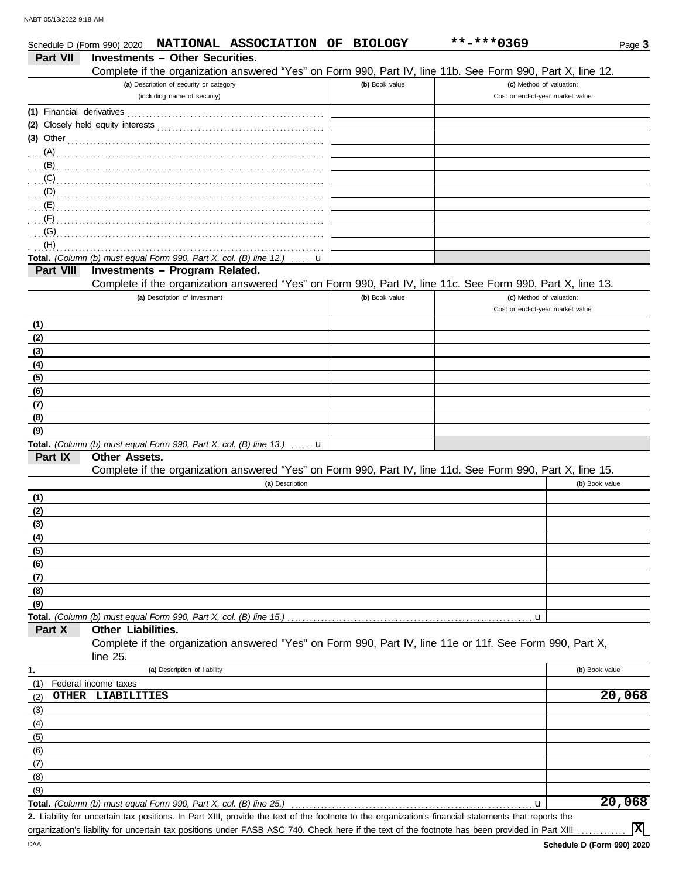Schedule D (Form 990) 2020 **NATIONAL ASSOCIATION OF BIOLOGY** **-***0369 Page **3**

## Part VII Investments – Other Securities.

Complete if the organization answered "Yes" on Form 990, Part IV, line 11b. See Form 990, Part X, line 12.

| (a) Description of security or category (including name of security) | (b) Book value | (c) Method of valuation: Cost or end-of-year market value |
|---|---|---|
| (1) Financial derivatives | | |
| (2) Closely held equity interests | | |
| (3) Other | | |
| (A) | | |
| (B) | | |
| (C) | | |
| (D) | | |
| (E) | | |
| (F) | | |
| (G) | | |
| (H) | | |
| **Total.** *(Column (b) must equal Form 990, Part X, col. (B) line 12.)* u | | |

## Part VIII Investments – Program Related.

Complete if the organization answered "Yes" on Form 990, Part IV, line 11c. See Form 990, Part X, line 13.

| (a) Description of investment | (b) Book value | (c) Method of valuation: Cost or end-of-year market value |
|---|---|---|
| (1) | | |
| (2) | | |
| (3) | | |
| (4) | | |
| (5) | | |
| (6) | | |
| (7) | | |
| (8) | | |
| (9) | | |
| **Total.** *(Column (b) must equal Form 990, Part X, col. (B) line 13.)* u | | |

## Part IX Other Assets.

Complete if the organization answered "Yes" on Form 990, Part IV, line 11d. See Form 990, Part X, line 15.

| (a) Description | (b) Book value |
|---|---|
| (1) | |
| (2) | |
| (3) | |
| (4) | |
| (5) | |
| (6) | |
| (7) | |
| (8) | |
| (9) | |
| **Total.** *(Column (b) must equal Form 990, Part X, col. (B) line 15.)* u | |

## Part X Other Liabilities.

Complete if the organization answered "Yes" on Form 990, Part IV, line 11e or 11f. See Form 990, Part X, line 25.

| 1. (a) Description of liability | (b) Book value |
|---|---|
| (1) Federal income taxes | |
| (2) **OTHER LIABILITIES** | **20,068** |
| (3) | |
| (4) | |
| (5) | |
| (6) | |
| (7) | |
| (8) | |
| (9) | |
| **Total.** *(Column (b) must equal Form 990, Part X, col. (B) line 25.)* u | **20,068** |

**2.** Liability for uncertain tax positions. In Part XIII, provide the text of the footnote to the organization's financial statements that reports the organization's liability for uncertain tax positions under FASB ASC 740. Check here if the text of the footnote has been provided in Part XIII .............. **[X]**

Schedule D (Form 990) 2020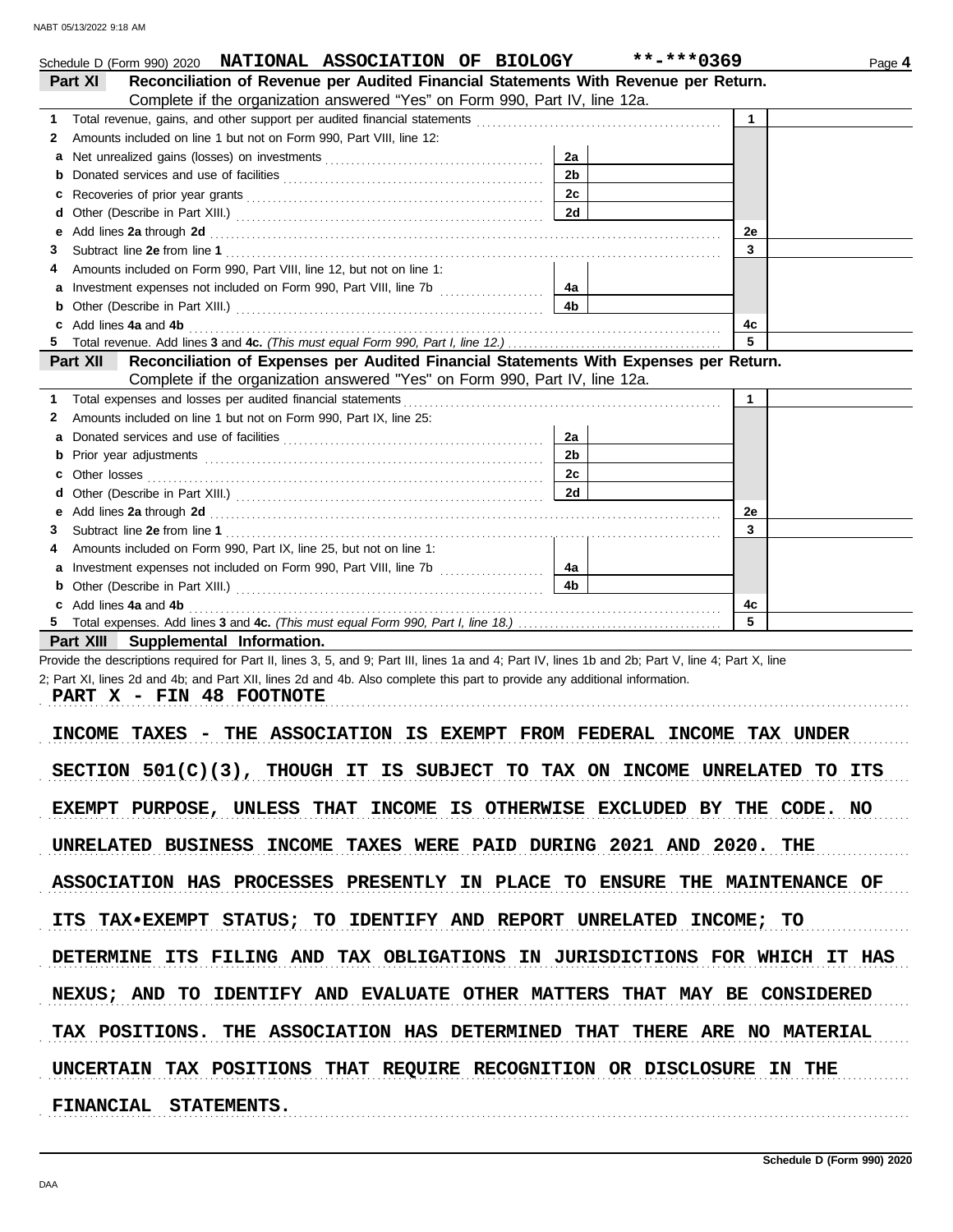Schedule D (Form 990) 2020 **NATIONAL ASSOCIATION OF BIOLOGY** **-***0369 Page **4**

## Part XI Reconciliation of Revenue per Audited Financial Statements With Revenue per Return.

Complete if the organization answered "Yes" on Form 990, Part IV, line 12a.

| | | | | | |
|---|---|---|---|---|---|
| **1** | Total revenue, gains, and other support per audited financial statements | | | 1 | |
| **2** | Amounts included on line 1 but not on Form 990, Part VIII, line 12: | | | | |
| **a** | Net unrealized gains (losses) on investments | 2a | | | |
| **b** | Donated services and use of facilities | 2b | | | |
| **c** | Recoveries of prior year grants | 2c | | | |
| **d** | Other (Describe in Part XIII.) | 2d | | | |
| **e** | Add lines **2a** through **2d** | | | 2e | |
| **3** | Subtract line **2e** from line **1** | | | 3 | |
| **4** | Amounts included on Form 990, Part VIII, line 12, but not on line 1: | | | | |
| **a** | Investment expenses not included on Form 990, Part VIII, line 7b | 4a | | | |
| **b** | Other (Describe in Part XIII.) | 4b | | | |
| **c** | Add lines **4a** and **4b** | | | 4c | |
| **5** | Total revenue. Add lines **3** and **4c.** *(This must equal Form 990, Part I, line 12.)* | | | 5 | |

## Part XII Reconciliation of Expenses per Audited Financial Statements With Expenses per Return.

Complete if the organization answered "Yes" on Form 990, Part IV, line 12a.

| | | | | | |
|---|---|---|---|---|---|
| **1** | Total expenses and losses per audited financial statements | | | 1 | |
| **2** | Amounts included on line 1 but not on Form 990, Part IX, line 25: | | | | |
| **a** | Donated services and use of facilities | 2a | | | |
| **b** | Prior year adjustments | 2b | | | |
| **c** | Other losses | 2c | | | |
| **d** | Other (Describe in Part XIII.) | 2d | | | |
| **e** | Add lines **2a** through **2d** | | | 2e | |
| **3** | Subtract line **2e** from line **1** | | | 3 | |
| **4** | Amounts included on Form 990, Part IX, line 25, but not on line 1: | | | | |
| **a** | Investment expenses not included on Form 990, Part VIII, line 7b | 4a | | | |
| **b** | Other (Describe in Part XIII.) | 4b | | | |
| **c** | Add lines **4a** and **4b** | | | 4c | |
| **5** | Total expenses. Add lines **3** and **4c.** *(This must equal Form 990, Part I, line 18.)* | | | 5 | |

## Part XIII Supplemental Information.

Provide the descriptions required for Part II, lines 3, 5, and 9; Part III, lines 1a and 4; Part IV, lines 1b and 2b; Part V, line 4; Part X, line 2; Part XI, lines 2d and 4b; and Part XII, lines 2d and 4b. Also complete this part to provide any additional information.

**PART X - FIN 48 FOOTNOTE**

INCOME TAXES - THE ASSOCIATION IS EXEMPT FROM FEDERAL INCOME TAX UNDER SECTION 501(C)(3), THOUGH IT IS SUBJECT TO TAX ON INCOME UNRELATED TO ITS EXEMPT PURPOSE, UNLESS THAT INCOME IS OTHERWISE EXCLUDED BY THE CODE. NO UNRELATED BUSINESS INCOME TAXES WERE PAID DURING 2021 AND 2020. THE ASSOCIATION HAS PROCESSES PRESENTLY IN PLACE TO ENSURE THE MAINTENANCE OF ITS TAX•EXEMPT STATUS; TO IDENTIFY AND REPORT UNRELATED INCOME; TO DETERMINE ITS FILING AND TAX OBLIGATIONS IN JURISDICTIONS FOR WHICH IT HAS NEXUS; AND TO IDENTIFY AND EVALUATE OTHER MATTERS THAT MAY BE CONSIDERED TAX POSITIONS. THE ASSOCIATION HAS DETERMINED THAT THERE ARE NO MATERIAL UNCERTAIN TAX POSITIONS THAT REQUIRE RECOGNITION OR DISCLOSURE IN THE FINANCIAL STATEMENTS.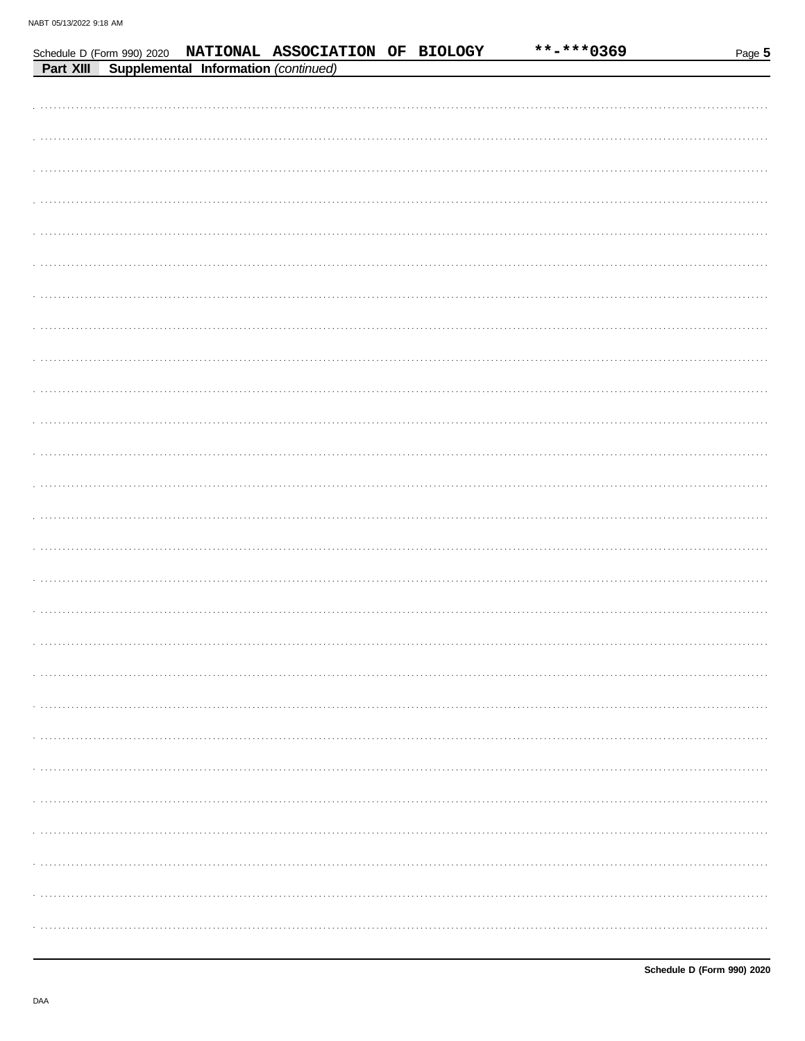Schedule D (Form 990) 2020 NATIONAL ASSOCIATION OF BIOLOGY **-***0369

**Part XIII Supplemental Information** *(continued)*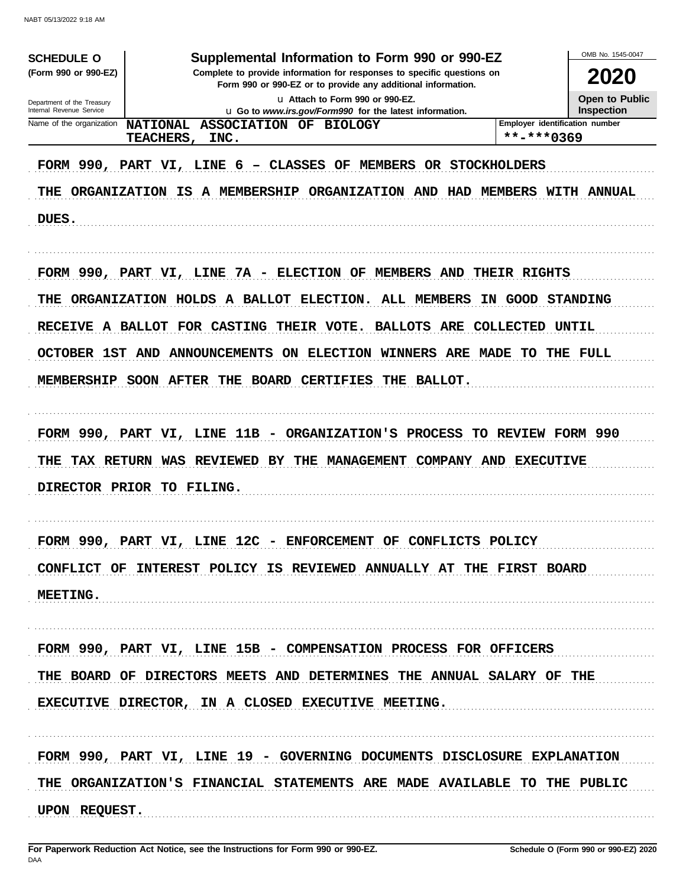**SCHEDULE O**
**(Form 990 or 990-EZ)**

Department of the Treasury
Internal Revenue Service

# Supplemental Information to Form 990 or 990-EZ

**Complete to provide information for responses to specific questions on Form 990 or 990-EZ or to provide any additional information.**

u Attach to Form 990 or 990-EZ.
u Go to *www.irs.gov/Form990* for the latest information.

OMB No. 1545-0047

**2020**

**Open to Public Inspection**

| Name of the organization | Employer identification number |
|---|---|
| NATIONAL ASSOCIATION OF BIOLOGY TEACHERS, INC. | **-***0369 |

FORM 990, PART VI, LINE 6 – CLASSES OF MEMBERS OR STOCKHOLDERS

THE ORGANIZATION IS A MEMBERSHIP ORGANIZATION AND HAD MEMBERS WITH ANNUAL DUES.

FORM 990, PART VI, LINE 7A - ELECTION OF MEMBERS AND THEIR RIGHTS

THE ORGANIZATION HOLDS A BALLOT ELECTION. ALL MEMBERS IN GOOD STANDING RECEIVE A BALLOT FOR CASTING THEIR VOTE. BALLOTS ARE COLLECTED UNTIL OCTOBER 1ST AND ANNOUNCEMENTS ON ELECTION WINNERS ARE MADE TO THE FULL MEMBERSHIP SOON AFTER THE BOARD CERTIFIES THE BALLOT.

FORM 990, PART VI, LINE 11B - ORGANIZATION'S PROCESS TO REVIEW FORM 990

THE TAX RETURN WAS REVIEWED BY THE MANAGEMENT COMPANY AND EXECUTIVE DIRECTOR PRIOR TO FILING.

FORM 990, PART VI, LINE 12C - ENFORCEMENT OF CONFLICTS POLICY

CONFLICT OF INTEREST POLICY IS REVIEWED ANNUALLY AT THE FIRST BOARD MEETING.

FORM 990, PART VI, LINE 15B - COMPENSATION PROCESS FOR OFFICERS

THE BOARD OF DIRECTORS MEETS AND DETERMINES THE ANNUAL SALARY OF THE EXECUTIVE DIRECTOR, IN A CLOSED EXECUTIVE MEETING.

FORM 990, PART VI, LINE 19 - GOVERNING DOCUMENTS DISCLOSURE EXPLANATION

THE ORGANIZATION'S FINANCIAL STATEMENTS ARE MADE AVAILABLE TO THE PUBLIC UPON REQUEST.

**For Paperwork Reduction Act Notice, see the Instructions for Form 990 or 990-EZ.** **Schedule O (Form 990 or 990-EZ) 2020**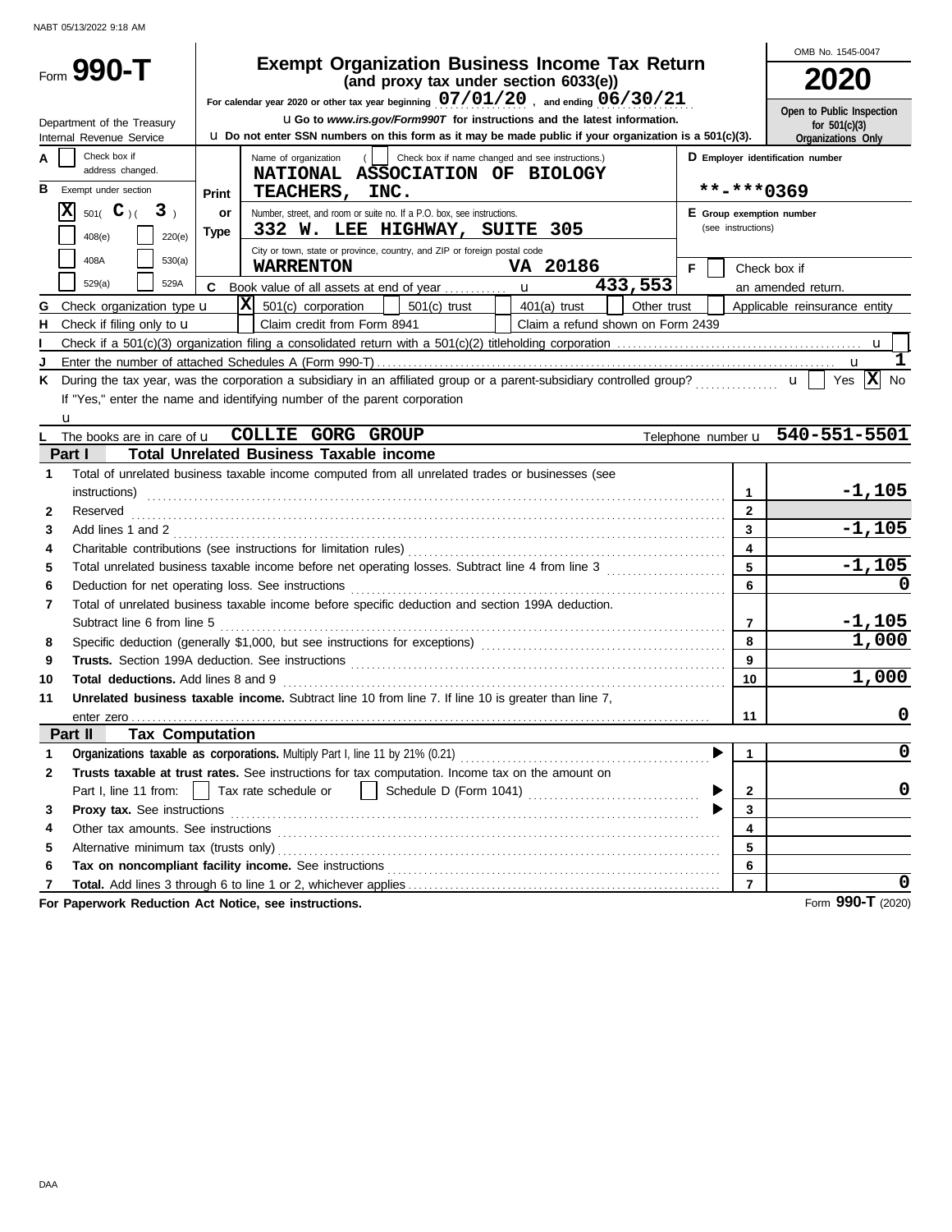NABT 05/13/2022 9:18 AM

# Form 990-T

## Exempt Organization Business Income Tax Return
**(and proxy tax under section 6033(e))**

For calendar year 2020 or other tax year beginning 07/01/20, and ending 06/30/21

Department of the Treasury
Internal Revenue Service

u Go to *www.irs.gov/Form990T* for instructions and the latest information.
u Do not enter SSN numbers on this form as it may be made public if your organization is a 501(c)(3).

OMB No. 1545-0047

**2020**

Open to Public Inspection for 501(c)(3) Organizations Only

**A** [ ] Check box if address changed.

**B** Exempt under section
[X] 501( C )( 3 )
[ ] 408(e) [ ] 220(e)
[ ] 408A [ ] 530(a)
[ ] 529(a) [ ] 529A

Print or Type

Name of organization ( [ ] Check box if name changed and see instructions.)
NATIONAL ASSOCIATION OF BIOLOGY TEACHERS, INC.

Number, street, and room or suite no. If a P.O. box, see instructions.
332 W. LEE HIGHWAY, SUITE 305

City or town, state or province, country, and ZIP or foreign postal code
WARRENTON VA 20186

**C** Book value of all assets at end of year u 433,553

**D** Employer identification number
**-***0369

**E** Group exemption number (see instructions)

**F** [ ] Check box if an amended return.

**G** Check organization type u [X] 501(c) corporation [ ] 501(c) trust [ ] 401(a) trust [ ] Other trust [ ] Applicable reinsurance entity

**H** Check if filing only to u [ ] Claim credit from Form 8941 [ ] Claim a refund shown on Form 2439

**I** Check if a 501(c)(3) organization filing a consolidated return with a 501(c)(2) titleholding corporation u [ ]

**J** Enter the number of attached Schedules A (Form 990-T) u 1

**K** During the tax year, was the corporation a subsidiary in an affiliated group or a parent-subsidiary controlled group? u [ ] Yes [X] No
If "Yes," enter the name and identifying number of the parent corporation
u

**L** The books are in care of u COLLIE GORG GROUP Telephone number u 540-551-5501

### Part I Total Unrelated Business Taxable income

| | | Line | Amount |
|---|---|---|---|
| 1 | Total of unrelated business taxable income computed from all unrelated trades or businesses (see instructions) | 1 | -1,105 |
| 2 | Reserved | 2 | |
| 3 | Add lines 1 and 2 | 3 | -1,105 |
| 4 | Charitable contributions (see instructions for limitation rules) | 4 | |
| 5 | Total unrelated business taxable income before net operating losses. Subtract line 4 from line 3 | 5 | -1,105 |
| 6 | Deduction for net operating loss. See instructions | 6 | 0 |
| 7 | Total of unrelated business taxable income before specific deduction and section 199A deduction. Subtract line 6 from line 5 | 7 | -1,105 |
| 8 | Specific deduction (generally $1,000, but see instructions for exceptions) | 8 | 1,000 |
| 9 | **Trusts.** Section 199A deduction. See instructions | 9 | |
| 10 | **Total deductions.** Add lines 8 and 9 | 10 | 1,000 |
| 11 | **Unrelated business taxable income.** Subtract line 10 from line 7. If line 10 is greater than line 7, enter zero | 11 | 0 |

### Part II Tax Computation

| | | Line | Amount |
|---|---|---|---|
| 1 | **Organizations taxable as corporations.** Multiply Part I, line 11 by 21% (0.21) | 1 | 0 |
| 2 | **Trusts taxable at trust rates.** See instructions for tax computation. Income tax on the amount on Part I, line 11 from: [ ] Tax rate schedule or [ ] Schedule D (Form 1041) | 2 | 0 |
| 3 | **Proxy tax.** See instructions | 3 | |
| 4 | Other tax amounts. See instructions | 4 | |
| 5 | Alternative minimum tax (trusts only) | 5 | |
| 6 | **Tax on noncompliant facility income.** See instructions | 6 | |
| 7 | **Total.** Add lines 3 through 6 to line 1 or 2, whichever applies | 7 | 0 |

**For Paperwork Reduction Act Notice, see instructions.** Form **990-T** (2020)

DAA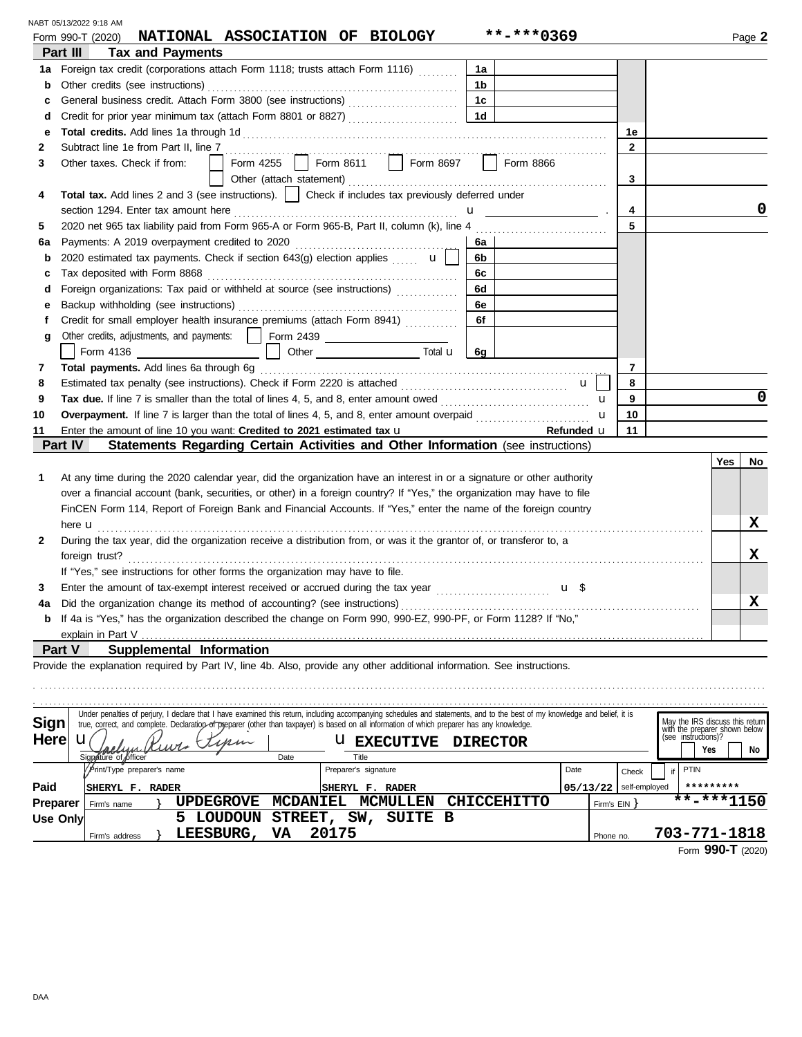NABT 05/13/2022 9:18 AM

Form 990-T (2020) **NATIONAL ASSOCIATION OF BIOLOGY** **-***0369 Page **2**

## Part III Tax and Payments

| | | | | | |
|---|---|---|---|---|---|
| **1a** | Foreign tax credit (corporations attach Form 1118; trusts attach Form 1116) | 1a | | | |
| **b** | Other credits (see instructions) | 1b | | | |
| **c** | General business credit. Attach Form 3800 (see instructions) | 1c | | | |
| **d** | Credit for prior year minimum tax (attach Form 8801 or 8827) | 1d | | | |
| **e** | **Total credits.** Add lines 1a through 1d | | | 1e | |
| **2** | Subtract line 1e from Part II, line 7 | | | 2 | |
| **3** | Other taxes. Check if from: ☐ Form 4255 ☐ Form 8611 ☐ Form 8697 ☐ Form 8866 ☐ Other (attach statement) | | | 3 | |
| **4** | **Total tax.** Add lines 2 and 3 (see instructions). ☐ Check if includes tax previously deferred under section 1294. Enter tax amount here | | | 4 | 0 |
| **5** | 2020 net 965 tax liability paid from Form 965-A or Form 965-B, Part II, column (k), line 4 | | | 5 | |
| **6a** | Payments: A 2019 overpayment credited to 2020 | 6a | | | |
| **b** | 2020 estimated tax payments. Check if section 643(g) election applies ☐ | 6b | | | |
| **c** | Tax deposited with Form 8868 | 6c | | | |
| **d** | Foreign organizations: Tax paid or withheld at source (see instructions) | 6d | | | |
| **e** | Backup withholding (see instructions) | 6e | | | |
| **f** | Credit for small employer health insurance premiums (attach Form 8941) | 6f | | | |
| **g** | Other credits, adjustments, and payments: ☐ Form 2439 ☐ Form 4136 ☐ Other Total | 6g | | | |
| **7** | **Total payments.** Add lines 6a through 6g | | | 7 | |
| **8** | Estimated tax penalty (see instructions). Check if Form 2220 is attached ☐ | | | 8 | |
| **9** | **Tax due.** If line 7 is smaller than the total of lines 4, 5, and 8, enter amount owed | | | 9 | 0 |
| **10** | **Overpayment.** If line 7 is larger than the total of lines 4, 5, and 8, enter amount overpaid | | | 10 | |
| **11** | Enter the amount of line 10 you want: **Credited to 2021 estimated tax** | | Refunded | 11 | |

## Part IV Statements Regarding Certain Activities and Other Information (see instructions)

| | | Yes | No |
|---|---|---|---|
| **1** | At any time during the 2020 calendar year, did the organization have an interest in or a signature or other authority over a financial account (bank, securities, or other) in a foreign country? If "Yes," the organization may have to file FinCEN Form 114, Report of Foreign Bank and Financial Accounts. If "Yes," enter the name of the foreign country here | | X |
| **2** | During the tax year, did the organization receive a distribution from, or was it the grantor of, or transferor to, a foreign trust? If "Yes," see instructions for other forms the organization may have to file. | | X |
| **3** | Enter the amount of tax-exempt interest received or accrued during the tax year $ | | |
| **4a** | Did the organization change its method of accounting? (see instructions) | | X |
| **b** | If 4a is "Yes," has the organization described the change on Form 990, 990-EZ, 990-PF, or Form 1128? If "No," explain in Part V | | |

## Part V Supplemental Information

Provide the explanation required by Part IV, line 4b. Also, provide any other additional information. See instructions.

**Sign Here**

Under penalties of perjury, I declare that I have examined this return, including accompanying schedules and statements, and to the best of my knowledge and belief, it is true, correct, and complete. Declaration of preparer (other than taxpayer) is based on all information of which preparer has any knowledge.

Signature of officer: [signature] | Date | Title: **EXECUTIVE DIRECTOR**

May the IRS discuss this return with the preparer shown below (see instructions)? ☐ Yes ☐ No

**Paid Preparer Use Only**

| Print/Type preparer's name | Preparer's signature | Date | Check ☐ if self-employed | PTIN |
|---|---|---|---|---|
| SHERYL F. RADER | SHERYL F. RADER | 05/13/22 | | ********* |

Firm's name: **UPDEGROVE MCDANIEL MCMULLEN CHICCEHITTO** Firm's EIN: **-***1150

Firm's address: **5 LOUDOUN STREET, SW, SUITE B LEESBURG, VA 20175** Phone no. **703-771-1818**

Form **990-T** (2020)

DAA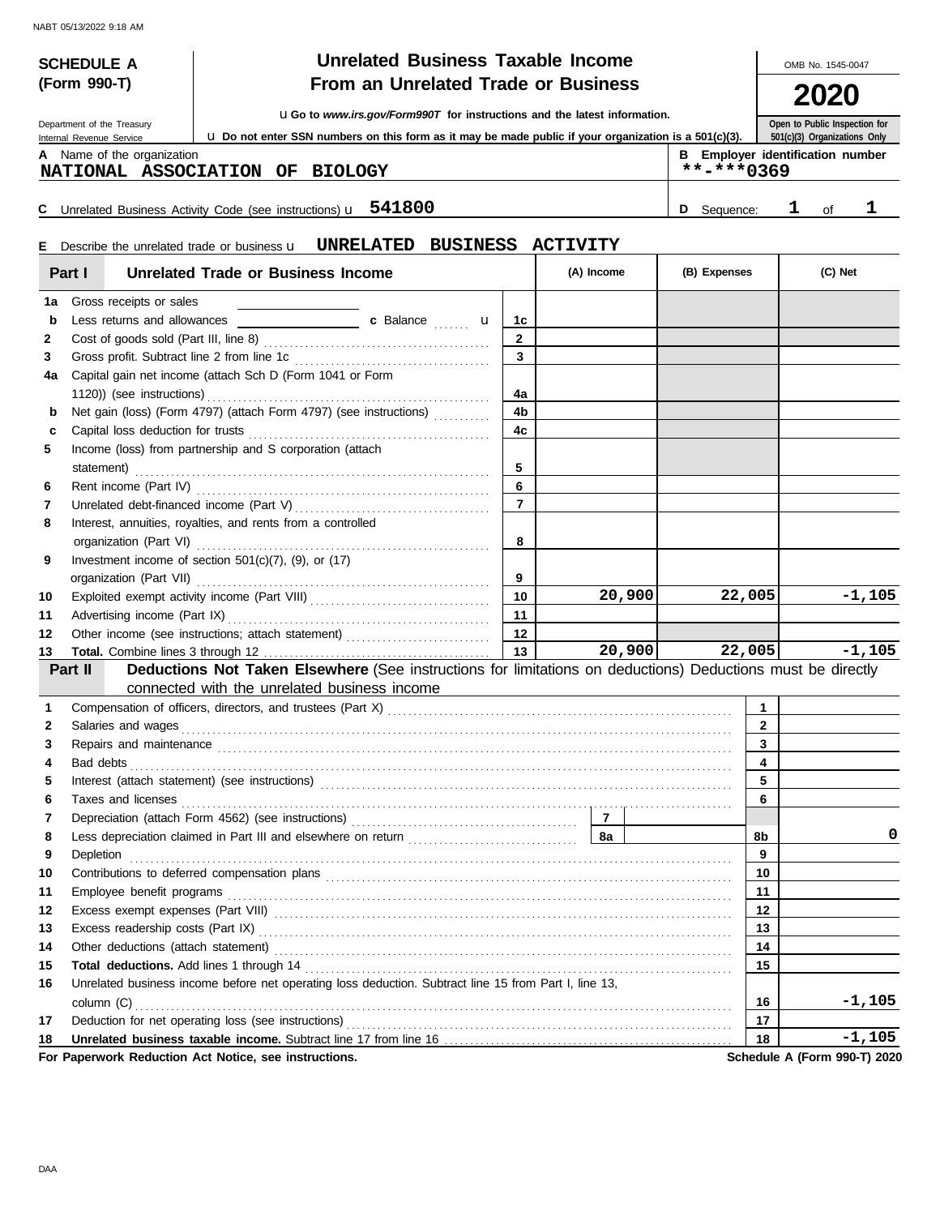NABT 05/13/2022 9:18 AM

**SCHEDULE A (Form 990-T)**

Department of the Treasury
Internal Revenue Service

# Unrelated Business Taxable Income From an Unrelated Trade or Business

u Go to *www.irs.gov/Form990T* for instructions and the latest information.

u Do not enter SSN numbers on this form as it may be made public if your organization is a 501(c)(3).

OMB No. 1545-0047

**2020**

Open to Public Inspection for 501(c)(3) Organizations Only

**A** Name of the organization
NATIONAL ASSOCIATION OF BIOLOGY

**B** Employer identification number
**-***0369

**C** Unrelated Business Activity Code (see instructions) u 541800

**D** Sequence: 1 of 1

**E** Describe the unrelated trade or business u UNRELATED BUSINESS ACTIVITY

## Part I Unrelated Trade or Business Income

| | | Line | (A) Income | (B) Expenses | (C) Net |
|---|---|---|---|---|---|
| 1a | Gross receipts or sales | | | | |
| b | Less returns and allowances ... c Balance u | 1c | | | |
| 2 | Cost of goods sold (Part III, line 8) | 2 | | | |
| 3 | Gross profit. Subtract line 2 from line 1c | 3 | | | |
| 4a | Capital gain net income (attach Sch D (Form 1041 or Form 1120)) (see instructions) | 4a | | | |
| b | Net gain (loss) (Form 4797) (attach Form 4797) (see instructions) | 4b | | | |
| c | Capital loss deduction for trusts | 4c | | | |
| 5 | Income (loss) from partnership and S corporation (attach statement) | 5 | | | |
| 6 | Rent income (Part IV) | 6 | | | |
| 7 | Unrelated debt-financed income (Part V) | 7 | | | |
| 8 | Interest, annuities, royalties, and rents from a controlled organization (Part VI) | 8 | | | |
| 9 | Investment income of section 501(c)(7), (9), or (17) organization (Part VII) | 9 | | | |
| 10 | Exploited exempt activity income (Part VIII) | 10 | 20,900 | 22,005 | -1,105 |
| 11 | Advertising income (Part IX) | 11 | | | |
| 12 | Other income (see instructions; attach statement) | 12 | | | |
| 13 | **Total.** Combine lines 3 through 12 | 13 | 20,900 | 22,005 | -1,105 |

## Part II Deductions Not Taken Elsewhere (See instructions for limitations on deductions) Deductions must be directly connected with the unrelated business income

| | | Line | Amount |
|---|---|---|---|
| 1 | Compensation of officers, directors, and trustees (Part X) | 1 | |
| 2 | Salaries and wages | 2 | |
| 3 | Repairs and maintenance | 3 | |
| 4 | Bad debts | 4 | |
| 5 | Interest (attach statement) (see instructions) | 5 | |
| 6 | Taxes and licenses | 6 | |
| 7 | Depreciation (attach Form 4562) (see instructions) ... 7 | | |
| 8 | Less depreciation claimed in Part III and elsewhere on return ... 8a | 8b | 0 |
| 9 | Depletion | 9 | |
| 10 | Contributions to deferred compensation plans | 10 | |
| 11 | Employee benefit programs | 11 | |
| 12 | Excess exempt expenses (Part VIII) | 12 | |
| 13 | Excess readership costs (Part IX) | 13 | |
| 14 | Other deductions (attach statement) | 14 | |
| 15 | **Total deductions.** Add lines 1 through 14 | 15 | |
| 16 | Unrelated business income before net operating loss deduction. Subtract line 15 from Part I, line 13, column (C) | 16 | -1,105 |
| 17 | Deduction for net operating loss (see instructions) | 17 | |
| 18 | **Unrelated business taxable income.** Subtract line 17 from line 16 | 18 | -1,105 |

**For Paperwork Reduction Act Notice, see instructions.**

**Schedule A (Form 990-T) 2020**

DAA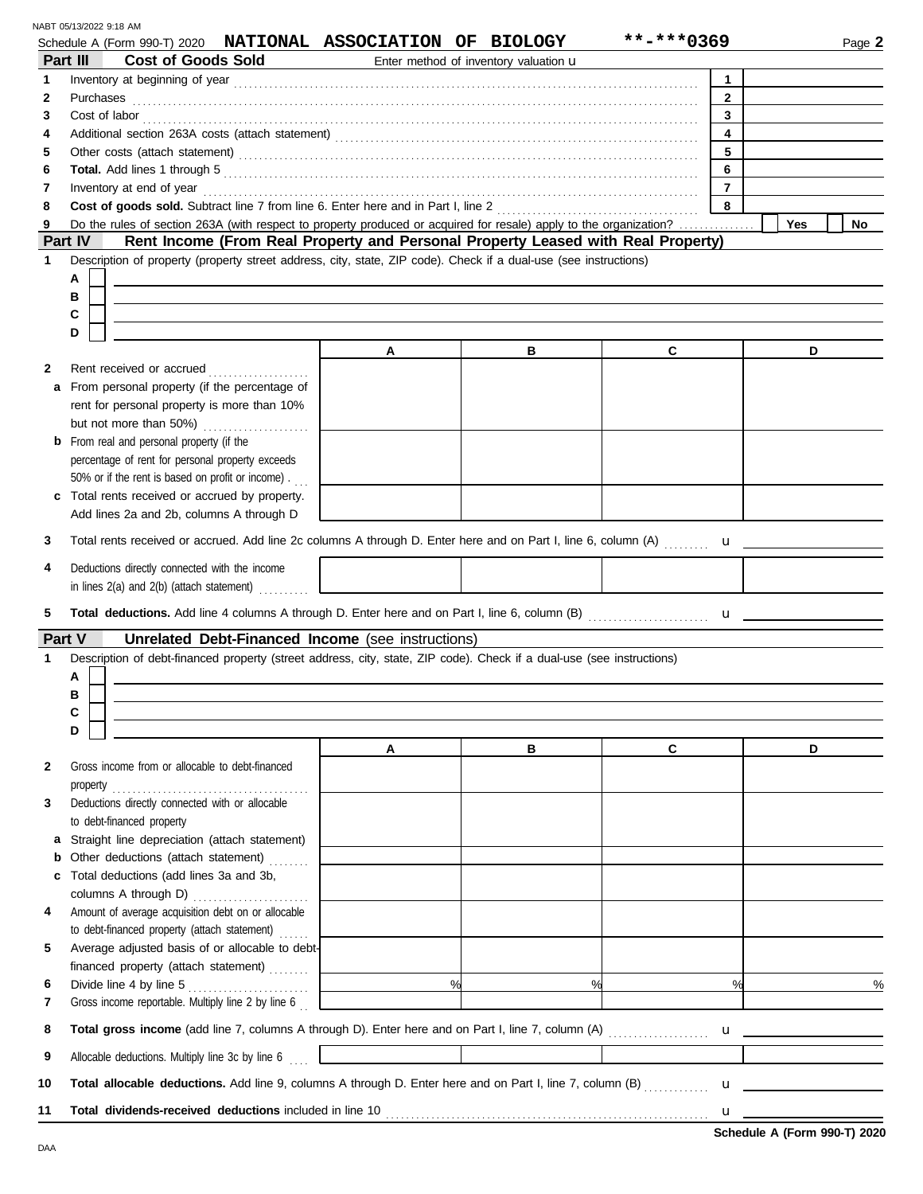Schedule A (Form 990-T) 2020 **NATIONAL ASSOCIATION OF BIOLOGY** **-***0369

## Part III Cost of Goods Sold

Enter method of inventory valuation u

| | | | |
|---|---|---|---|
| 1 | Inventory at beginning of year | 1 | |
| 2 | Purchases | 2 | |
| 3 | Cost of labor | 3 | |
| 4 | Additional section 263A costs (attach statement) | 4 | |
| 5 | Other costs (attach statement) | 5 | |
| 6 | **Total.** Add lines 1 through 5 | 6 | |
| 7 | Inventory at end of year | 7 | |
| 8 | **Cost of goods sold.** Subtract line 7 from line 6. Enter here and in Part I, line 2 | 8 | |
| 9 | Do the rules of section 263A (with respect to property produced or acquired for resale) apply to the organization? | | Yes / No |

## Part IV Rent Income (From Real Property and Personal Property Leased with Real Property)

1 Description of property (property street address, city, state, ZIP code). Check if a dual-use (see instructions)

A
B
C
D

| | | A | B | C | D |
|---|---|---|---|---|---|
| 2 | Rent received or accrued | | | | |
| a | From personal property (if the percentage of rent for personal property is more than 10% but not more than 50%) | | | | |
| b | From real and personal property (if the percentage of rent for personal property exceeds 50% or if the rent is based on profit or income) | | | | |
| c | Total rents received or accrued by property. Add lines 2a and 2b, columns A through D | | | | |

3 Total rents received or accrued. Add line 2c columns A through D. Enter here and on Part I, line 6, column (A) u

| | | A | B | C | D |
|---|---|---|---|---|---|
| 4 | Deductions directly connected with the income in lines 2(a) and 2(b) (attach statement) | | | | |

5 **Total deductions.** Add line 4 columns A through D. Enter here and on Part I, line 6, column (B) u

## Part V Unrelated Debt-Financed Income (see instructions)

1 Description of debt-financed property (street address, city, state, ZIP code). Check if a dual-use (see instructions)

A
B
C
D

| | | A | B | C | D |
|---|---|---|---|---|---|
| 2 | Gross income from or allocable to debt-financed property | | | | |
| 3 | Deductions directly connected with or allocable to debt-financed property | | | | |
| a | Straight line depreciation (attach statement) | | | | |
| b | Other deductions (attach statement) | | | | |
| c | Total deductions (add lines 3a and 3b, columns A through D) | | | | |
| 4 | Amount of average acquisition debt on or allocable to debt-financed property (attach statement) | | | | |
| 5 | Average adjusted basis of or allocable to debt-financed property (attach statement) | | | | |
| 6 | Divide line 4 by line 5 | % | % | % | % |
| 7 | Gross income reportable. Multiply line 2 by line 6 | | | | |

8 **Total gross income** (add line 7, columns A through D). Enter here and on Part I, line 7, column (A) u

| | | A | B | C | D |
|---|---|---|---|---|---|
| 9 | Allocable deductions. Multiply line 3c by line 6 | | | | |

10 **Total allocable deductions.** Add line 9, columns A through D. Enter here and on Part I, line 7, column (B) u

11 **Total dividends-received deductions** included in line 10 u

**Schedule A (Form 990-T) 2020**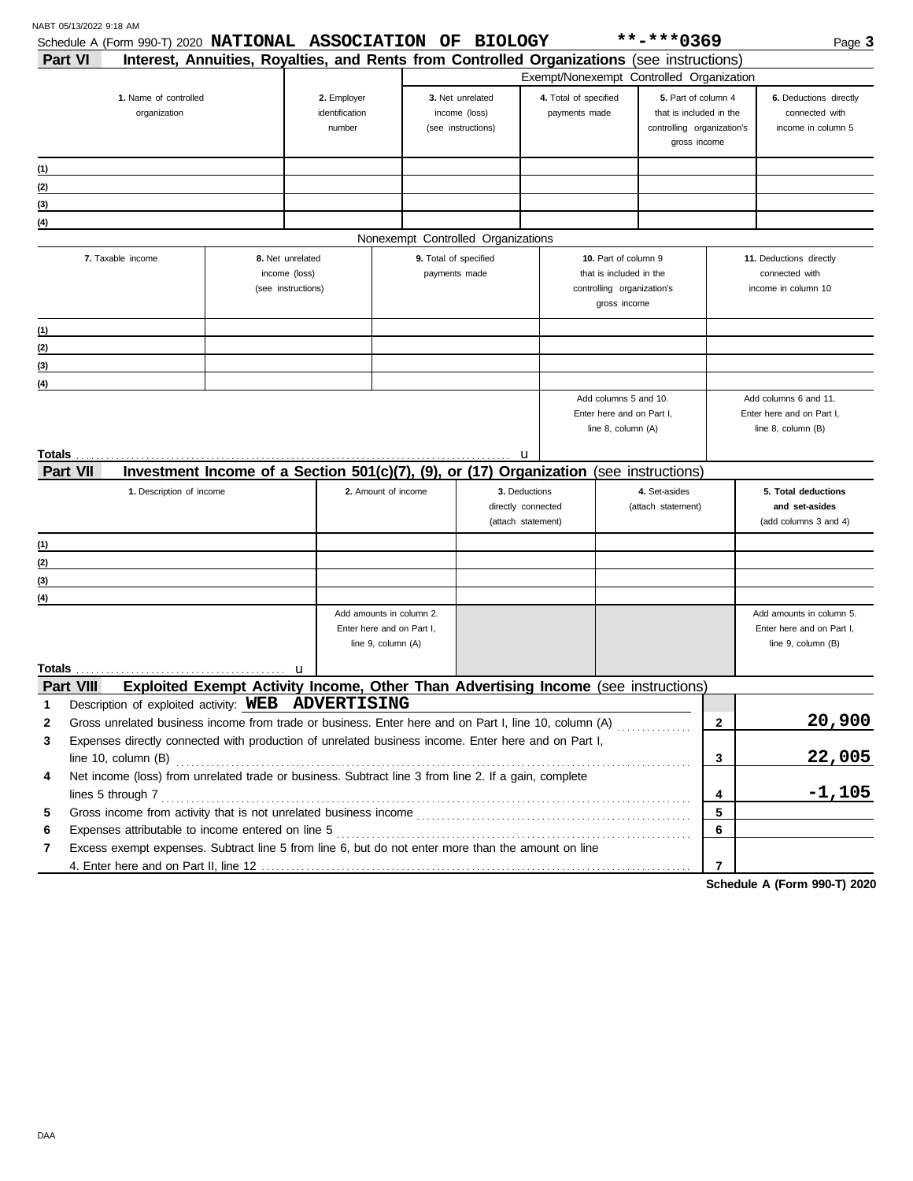Schedule A (Form 990-T) 2020 **NATIONAL ASSOCIATION OF BIOLOGY** **-***0369

## Part VI Interest, Annuities, Royalties, and Rents from Controlled Organizations (see instructions)

| | | Exempt/Nonexempt Controlled Organization | | | |
|---|---|---|---|---|---|
| **1.** Name of controlled organization | **2.** Employer identification number | **3.** Net unrelated income (loss) (see instructions) | **4.** Total of specified payments made | **5.** Part of column 4 that is included in the controlling organization's gross income | **6.** Deductions directly connected with income in column 5 |
| (1) | | | | | |
| (2) | | | | | |
| (3) | | | | | |
| (4) | | | | | |

Nonexempt Controlled Organizations

| **7.** Taxable income | **8.** Net unrelated income (loss) (see instructions) | **9.** Total of specified payments made | **10.** Part of column 9 that is included in the controlling organization's gross income | **11.** Deductions directly connected with income in column 10 |
|---|---|---|---|---|
| (1) | | | | |
| (2) | | | | |
| (3) | | | | |
| (4) | | | | |
| | | | Add columns 5 and 10. Enter here and on Part I, line 8, column (A) | Add columns 6 and 11. Enter here and on Part I, line 8, column (B) |
| **Totals** ... u | | | | |

## Part VII Investment Income of a Section 501(c)(7), (9), or (17) Organization (see instructions)

| **1.** Description of income | **2.** Amount of income | **3.** Deductions directly connected (attach statement) | **4.** Set-asides (attach statement) | **5. Total deductions and set-asides** (add columns 3 and 4) |
|---|---|---|---|---|
| (1) | | | | |
| (2) | | | | |
| (3) | | | | |
| (4) | | | | |
| | Add amounts in column 2. Enter here and on Part I, line 9, column (A) | | | Add amounts in column 5. Enter here and on Part I, line 9, column (B) |
| **Totals** ... u | | | | |

## Part VIII Exploited Exempt Activity Income, Other Than Advertising Income (see instructions)

| | | Line | Amount |
|---|---|---|---|
| 1 | Description of exploited activity: **WEB ADVERTISING** | | |
| 2 | Gross unrelated business income from trade or business. Enter here and on Part I, line 10, column (A) | 2 | 20,900 |
| 3 | Expenses directly connected with production of unrelated business income. Enter here and on Part I, line 10, column (B) | 3 | 22,005 |
| 4 | Net income (loss) from unrelated trade or business. Subtract line 3 from line 2. If a gain, complete lines 5 through 7 | 4 | -1,105 |
| 5 | Gross income from activity that is not unrelated business income | 5 | |
| 6 | Expenses attributable to income entered on line 5 | 6 | |
| 7 | Excess exempt expenses. Subtract line 5 from line 6, but do not enter more than the amount on line 4. Enter here and on Part II, line 12 | 7 | |

**Schedule A (Form 990-T) 2020**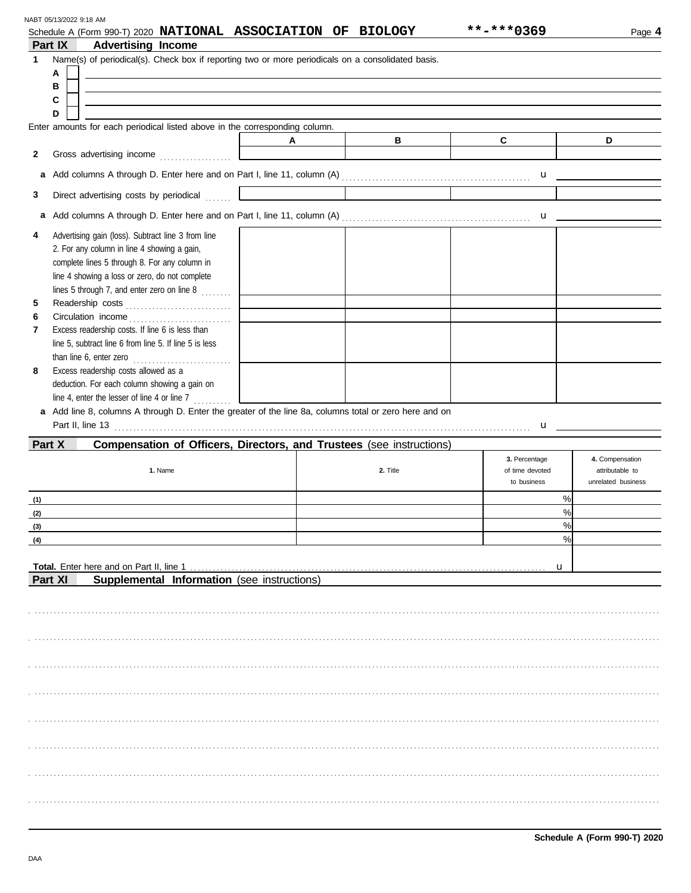Schedule A (Form 990-T) 2020 **NATIONAL ASSOCIATION OF BIOLOGY** **-***0369

## Part IX Advertising Income

**1** Name(s) of periodical(s). Check box if reporting two or more periodicals on a consolidated basis.

A ☐

B ☐

C ☐

D ☐

Enter amounts for each periodical listed above in the corresponding column.

| | A | B | C | D |
|---|---|---|---|---|
| **2** Gross advertising income | | | | |
| **a** Add columns A through D. Enter here and on Part I, line 11, column (A) u | | | | |
| **3** Direct advertising costs by periodical | | | | |
| **a** Add columns A through D. Enter here and on Part I, line 11, column (A) u | | | | |
| **4** Advertising gain (loss). Subtract line 3 from line 2. For any column in line 4 showing a gain, complete lines 5 through 8. For any column in line 4 showing a loss or zero, do not complete lines 5 through 7, and enter zero on line 8 | | | | |
| **5** Readership costs | | | | |
| **6** Circulation income | | | | |
| **7** Excess readership costs. If line 6 is less than line 5, subtract line 6 from line 5. If line 5 is less than line 6, enter zero | | | | |
| **8** Excess readership costs allowed as a deduction. For each column showing a gain on line 4, enter the lesser of line 4 or line 7 | | | | |

**a** Add line 8, columns A through D. Enter the greater of the line 8a, columns total or zero here and on Part II, line 13 u

## Part X Compensation of Officers, Directors, and Trustees (see instructions)

| 1. Name | 2. Title | 3. Percentage of time devoted to business | 4. Compensation attributable to unrelated business |
|---|---|---|---|
| (1) | | % | |
| (2) | | % | |
| (3) | | % | |
| (4) | | % | |

**Total.** Enter here and on Part II, line 1 u

## Part XI Supplemental Information (see instructions)

DAA

**Schedule A (Form 990-T) 2020**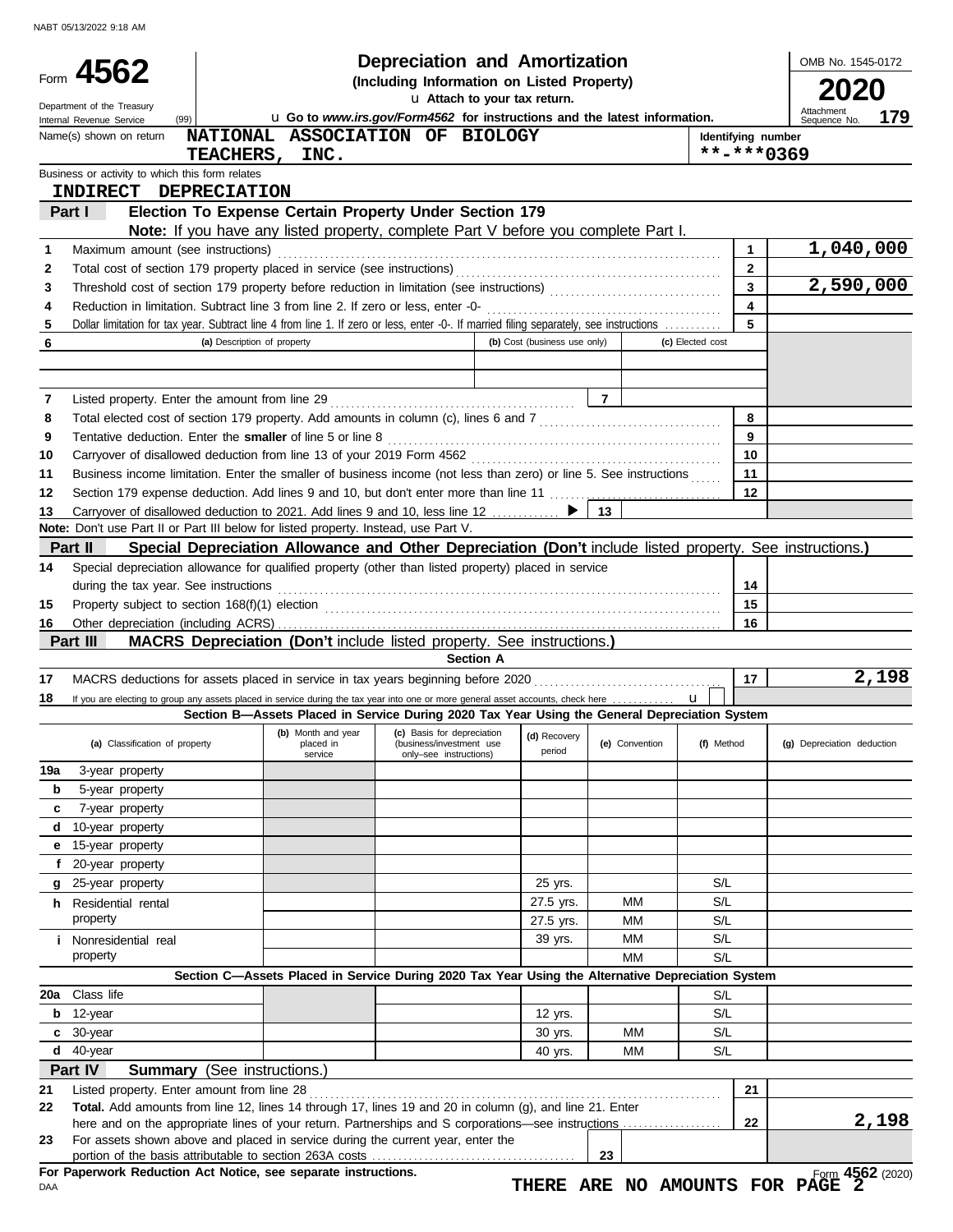NABT 05/13/2022 9:18 AM

# Form 4562 — Depreciation and Amortization

**(Including Information on Listed Property)**

u Attach to your tax return.

Department of the Treasury
Internal Revenue Service (99)

u Go to *www.irs.gov/Form4562* for instructions and the latest information.

OMB No. 1545-0172

**2020**

Attachment Sequence No. **179**

Name(s) shown on return: **NATIONAL ASSOCIATION OF BIOLOGY TEACHERS, INC.**

Identifying number: **\*\*-\*\*\*0369**

Business or activity to which this form relates: **INDIRECT DEPRECIATION**

## Part I — Election To Expense Certain Property Under Section 179

**Note:** If you have any listed property, complete Part V before you complete Part I.

| Line | Description | | Amount |
|---|---|---|---|
| 1 | Maximum amount (see instructions) | 1 | 1,040,000 |
| 2 | Total cost of section 179 property placed in service (see instructions) | 2 | |
| 3 | Threshold cost of section 179 property before reduction in limitation (see instructions) | 3 | 2,590,000 |
| 4 | Reduction in limitation. Subtract line 3 from line 2. If zero or less, enter -0- | 4 | |
| 5 | Dollar limitation for tax year. Subtract line 4 from line 1. If zero or less, enter -0-. If married filing separately, see instructions | 5 | |

| 6 | (a) Description of property | (b) Cost (business use only) | (c) Elected cost |
|---|---|---|---|
| | | | |
| | | | |

| Line | Description | | Amount |
|---|---|---|---|
| 7 | Listed property. Enter the amount from line 29 | 7 | |
| 8 | Total elected cost of section 179 property. Add amounts in column (c), lines 6 and 7 | 8 | |
| 9 | Tentative deduction. Enter the **smaller** of line 5 or line 8 | 9 | |
| 10 | Carryover of disallowed deduction from line 13 of your 2019 Form 4562 | 10 | |
| 11 | Business income limitation. Enter the smaller of business income (not less than zero) or line 5. See instructions | 11 | |
| 12 | Section 179 expense deduction. Add lines 9 and 10, but don't enter more than line 11 | 12 | |
| 13 | Carryover of disallowed deduction to 2021. Add lines 9 and 10, less line 12 ▶ | 13 | |

**Note:** Don't use Part II or Part III below for listed property. Instead, use Part V.

## Part II — Special Depreciation Allowance and Other Depreciation (Don't include listed property. See instructions.)

| Line | Description | | Amount |
|---|---|---|---|
| 14 | Special depreciation allowance for qualified property (other than listed property) placed in service during the tax year. See instructions | 14 | |
| 15 | Property subject to section 168(f)(1) election | 15 | |
| 16 | Other depreciation (including ACRS) | 16 | |

## Part III — MACRS Depreciation (Don't include listed property. See instructions.)

### Section A

| Line | Description | | Amount |
|---|---|---|---|
| 17 | MACRS deductions for assets placed in service in tax years beginning before 2020 | 17 | 2,198 |
| 18 | If you are electing to group any assets placed in service during the tax year into one or more general asset accounts, check here u | | |

### Section B—Assets Placed in Service During 2020 Tax Year Using the General Depreciation System

| (a) Classification of property | (b) Month and year placed in service | (c) Basis for depreciation (business/investment use only–see instructions) | (d) Recovery period | (e) Convention | (f) Method | (g) Depreciation deduction |
|---|---|---|---|---|---|---|
| 19a 3-year property | | | | | | |
| b 5-year property | | | | | | |
| c 7-year property | | | | | | |
| d 10-year property | | | | | | |
| e 15-year property | | | | | | |
| f 20-year property | | | | | | |
| g 25-year property | | | 25 yrs. | | S/L | |
| h Residential rental property | | | 27.5 yrs. | MM | S/L | |
| | | | 27.5 yrs. | MM | S/L | |
| i Nonresidential real property | | | 39 yrs. | MM | S/L | |
| | | | | MM | S/L | |

### Section C—Assets Placed in Service During 2020 Tax Year Using the Alternative Depreciation System

| (a) Classification of property | (b) Month and year placed in service | (c) Basis for depreciation | (d) Recovery period | (e) Convention | (f) Method | (g) Depreciation deduction |
|---|---|---|---|---|---|---|
| 20a Class life | | | | | S/L | |
| b 12-year | | | 12 yrs. | | S/L | |
| c 30-year | | | 30 yrs. | MM | S/L | |
| d 40-year | | | 40 yrs. | MM | S/L | |

## Part IV — Summary (See instructions.)

| Line | Description | | Amount |
|---|---|---|---|
| 21 | Listed property. Enter amount from line 28 | 21 | |
| 22 | **Total.** Add amounts from line 12, lines 14 through 17, lines 19 and 20 in column (g), and line 21. Enter here and on the appropriate lines of your return. Partnerships and S corporations—see instructions | 22 | 2,198 |
| 23 | For assets shown above and placed in service during the current year, enter the portion of the basis attributable to section 263A costs | 23 | |

**For Paperwork Reduction Act Notice, see separate instructions.**

DAA

**THERE ARE NO AMOUNTS FOR PAGE 2**

Form **4562** (2020)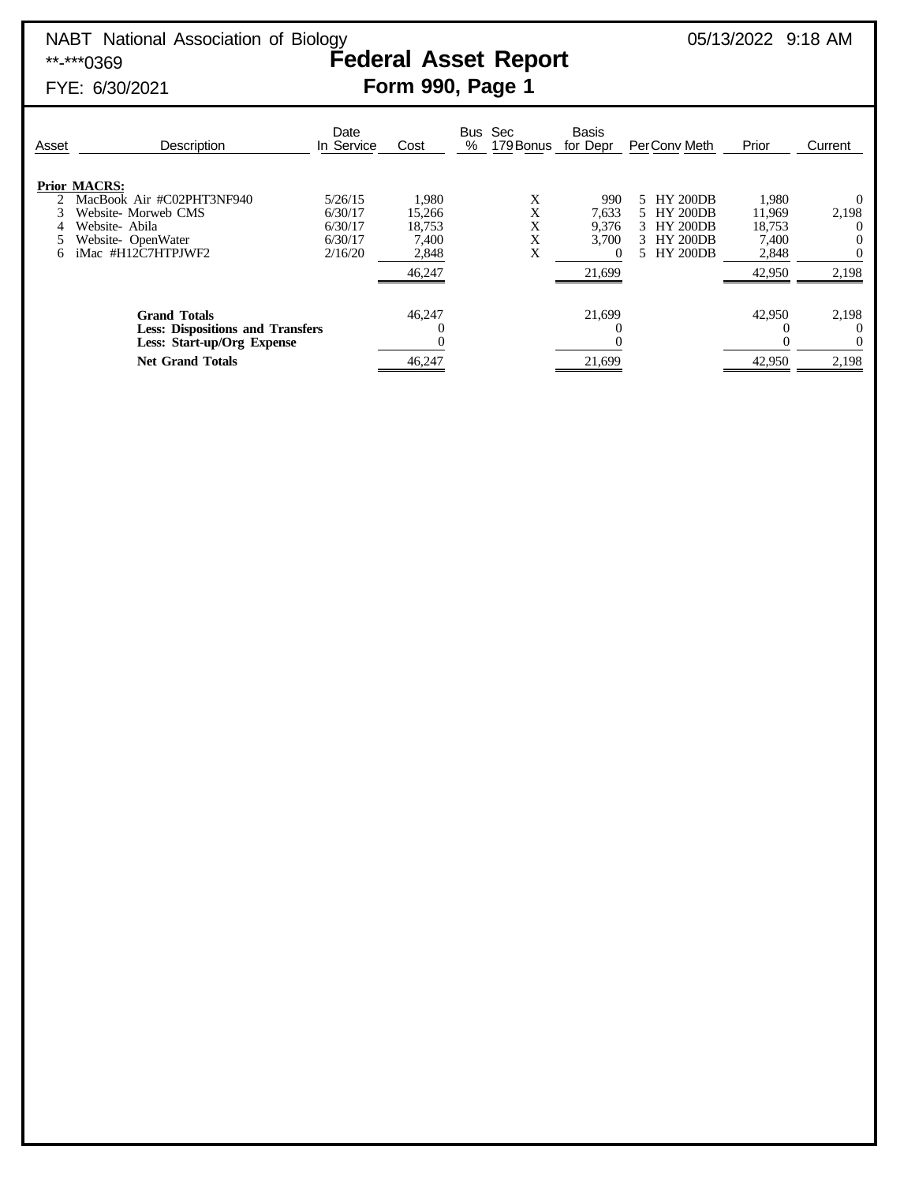NABT National Association of Biology

**-***0369

FYE: 6/30/2021

05/13/2022 9:18 AM

# Federal Asset Report

## Form 990, Page 1

| Asset | Description | Date In Service | Cost | Bus % | Sec 179 Bonus | Basis for Depr | Per | Conv | Meth | Prior | Current |
|---|---|---|---|---|---|---|---|---|---|---|---|
| **Prior MACRS:** | | | | | | | | | | | |
| 2 | MacBook Air #C02PHT3NF940 | 5/26/15 | 1,980 | | X | 990 | 5 | HY | 200DB | 1,980 | 0 |
| 3 | Website- Morweb CMS | 6/30/17 | 15,266 | | X | 7,633 | 5 | HY | 200DB | 11,969 | 2,198 |
| 4 | Website- Abila | 6/30/17 | 18,753 | | X | 9,376 | 3 | HY | 200DB | 18,753 | 0 |
| 5 | Website- OpenWater | 6/30/17 | 7,400 | | X | 3,700 | 3 | HY | 200DB | 7,400 | 0 |
| 6 | iMac #H12C7HTPJWF2 | 2/16/20 | 2,848 | | X | 0 | 5 | HY | 200DB | 2,848 | 0 |
| | | | 46,247 | | | 21,699 | | | | 42,950 | 2,198 |
| | **Grand Totals** | | 46,247 | | | 21,699 | | | | 42,950 | 2,198 |
| | **Less: Dispositions and Transfers** | | 0 | | | 0 | | | | 0 | 0 |
| | **Less: Start-up/Org Expense** | | 0 | | | 0 | | | | 0 | 0 |
| | **Net Grand Totals** | | 46,247 | | | 21,699 | | | | 42,950 | 2,198 |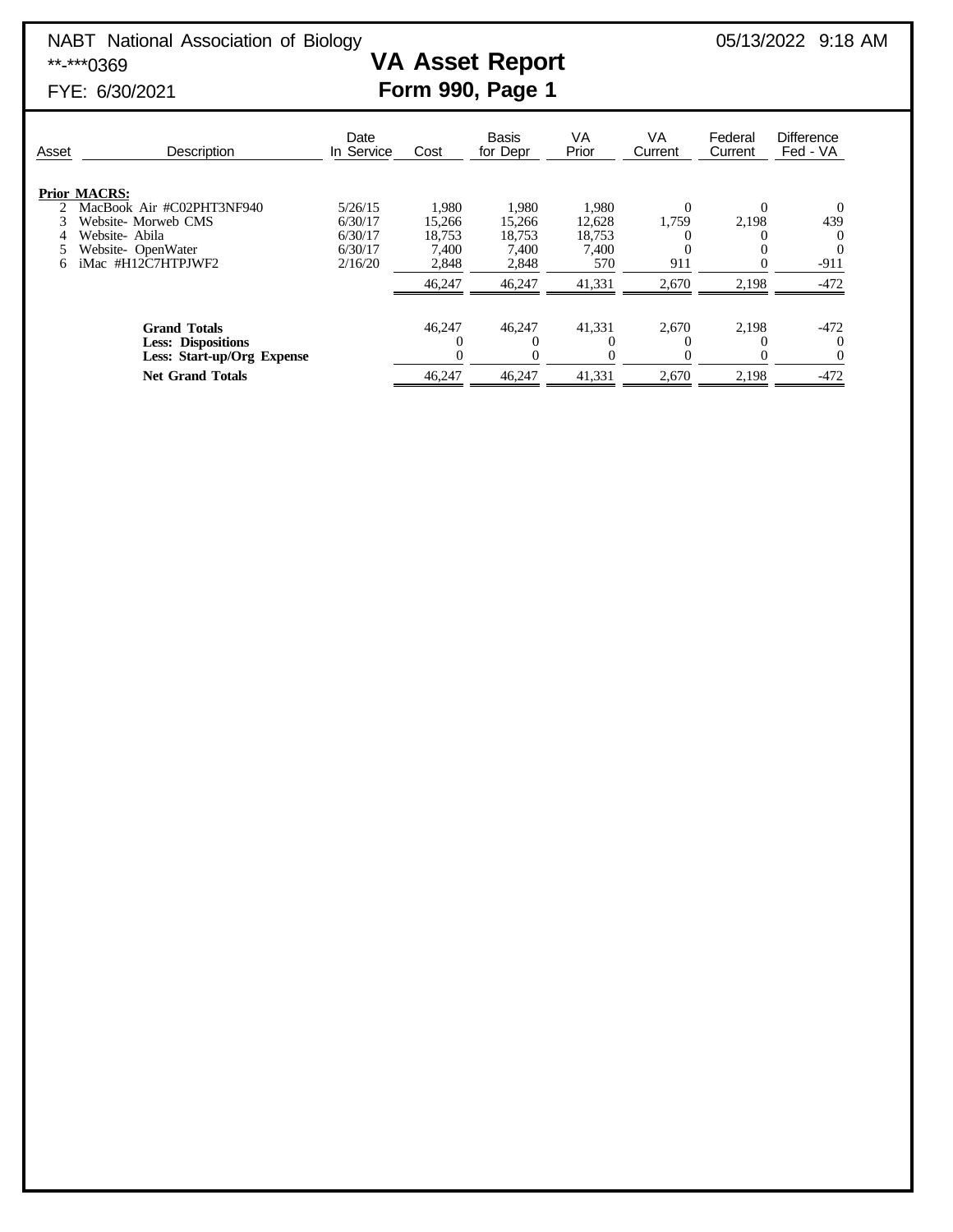NABT National Association of Biology
**-***0369
FYE: 6/30/2021

05/13/2022 9:18 AM

# VA Asset Report
## Form 990, Page 1

| Asset | Description | Date In Service | Cost | Basis for Depr | VA Prior | VA Current | Federal Current | Difference Fed - VA |
|---|---|---|---|---|---|---|---|---|
| **Prior MACRS:** | | | | | | | | |
| 2 | MacBook Air #C02PHT3NF940 | 5/26/15 | 1,980 | 1,980 | 1,980 | 0 | 0 | 0 |
| 3 | Website- Morweb CMS | 6/30/17 | 15,266 | 15,266 | 12,628 | 1,759 | 2,198 | 439 |
| 4 | Website- Abila | 6/30/17 | 18,753 | 18,753 | 18,753 | 0 | 0 | 0 |
| 5 | Website- OpenWater | 6/30/17 | 7,400 | 7,400 | 7,400 | 0 | 0 | 0 |
| 6 | iMac #H12C7HTPJWF2 | 2/16/20 | 2,848 | 2,848 | 570 | 911 | 0 | -911 |
| | | | 46,247 | 46,247 | 41,331 | 2,670 | 2,198 | -472 |
| | **Grand Totals** | | 46,247 | 46,247 | 41,331 | 2,670 | 2,198 | -472 |
| | **Less: Dispositions** | | 0 | 0 | 0 | 0 | 0 | 0 |
| | **Less: Start-up/Org Expense** | | 0 | 0 | 0 | 0 | 0 | 0 |
| | **Net Grand Totals** | | 46,247 | 46,247 | 41,331 | 2,670 | 2,198 | -472 |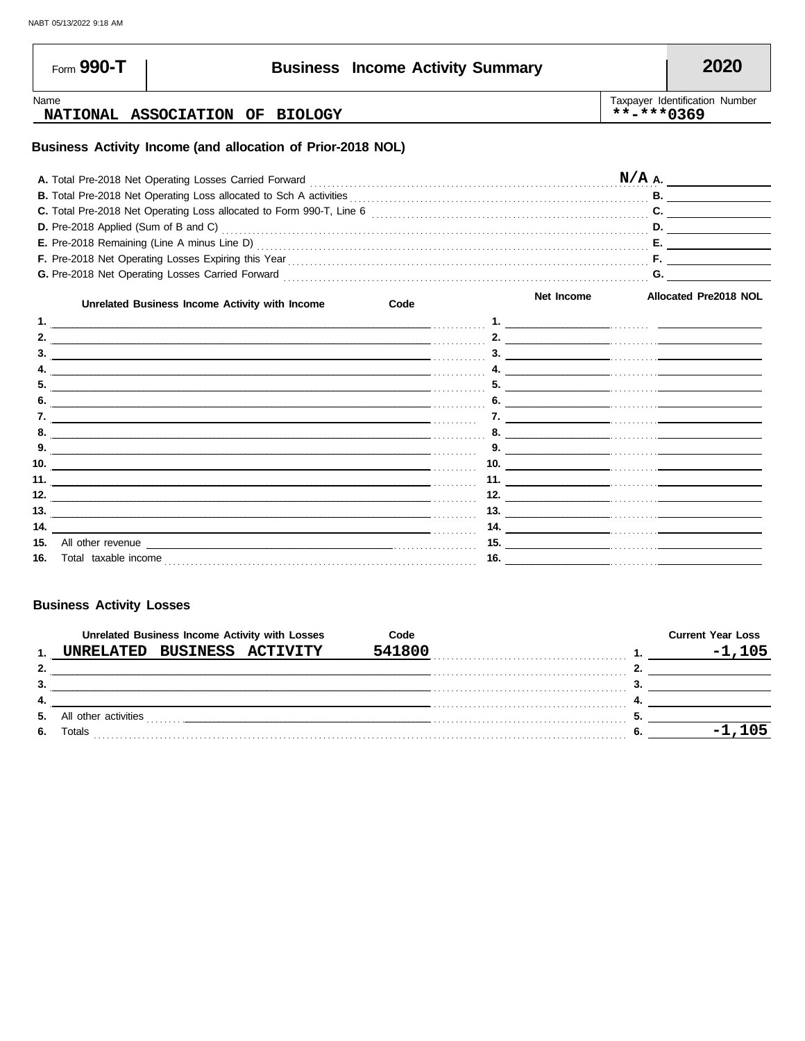# Form 990-T — Business Income Activity Summary — 2020

Name: **NATIONAL ASSOCIATION OF BIOLOGY**

Taxpayer Identification Number: **\*\*-\*\*\*0369**

## Business Activity Income (and allocation of Prior-2018 NOL)

| | | |
|---|---|---|
| **A.** Total Pre-2018 Net Operating Losses Carried Forward | **A.** | N/A |
| **B.** Total Pre-2018 Net Operating Loss allocated to Sch A activities | **B.** | |
| **C.** Total Pre-2018 Net Operating Loss allocated to Form 990-T, Line 6 | **C.** | |
| **D.** Pre-2018 Applied (Sum of B and C) | **D.** | |
| **E.** Pre-2018 Remaining (Line A minus Line D) | **E.** | |
| **F.** Pre-2018 Net Operating Losses Expiring this Year | **F.** | |
| **G.** Pre-2018 Net Operating Losses Carried Forward | **G.** | |

| | Unrelated Business Income Activity with Income | Code | | Net Income | Allocated Pre2018 NOL |
|---|---|---|---|---|---|
| 1. | | | 1. | | |
| 2. | | | 2. | | |
| 3. | | | 3. | | |
| 4. | | | 4. | | |
| 5. | | | 5. | | |
| 6. | | | 6. | | |
| 7. | | | 7. | | |
| 8. | | | 8. | | |
| 9. | | | 9. | | |
| 10. | | | 10. | | |
| 11. | | | 11. | | |
| 12. | | | 12. | | |
| 13. | | | 13. | | |
| 14. | | | 14. | | |
| 15. | All other revenue | | 15. | | |
| 16. | Total taxable income | | 16. | | |

## Business Activity Losses

| | Unrelated Business Income Activity with Losses | Code | | Current Year Loss |
|---|---|---|---|---|
| 1. | UNRELATED BUSINESS ACTIVITY | 541800 | 1. | -1,105 |
| 2. | | | 2. | |
| 3. | | | 3. | |
| 4. | | | 4. | |
| 5. | All other activities | | 5. | |
| 6. | Totals | | 6. | -1,105 |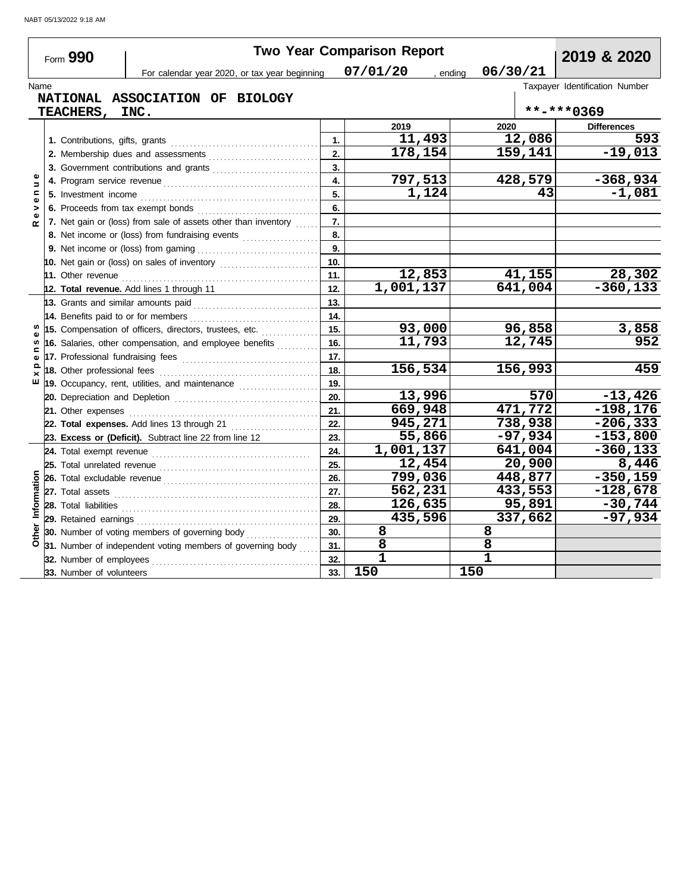# Form 990 — Two Year Comparison Report — 2019 & 2020

For calendar year 2020, or tax year beginning 07/01/20, ending 06/30/21

Name: NATIONAL ASSOCIATION OF BIOLOGY TEACHERS, INC.

Taxpayer Identification Number: **-***0369

| Section | Line | | 2019 | 2020 | Differences |
|---|---|---|---|---|---|
| Revenue | 1. Contributions, gifts, grants | 1. | 11,493 | 12,086 | 593 |
| | 2. Membership dues and assessments | 2. | 178,154 | 159,141 | -19,013 |
| | 3. Government contributions and grants | 3. | | | |
| | 4. Program service revenue | 4. | 797,513 | 428,579 | -368,934 |
| | 5. Investment income | 5. | 1,124 | 43 | -1,081 |
| | 6. Proceeds from tax exempt bonds | 6. | | | |
| | 7. Net gain or (loss) from sale of assets other than inventory | 7. | | | |
| | 8. Net income or (loss) from fundraising events | 8. | | | |
| | 9. Net income or (loss) from gaming | 9. | | | |
| | 10. Net gain or (loss) on sales of inventory | 10. | | | |
| | 11. Other revenue | 11. | 12,853 | 41,155 | 28,302 |
| | **12. Total revenue.** Add lines 1 through 11 | 12. | 1,001,137 | 641,004 | -360,133 |
| Expenses | 13. Grants and similar amounts paid | 13. | | | |
| | 14. Benefits paid to or for members | 14. | | | |
| | 15. Compensation of officers, directors, trustees, etc. | 15. | 93,000 | 96,858 | 3,858 |
| | 16. Salaries, other compensation, and employee benefits | 16. | 11,793 | 12,745 | 952 |
| | 17. Professional fundraising fees | 17. | | | |
| | 18. Other professional fees | 18. | 156,534 | 156,993 | 459 |
| | 19. Occupancy, rent, utilities, and maintenance | 19. | | | |
| | 20. Depreciation and Depletion | 20. | 13,996 | 570 | -13,426 |
| | 21. Other expenses | 21. | 669,948 | 471,772 | -198,176 |
| | **22. Total expenses.** Add lines 13 through 21 | 22. | 945,271 | 738,938 | -206,333 |
| | **23. Excess or (Deficit).** Subtract line 22 from line 12 | 23. | 55,866 | -97,934 | -153,800 |
| Other Information | 24. Total exempt revenue | 24. | 1,001,137 | 641,004 | -360,133 |
| | 25. Total unrelated revenue | 25. | 12,454 | 20,900 | 8,446 |
| | 26. Total excludable revenue | 26. | 799,036 | 448,877 | -350,159 |
| | 27. Total assets | 27. | 562,231 | 433,553 | -128,678 |
| | 28. Total liabilities | 28. | 126,635 | 95,891 | -30,744 |
| | 29. Retained earnings | 29. | 435,596 | 337,662 | -97,934 |
| | 30. Number of voting members of governing body | 30. | 8 | 8 | |
| | 31. Number of independent voting members of governing body | 31. | 8 | 8 | |
| | 32. Number of employees | 32. | 1 | 1 | |
| | 33. Number of volunteers | 33. | 150 | 150 | |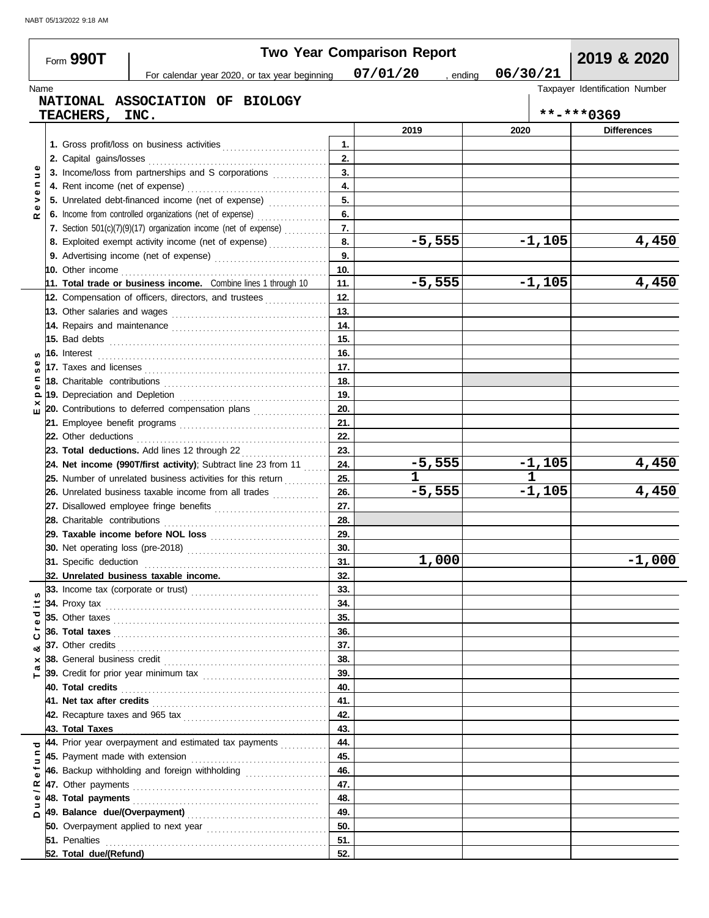NABT 05/13/2022 9:18 AM

# Form 990T — Two Year Comparison Report — 2019 & 2020

For calendar year 2020, or tax year beginning 07/01/20, ending 06/30/21

Name: NATIONAL ASSOCIATION OF BIOLOGY TEACHERS, INC.

Taxpayer Identification Number: **-***0369

| Section | Line | | 2019 | 2020 | Differences |
|---|---|---|---|---|---|
| Revenue | 1. Gross profit/loss on business activities | 1. | | | |
| | 2. Capital gains/losses | 2. | | | |
| | 3. Income/loss from partnerships and S corporations | 3. | | | |
| | 4. Rent income (net of expense) | 4. | | | |
| | 5. Unrelated debt-financed income (net of expense) | 5. | | | |
| | 6. Income from controlled organizations (net of expense) | 6. | | | |
| | 7. Section 501(c)(7)(9)(17) organization income (net of expense) | 7. | | | |
| | 8. Exploited exempt activity income (net of expense) | 8. | -5,555 | -1,105 | 4,450 |
| | 9. Advertising income (net of expense) | 9. | | | |
| | 10. Other income | 10. | | | |
| | **11. Total trade or business income.** Combine lines 1 through 10 | 11. | -5,555 | -1,105 | 4,450 |
| Expenses | 12. Compensation of officers, directors, and trustees | 12. | | | |
| | 13. Other salaries and wages | 13. | | | |
| | 14. Repairs and maintenance | 14. | | | |
| | 15. Bad debts | 15. | | | |
| | 16. Interest | 16. | | | |
| | 17. Taxes and licenses | 17. | | | |
| | 18. Charitable contributions | 18. | | | |
| | 19. Depreciation and Depletion | 19. | | | |
| | 20. Contributions to deferred compensation plans | 20. | | | |
| | 21. Employee benefit programs | 21. | | | |
| | 22. Other deductions | 22. | | | |
| | **23. Total deductions.** Add lines 12 through 22 | 23. | | | |
| | **24. Net income (990T/first activity)**; Subtract line 23 from 11 | 24. | -5,555 | -1,105 | 4,450 |
| | 25. Number of unrelated business activities for this return | 25. | 1 | 1 | |
| | 26. Unrelated business taxable income from all trades | 26. | -5,555 | -1,105 | 4,450 |
| | 27. Disallowed employee fringe benefits | 27. | | | |
| | 28. Charitable contributions | 28. | | | |
| | **29. Taxable income before NOL loss** | 29. | | | |
| | 30. Net operating loss (pre-2018) | 30. | | | |
| | 31. Specific deduction | 31. | 1,000 | | -1,000 |
| | **32. Unrelated business taxable income.** | 32. | | | |
| Tax & Credits | 33. Income tax (corporate or trust) | 33. | | | |
| | 34. Proxy tax | 34. | | | |
| | 35. Other taxes | 35. | | | |
| | **36. Total taxes** | 36. | | | |
| | 37. Other credits | 37. | | | |
| | 38. General business credit | 38. | | | |
| | 39. Credit for prior year minimum tax | 39. | | | |
| | **40. Total credits** | 40. | | | |
| | **41. Net tax after credits** | 41. | | | |
| | 42. Recapture taxes and 965 tax | 42. | | | |
| | **43. Total Taxes** | 43. | | | |
| Due/Refund | 44. Prior year overpayment and estimated tax payments | 44. | | | |
| | 45. Payment made with extension | 45. | | | |
| | 46. Backup withholding and foreign withholding | 46. | | | |
| | 47. Other payments | 47. | | | |
| | **48. Total payments** | 48. | | | |
| | **49. Balance due/(Overpayment)** | 49. | | | |
| | 50. Overpayment applied to next year | 50. | | | |
| | 51. Penalties | 51. | | | |
| | **52. Total due/(Refund)** | 52. | | | |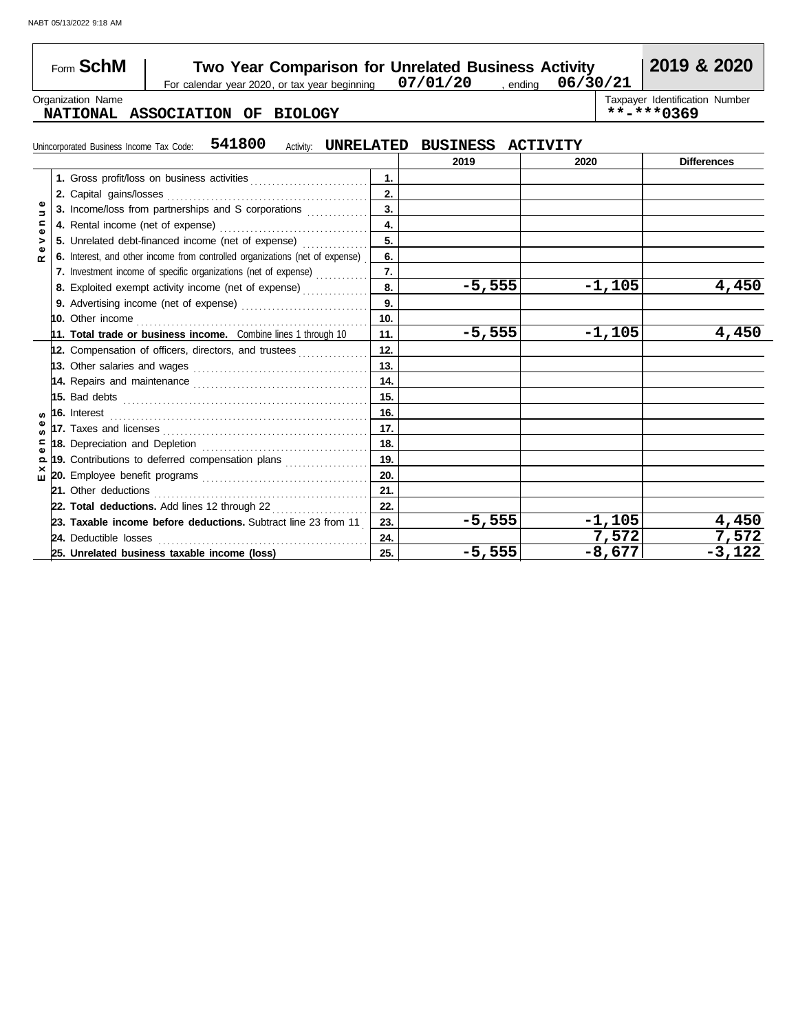Form **SchM** | **Two Year Comparison for Unrelated Business Activity** | **2019 & 2020**

For calendar year 2020, or tax year beginning **07/01/20** , ending **06/30/21**

Organization Name: **NATIONAL ASSOCIATION OF BIOLOGY**

Taxpayer Identification Number: **\*\*-\*\*\*0369**

Unincorporated Business Income Tax Code: **541800** Activity: **UNRELATED BUSINESS ACTIVITY**

| | | | 2019 | 2020 | Differences |
|---|---|---|---|---|---|
| Revenue | 1. Gross profit/loss on business activities | 1. | | | |
| | 2. Capital gains/losses | 2. | | | |
| | 3. Income/loss from partnerships and S corporations | 3. | | | |
| | 4. Rental income (net of expense) | 4. | | | |
| | 5. Unrelated debt-financed income (net of expense) | 5. | | | |
| | 6. Interest, and other income from controlled organizations (net of expense) | 6. | | | |
| | 7. Investment income of specific organizations (net of expense) | 7. | | | |
| | 8. Exploited exempt activity income (net of expense) | 8. | -5,555 | -1,105 | 4,450 |
| | 9. Advertising income (net of expense) | 9. | | | |
| | 10. Other income | 10. | | | |
| | **11. Total trade or business income.** Combine lines 1 through 10 | 11. | -5,555 | -1,105 | 4,450 |
| Expenses | 12. Compensation of officers, directors, and trustees | 12. | | | |
| | 13. Other salaries and wages | 13. | | | |
| | 14. Repairs and maintenance | 14. | | | |
| | 15. Bad debts | 15. | | | |
| | 16. Interest | 16. | | | |
| | 17. Taxes and licenses | 17. | | | |
| | 18. Depreciation and Depletion | 18. | | | |
| | 19. Contributions to deferred compensation plans | 19. | | | |
| | 20. Employee benefit programs | 20. | | | |
| | 21. Other deductions | 21. | | | |
| | **22. Total deductions.** Add lines 12 through 22 | 22. | | | |
| | **23. Taxable income before deductions.** Subtract line 23 from 11 | 23. | -5,555 | -1,105 | 4,450 |
| | 24. Deductible losses | 24. | | 7,572 | 7,572 |
| | **25. Unrelated business taxable income (loss)** | 25. | -5,555 | -8,677 | -3,122 |